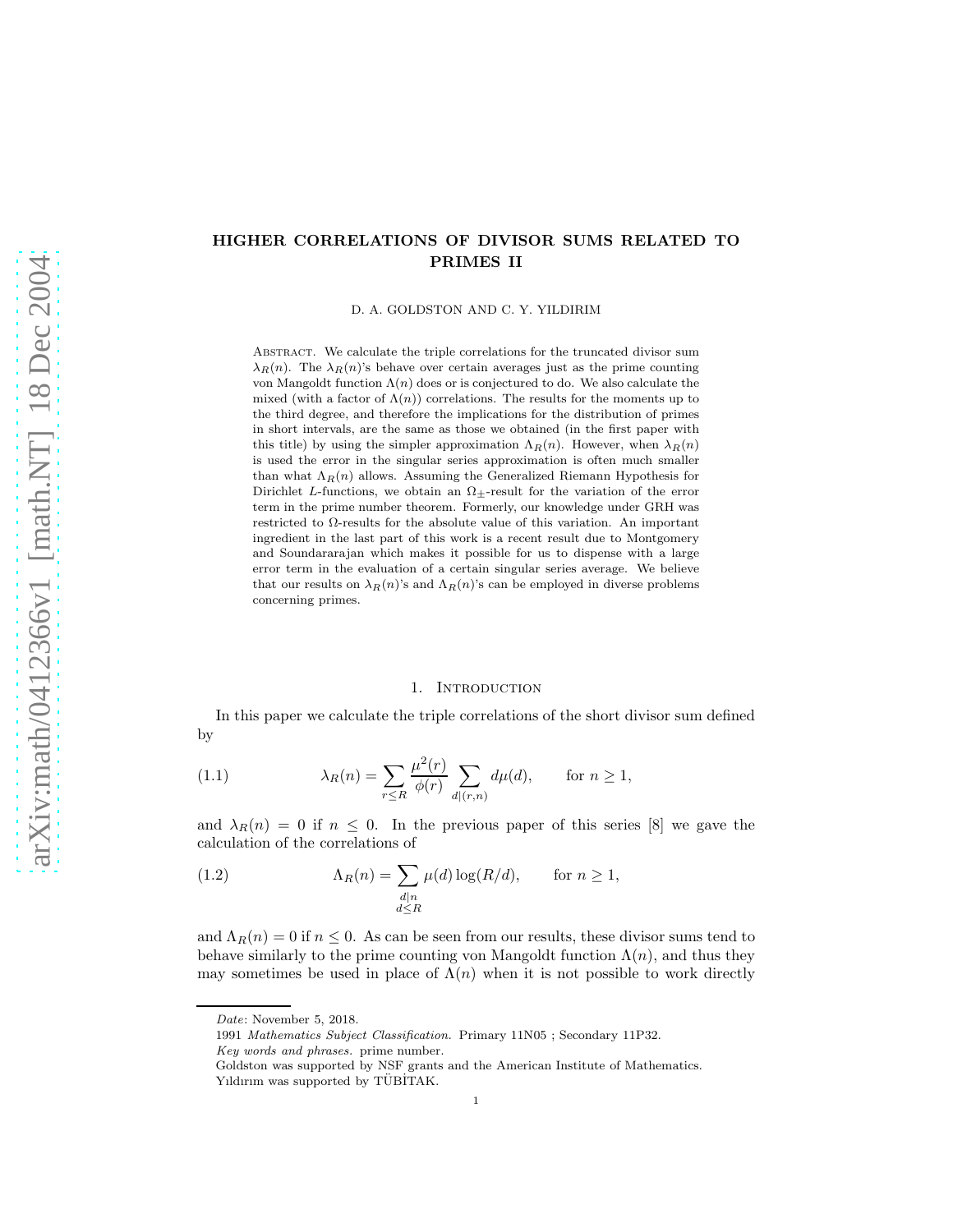# HIGHER CORRELATIONS OF DIVISOR SUMS RELATED TO PRIMES II

D. A. GOLDSTON AND C. Y. YILDIRIM

Abstract. We calculate the triple correlations for the truncated divisor sum $\lambda_R(n)$. The $\lambda_R(n)$'s behave over certain averages just as the prime counting von Mangoldt function $\Lambda(n)$ does or is conjectured to do. We also calculate the mixed (with a factor of $\Lambda(n)$) correlations. The results for the moments up to the third degree, and therefore the implications for the distribution of primes in short intervals, are the same as those we obtained (in the first paper with this title) by using the simpler approximation $\Lambda_R(n)$. However, when $\lambda_R(n)$ is used the error in the singular series approximation is often much smaller than what $\Lambda_R(n)$ allows. Assuming the Generalized Riemann Hypothesis for Dirichlet $L$-functions, we obtain an $\Omega_{\pm}$-result for the variation of the error term in the prime number theorem. Formerly, our knowledge under GRH was restricted to $\Omega$-results for the absolute value of this variation. An important ingredient in the last part of this work is a recent result due to Montgomery and Soundararajan which makes it possible for us to dispense with a large error term in the evaluation of a certain singular series average. We believe that our results on $\lambda_R(n)$'s and $\Lambda_R(n)$'s can be employed in diverse problems concerning primes.

## 1. Introduction

In this paper we calculate the triple correlations of the short divisor sum defined by

$$\lambda_R(n) = \sum_{r \leq R} \frac{\mu^2(r)}{\phi(r)} \sum_{d|(r,n)} d\mu(d), \qquad \text{for } n \geq 1, \tag{1.1}$$

and $\lambda_R(n) = 0$ if $n \leq 0$. In the previous paper of this series [8] we gave the calculation of the correlations of

$$\Lambda_R(n) = \sum_{\substack{d|n \\ d \leq R}} \mu(d) \log(R/d), \qquad \text{for } n \geq 1, \tag{1.2}$$

and $\Lambda_R(n) = 0$ if $n \leq 0$. As can be seen from our results, these divisor sums tend to behave similarly to the prime counting von Mangoldt function $\Lambda(n)$, and thus they may sometimes be used in place of $\Lambda(n)$ when it is not possible to work directly

*Date*: November 5, 2018.

1991 *Mathematics Subject Classification.* Primary 11N05 ; Secondary 11P32.

*Key words and phrases.* prime number.

Goldston was supported by NSF grants and the American Institute of Mathematics.

Yıldırım was supported by TÜBİTAK.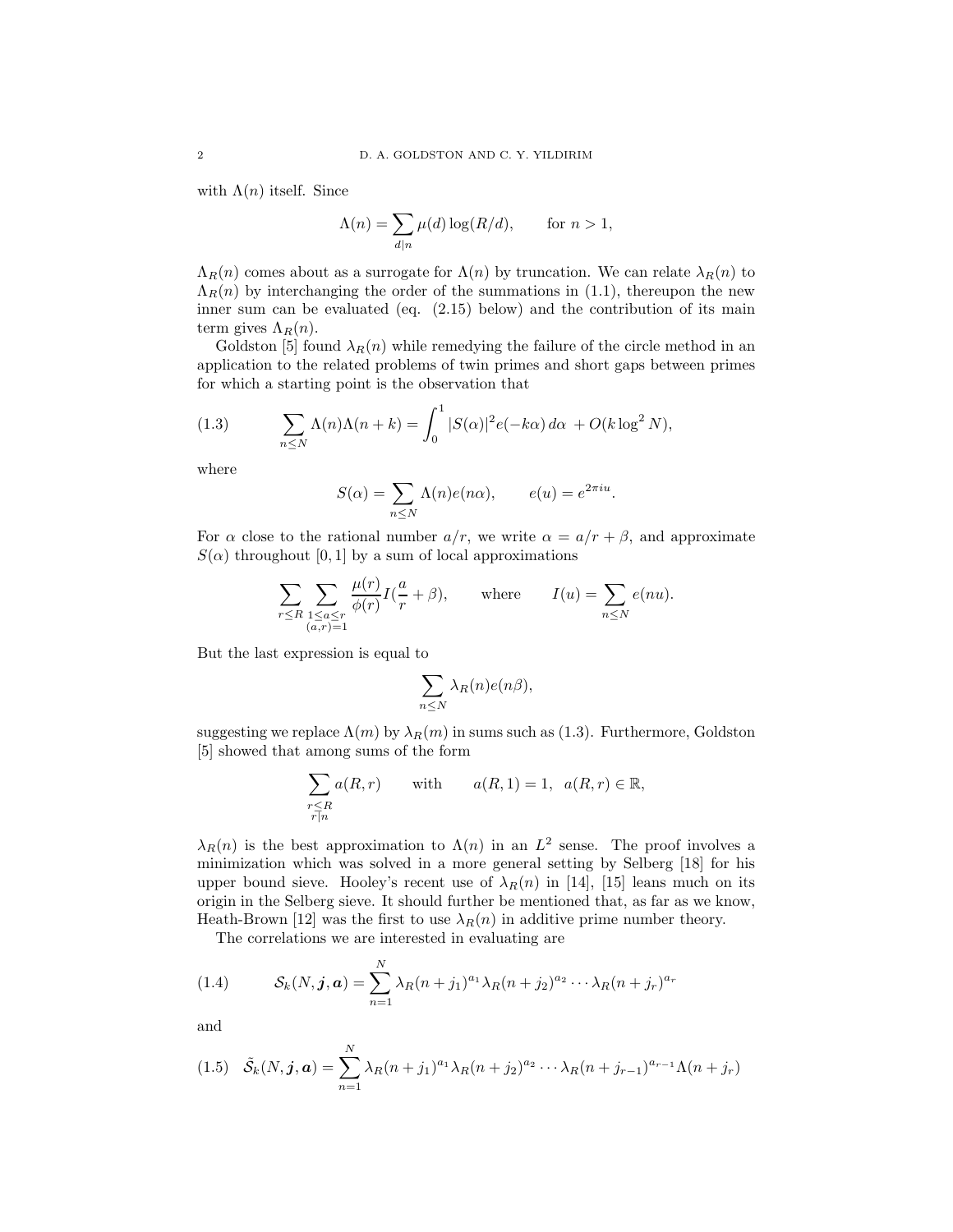with $\Lambda(n)$ itself. Since

$$\Lambda(n) = \sum_{d|n} \mu(d) \log(R/d), \qquad \text{for } n > 1,$$

$\Lambda_R(n)$ comes about as a surrogate for $\Lambda(n)$ by truncation. We can relate $\lambda_R(n)$ to $\Lambda_R(n)$ by interchanging the order of the summations in (1.1), thereupon the new inner sum can be evaluated (eq. (2.15) below) and the contribution of its main term gives $\Lambda_R(n)$.

Goldston [5] found $\lambda_R(n)$ while remedying the failure of the circle method in an application to the related problems of twin primes and short gaps between primes for which a starting point is the observation that

$$\sum_{n\le N} \Lambda(n)\Lambda(n+k) = \int_0^1 |S(\alpha)|^2 e(-k\alpha)\, d\alpha \; + O(k \log^2 N), \tag{1.3}$$

where

$$S(\alpha) = \sum_{n\le N} \Lambda(n) e(n\alpha), \qquad e(u) = e^{2\pi i u}.$$

For $\alpha$ close to the rational number $a/r$, we write $\alpha = a/r + \beta$, and approximate $S(\alpha)$ throughout $[0,1]$ by a sum of local approximations

$$\sum_{r\le R} \sum_{\substack{1\le a\le r \\ (a,r)=1}} \frac{\mu(r)}{\phi(r)} I(\frac{a}{r} + \beta), \qquad \text{where} \qquad I(u) = \sum_{n\le N} e(nu).$$

But the last expression is equal to

$$\sum_{n\le N} \lambda_R(n) e(n\beta),$$

suggesting we replace $\Lambda(m)$ by $\lambda_R(m)$ in sums such as (1.3). Furthermore, Goldston [5] showed that among sums of the form

$$\sum_{\substack{r\le R \\ r|n}} a(R,r) \qquad \text{with} \qquad a(R,1) = 1, \;\; a(R,r) \in \mathbb{R},$$

$\lambda_R(n)$ is the best approximation to $\Lambda(n)$ in an $L^2$ sense. The proof involves a minimization which was solved in a more general setting by Selberg [18] for his upper bound sieve. Hooley's recent use of $\lambda_R(n)$ in [14], [15] leans much on its origin in the Selberg sieve. It should further be mentioned that, as far as we know, Heath-Brown [12] was the first to use $\lambda_R(n)$ in additive prime number theory.

The correlations we are interested in evaluating are

$$\mathcal{S}_k(N, \boldsymbol{j}, \boldsymbol{a}) = \sum_{n=1}^{N} \lambda_R(n+j_1)^{a_1} \lambda_R(n+j_2)^{a_2} \cdots \lambda_R(n+j_r)^{a_r} \tag{1.4}$$

and

$$\tilde{\mathcal{S}}_k(N, \boldsymbol{j}, \boldsymbol{a}) = \sum_{n=1}^{N} \lambda_R(n+j_1)^{a_1} \lambda_R(n+j_2)^{a_2} \cdots \lambda_R(n+j_{r-1})^{a_{r-1}} \Lambda(n+j_r) \tag{1.5}$$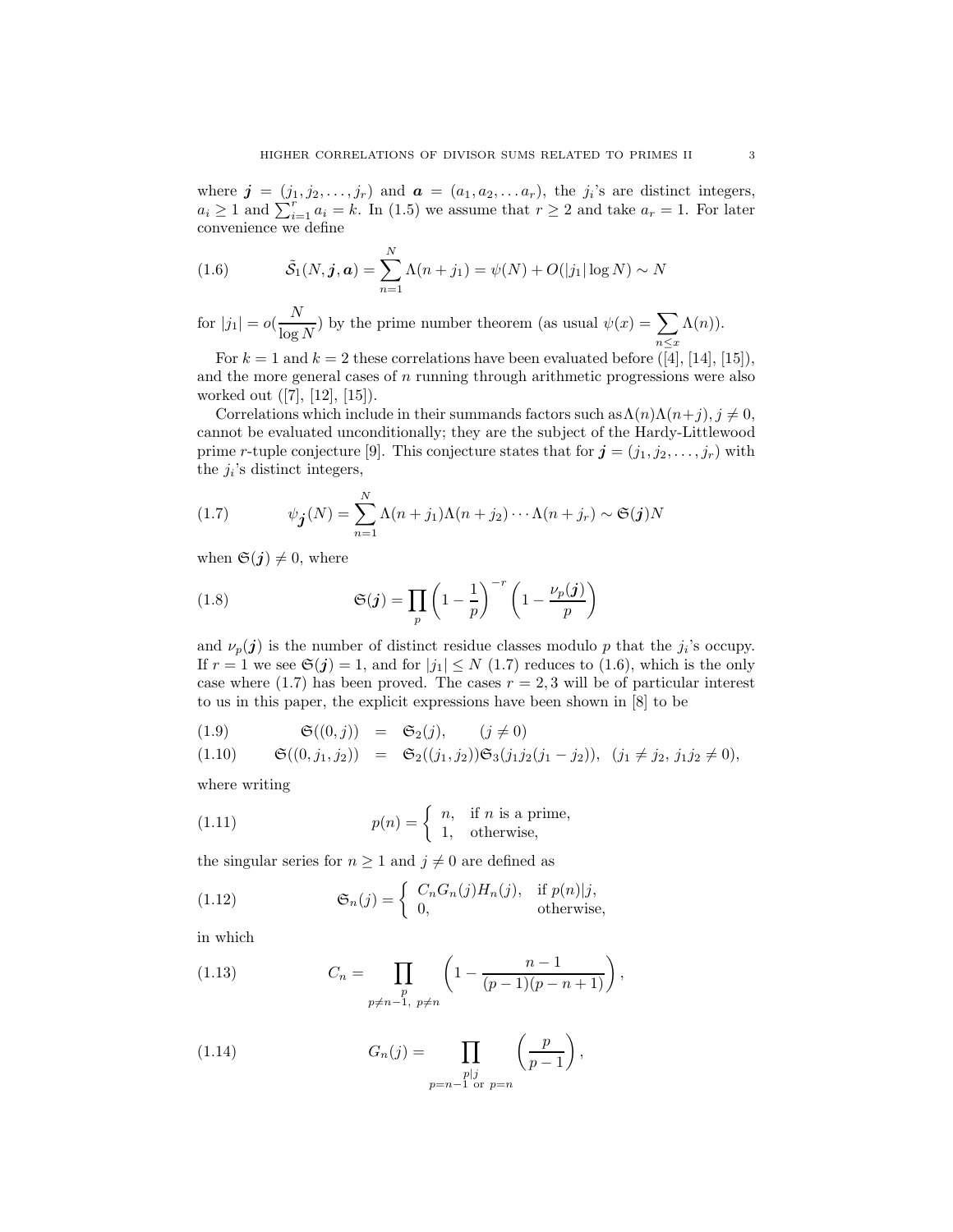where $\boldsymbol{j} = (j_1, j_2, \ldots, j_r)$ and $\boldsymbol{a} = (a_1, a_2, \ldots a_r)$, the $j_i$'s are distinct integers, $a_i \geq 1$ and $\sum_{i=1}^{r} a_i = k$. In (1.5) we assume that $r \geq 2$ and take $a_r = 1$. For later convenience we define

$$\tilde{\mathcal{S}}_1(N, \boldsymbol{j}, \boldsymbol{a}) = \sum_{n=1}^{N} \Lambda(n + j_1) = \psi(N) + O(|j_1| \log N) \sim N \tag{1.6}$$

for $|j_1| = o(\frac{N}{\log N})$ by the prime number theorem (as usual $\psi(x) = \sum_{n \leq x} \Lambda(n)$).

For $k = 1$ and $k = 2$ these correlations have been evaluated before ([4], [14], [15]), and the more general cases of $n$ running through arithmetic progressions were also worked out ([7], [12], [15]).

Correlations which include in their summands factors such as $\Lambda(n)\Lambda(n+j)$, $j \neq 0$, cannot be evaluated unconditionally; they are the subject of the Hardy-Littlewood prime $r$-tuple conjecture [9]. This conjecture states that for $\boldsymbol{j} = (j_1, j_2, \ldots, j_r)$ with the $j_i$'s distinct integers,

$$\psi_{\boldsymbol{j}}(N) = \sum_{n=1}^{N} \Lambda(n + j_1)\Lambda(n + j_2) \cdots \Lambda(n + j_r) \sim \mathfrak{S}(\boldsymbol{j})N \tag{1.7}$$

when $\mathfrak{S}(\boldsymbol{j}) \neq 0$, where

$$\mathfrak{S}(\boldsymbol{j}) = \prod_{p} \left(1 - \frac{1}{p}\right)^{-r} \left(1 - \frac{\nu_p(\boldsymbol{j})}{p}\right) \tag{1.8}$$

and $\nu_p(\boldsymbol{j})$ is the number of distinct residue classes modulo $p$ that the $j_i$'s occupy. If $r = 1$ we see $\mathfrak{S}(\boldsymbol{j}) = 1$, and for $|j_1| \leq N$ (1.7) reduces to (1.6), which is the only case where (1.7) has been proved. The cases $r = 2, 3$ will be of particular interest to us in this paper, the explicit expressions have been shown in [8] to be

$$\mathfrak{S}((0, j)) = \mathfrak{S}_2(j), \qquad (j \neq 0) \tag{1.9}$$

$$\mathfrak{S}((0, j_1, j_2)) = \mathfrak{S}_2((j_1, j_2))\mathfrak{S}_3(j_1 j_2 (j_1 - j_2)), \quad (j_1 \neq j_2,\ j_1 j_2 \neq 0), \tag{1.10}$$

where writing

$$p(n) = \begin{cases} n, & \text{if } n \text{ is a prime,} \\ 1, & \text{otherwise,} \end{cases} \tag{1.11}$$

the singular series for $n \geq 1$ and $j \neq 0$ are defined as

$$\mathfrak{S}_n(j) = \begin{cases} C_n G_n(j) H_n(j), & \text{if } p(n) | j, \\ 0, & \text{otherwise,} \end{cases} \tag{1.12}$$

in which

$$C_n = \prod_{\substack{p \\ p \neq n-1,\ p \neq n}} \left(1 - \frac{n-1}{(p-1)(p-n+1)}\right), \tag{1.13}$$

$$G_n(j) = \prod_{\substack{p | j \\ p = n-1 \text{ or } p = n}} \left(\frac{p}{p-1}\right), \tag{1.14}$$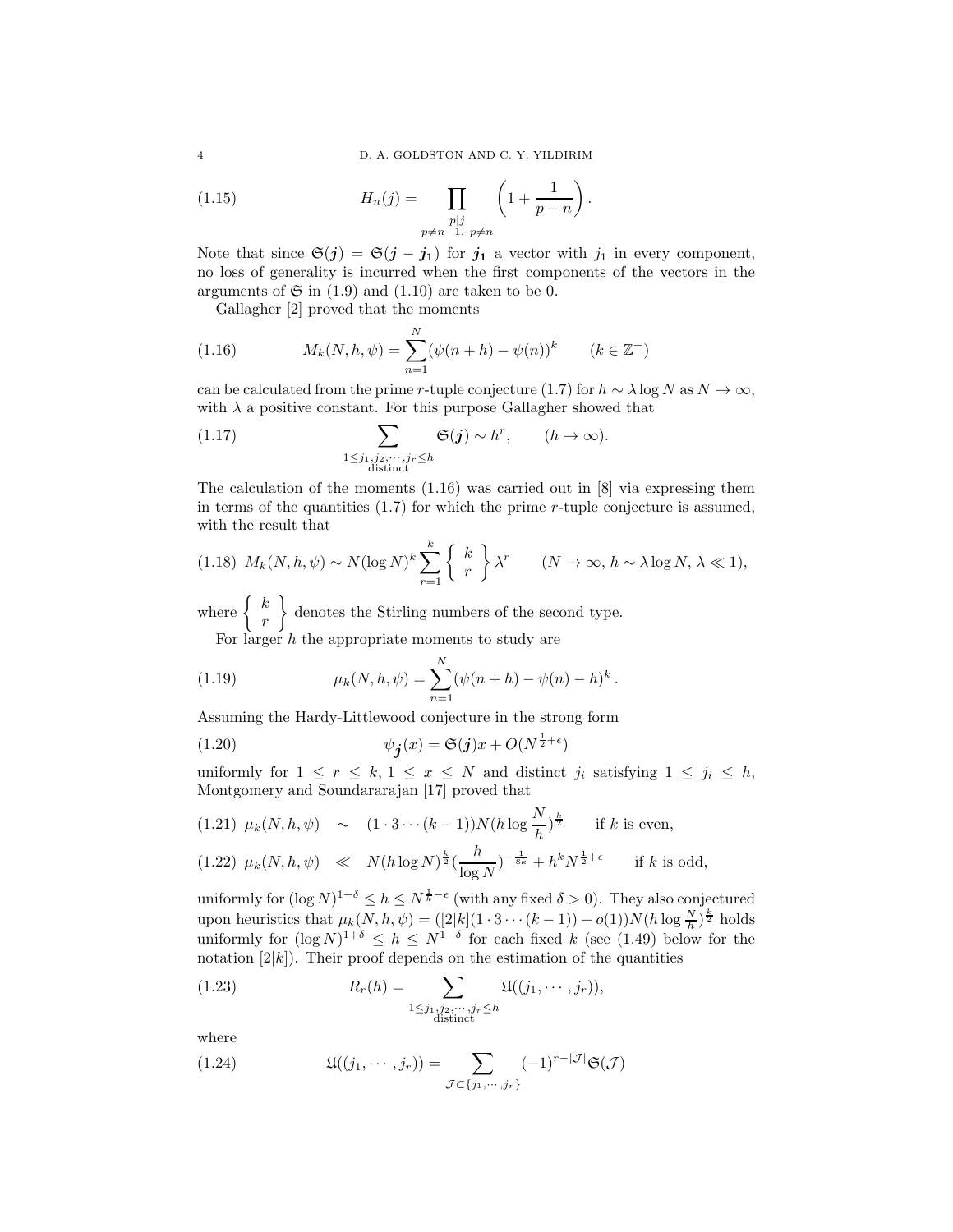$$H_n(j) = \prod_{\substack{p|j \\ p\neq n-1,\ p\neq n}} \left(1 + \frac{1}{p-n}\right). \tag{1.15}$$

Note that since $\mathfrak{S}(\boldsymbol{j}) = \mathfrak{S}(\boldsymbol{j} - \boldsymbol{j_1})$ for $\boldsymbol{j_1}$ a vector with $j_1$ in every component, no loss of generality is incurred when the first components of the vectors in the arguments of $\mathfrak{S}$ in (1.9) and (1.10) are taken to be 0.

Gallagher [2] proved that the moments

$$M_k(N,h,\psi) = \sum_{n=1}^{N} (\psi(n+h) - \psi(n))^k \qquad (k \in \mathbb{Z}^+) \tag{1.16}$$

can be calculated from the prime $r$-tuple conjecture (1.7) for $h \sim \lambda \log N$ as $N \to \infty$, with $\lambda$ a positive constant. For this purpose Gallagher showed that

$$\sum_{\substack{1\le j_1, j_2, \cdots, j_r \le h \\ \text{distinct}}} \mathfrak{S}(\boldsymbol{j}) \sim h^r, \qquad (h \to \infty). \tag{1.17}$$

The calculation of the moments (1.16) was carried out in [8] via expressing them in terms of the quantities (1.7) for which the prime $r$-tuple conjecture is assumed, with the result that

$$M_k(N,h,\psi) \sim N(\log N)^k \sum_{r=1}^{k} \left\{ \begin{matrix} k \\ r \end{matrix} \right\} \lambda^r \qquad (N \to \infty,\ h \sim \lambda \log N,\ \lambda \ll 1), \tag{1.18}$$

where $\left\{ \begin{matrix} k \\ r \end{matrix} \right\}$ denotes the Stirling numbers of the second type.

For larger $h$ the appropriate moments to study are

$$\mu_k(N,h,\psi) = \sum_{n=1}^{N} (\psi(n+h) - \psi(n) - h)^k. \tag{1.19}$$

Assuming the Hardy-Littlewood conjecture in the strong form

$$\psi_{\boldsymbol{j}}(x) = \mathfrak{S}(\boldsymbol{j})x + O(N^{\frac{1}{2}+\epsilon}) \tag{1.20}$$

uniformly for $1 \le r \le k$, $1 \le x \le N$ and distinct $j_i$ satisfying $1 \le j_i \le h$, Montgomery and Soundararajan [17] proved that

$$\mu_k(N,h,\psi) \sim (1\cdot 3 \cdots (k-1)) N (h \log \frac{N}{h})^{\frac{k}{2}} \qquad \text{if } k \text{ is even}, \tag{1.21}$$

$$\mu_k(N,h,\psi) \ll N(h\log N)^{\frac{k}{2}} (\frac{h}{\log N})^{-\frac{1}{8k}} + h^k N^{\frac{1}{2}+\epsilon} \qquad \text{if } k \text{ is odd}, \tag{1.22}$$

uniformly for $(\log N)^{1+\delta} \le h \le N^{\frac{1}{k}-\epsilon}$ (with any fixed $\delta > 0$). They also conjectured upon heuristics that $\mu_k(N,h,\psi) = ([2|k](1 \cdot 3 \cdots (k-1)) + o(1)) N(h \log \frac{N}{h})^{\frac{k}{2}}$ holds uniformly for $(\log N)^{1+\delta} \le h \le N^{1-\delta}$ for each fixed $k$ (see (1.49) below for the notation $[2|k]$). Their proof depends on the estimation of the quantities

$$R_r(h) = \sum_{\substack{1\le j_1, j_2, \cdots, j_r \le h \\ \text{distinct}}} \mathfrak{U}((j_1, \cdots, j_r)), \tag{1.23}$$

where

$$\mathfrak{U}((j_1, \cdots, j_r)) = \sum_{\mathcal{J} \subset \{j_1, \cdots, j_r\}} (-1)^{r-|\mathcal{J}|} \mathfrak{S}(\mathcal{J}) \tag{1.24}$$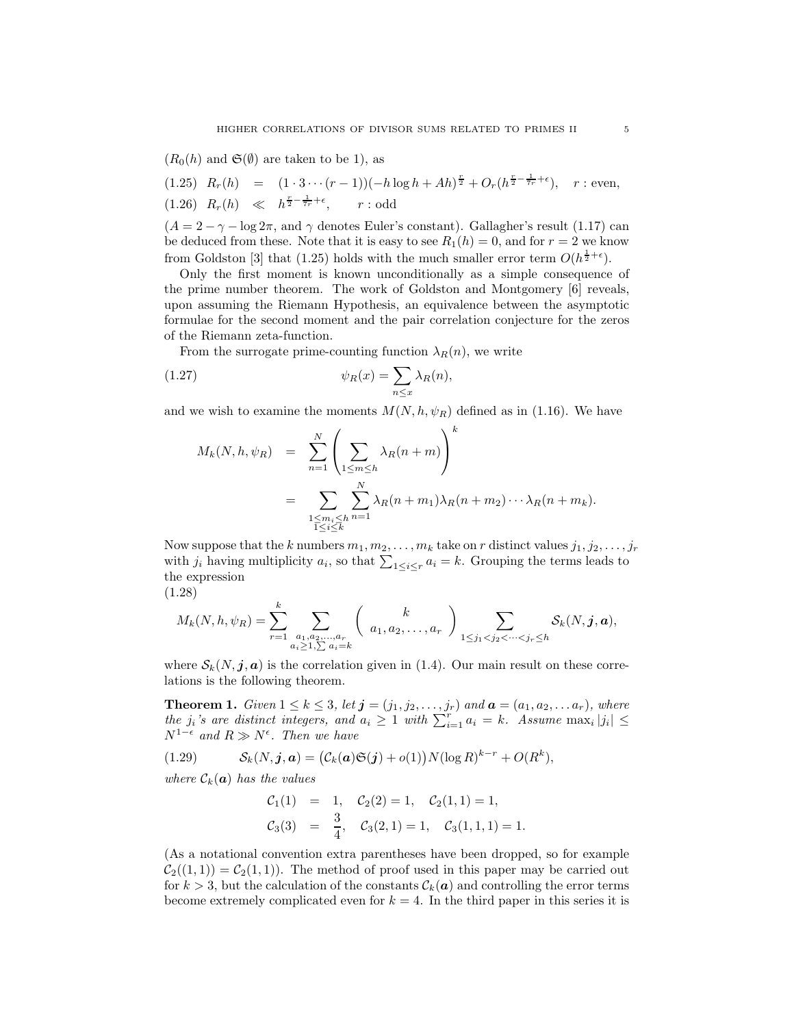($R_0(h)$ and $\mathfrak{S}(\emptyset)$ are taken to be 1), as

$$(1.25)\quad R_r(h) \;=\; (1\cdot 3\cdots(r-1))(-h\log h + Ah)^{\frac{r}{2}} + O_r(h^{\frac{r}{2}-\frac{1}{7r}+\epsilon}), \quad r:\text{even},$$

$$(1.26)\quad R_r(h) \;\ll\; h^{\frac{r}{2}-\frac{1}{7r}+\epsilon}, \qquad r:\text{odd}$$

($A = 2-\gamma-\log 2\pi$, and $\gamma$ denotes Euler's constant). Gallagher's result (1.17) can be deduced from these. Note that it is easy to see $R_1(h) = 0$, and for $r = 2$ we know from Goldston [3] that (1.25) holds with the much smaller error term $O(h^{\frac{1}{2}+\epsilon})$.

Only the first moment is known unconditionally as a simple consequence of the prime number theorem. The work of Goldston and Montgomery [6] reveals, upon assuming the Riemann Hypothesis, an equivalence between the asymptotic formulae for the second moment and the pair correlation conjecture for the zeros of the Riemann zeta-function.

From the surrogate prime-counting function $\lambda_R(n)$, we write

$$\psi_R(x) = \sum_{n\le x} \lambda_R(n), \tag{1.27}$$

and we wish to examine the moments $M(N,h,\psi_R)$ defined as in (1.16). We have

$$\begin{aligned} M_k(N,h,\psi_R) &= \sum_{n=1}^{N}\left(\sum_{1\le m\le h}\lambda_R(n+m)\right)^k \\ &= \sum_{\substack{1\le m_i\le h\\ 1\le i\le k}}\sum_{n=1}^{N}\lambda_R(n+m_1)\lambda_R(n+m_2)\cdots\lambda_R(n+m_k). \end{aligned}$$

Now suppose that the $k$ numbers $m_1, m_2, \ldots, m_k$ take on $r$ distinct values $j_1, j_2, \ldots, j_r$ with $j_i$ having multiplicity $a_i$, so that $\sum_{1\le i\le r} a_i = k$. Grouping the terms leads to the expression

(1.28)

$$M_k(N,h,\psi_R) = \sum_{r=1}^{k}\sum_{\substack{a_1,a_2,\ldots,a_r\\ a_i\ge 1, \sum a_i = k}} \binom{k}{a_1, a_2, \ldots, a_r} \sum_{1\le j_1<j_2<\cdots<j_r\le h} \mathcal{S}_k(N,\boldsymbol{j},\boldsymbol{a}),$$

where $\mathcal{S}_k(N,\boldsymbol{j},\boldsymbol{a})$ is the correlation given in (1.4). Our main result on these correlations is the following theorem.

**Theorem 1.** *Given $1\le k\le 3$, let $\boldsymbol{j} = (j_1, j_2, \ldots, j_r)$ and $\boldsymbol{a} = (a_1, a_2, \ldots a_r)$, where the $j_i$'s are distinct integers, and $a_i \ge 1$ with $\sum_{i=1}^{r} a_i = k$. Assume $\max_i |j_i| \le N^{1-\epsilon}$ and $R \gg N^{\epsilon}$. Then we have*

$$\mathcal{S}_k(N,\boldsymbol{j},\boldsymbol{a}) = \big(\mathcal{C}_k(\boldsymbol{a})\mathfrak{S}(\boldsymbol{j}) + o(1)\big)N(\log R)^{k-r} + O(R^k), \tag{1.29}$$

*where $\mathcal{C}_k(\boldsymbol{a})$ has the values*

$$\begin{aligned} \mathcal{C}_1(1) &= 1, \quad \mathcal{C}_2(2) = 1, \quad \mathcal{C}_2(1,1) = 1, \\ \mathcal{C}_3(3) &= \frac{3}{4}, \quad \mathcal{C}_3(2,1) = 1, \quad \mathcal{C}_3(1,1,1) = 1. \end{aligned}$$

(As a notational convention extra parentheses have been dropped, so for example $\mathcal{C}_2((1,1)) = \mathcal{C}_2(1,1)$). The method of proof used in this paper may be carried out for $k > 3$, but the calculation of the constants $\mathcal{C}_k(\boldsymbol{a})$ and controlling the error terms become extremely complicated even for $k = 4$. In the third paper in this series it is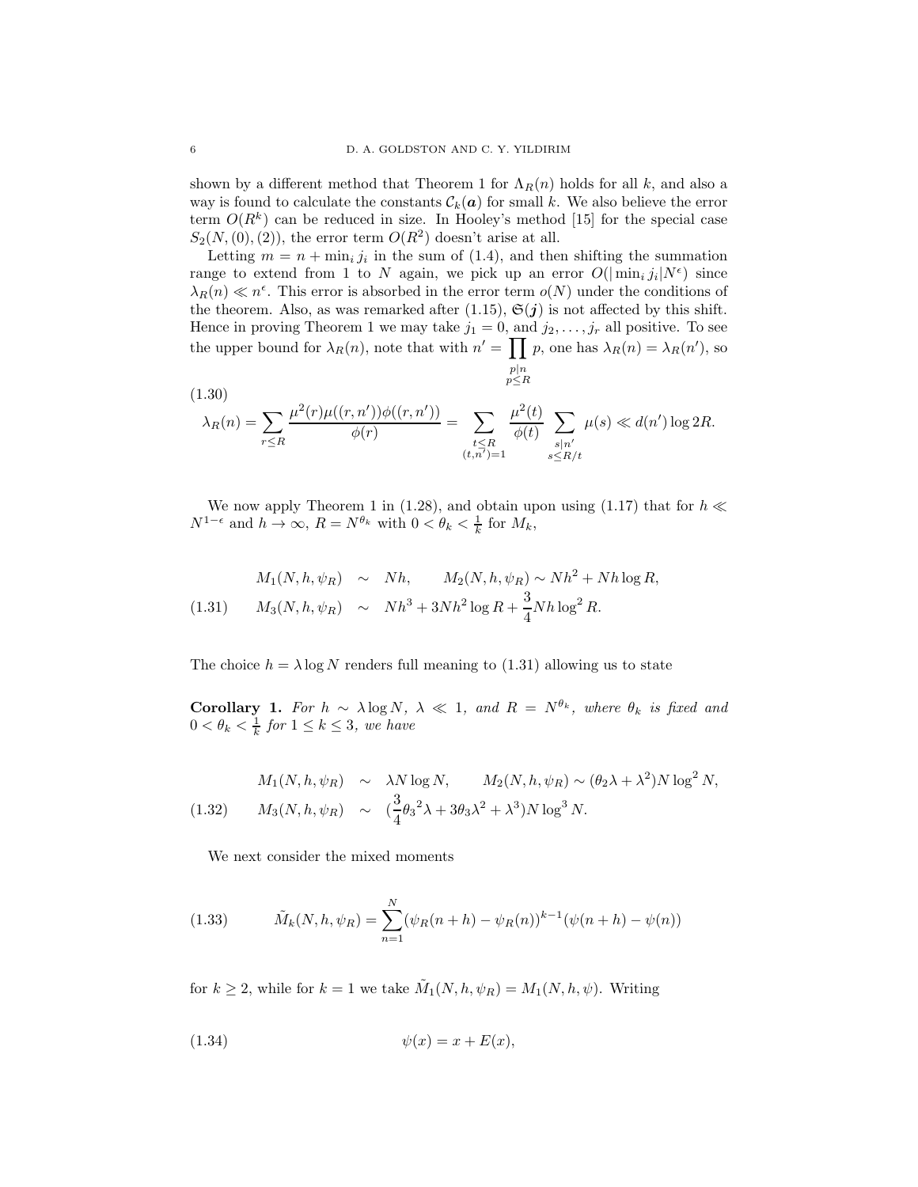shown by a different method that Theorem 1 for $\Lambda_R(n)$ holds for all $k$, and also a way is found to calculate the constants $\mathcal{C}_k(\boldsymbol{a})$ for small $k$. We also believe the error term $O(R^k)$ can be reduced in size. In Hooley's method [15] for the special case $S_2(N,(0),(2))$, the error term $O(R^2)$ doesn't arise at all.

Letting $m = n + \min_i j_i$ in the sum of (1.4), and then shifting the summation range to extend from 1 to $N$ again, we pick up an error $O(|\min_i j_i| N^\epsilon)$ since $\lambda_R(n) \ll n^\epsilon$. This error is absorbed in the error term $o(N)$ under the conditions of the theorem. Also, as was remarked after (1.15), $\mathfrak{S}(\boldsymbol{j})$ is not affected by this shift. Hence in proving Theorem 1 we may take $j_1 = 0$, and $j_2, \ldots, j_r$ all positive. To see the upper bound for $\lambda_R(n)$, note that with $n' = \prod_{\substack{p|n \\ p\le R}} p$, one has $\lambda_R(n) = \lambda_R(n')$, so

$$
\lambda_R(n) = \sum_{r\le R} \frac{\mu^2(r)\mu((r,n'))\phi((r,n'))}{\phi(r)} = \sum_{\substack{t\le R \\ (t,n')=1}} \frac{\mu^2(t)}{\phi(t)} \sum_{\substack{s|n' \\ s\le R/t}} \mu(s) \ll d(n')\log 2R. \tag{1.30}
$$

We now apply Theorem 1 in (1.28), and obtain upon using (1.17) that for $h \ll N^{1-\epsilon}$ and $h \to \infty$, $R = N^{\theta_k}$ with $0 < \theta_k < \frac{1}{k}$ for $M_k$,

$$
\begin{aligned}
M_1(N,h,\psi_R) &\sim Nh, \qquad M_2(N,h,\psi_R) \sim Nh^2 + Nh\log R, \\
M_3(N,h,\psi_R) &\sim Nh^3 + 3Nh^2\log R + \frac{3}{4}Nh\log^2 R.
\end{aligned} \tag{1.31}
$$

The choice $h = \lambda \log N$ renders full meaning to (1.31) allowing us to state

**Corollary 1.** *For $h \sim \lambda \log N$, $\lambda \ll 1$, and $R = N^{\theta_k}$, where $\theta_k$ is fixed and $0 < \theta_k < \frac{1}{k}$ for $1 \le k \le 3$, we have*

$$
\begin{aligned}
M_1(N,h,\psi_R) &\sim \lambda N\log N, \qquad M_2(N,h,\psi_R) \sim (\theta_2\lambda + \lambda^2)N\log^2 N, \\
M_3(N,h,\psi_R) &\sim (\frac{3}{4}{\theta_3}^2\lambda + 3\theta_3\lambda^2 + \lambda^3)N\log^3 N.
\end{aligned} \tag{1.32}
$$

We next consider the mixed moments

$$
\tilde{M}_k(N,h,\psi_R) = \sum_{n=1}^{N} (\psi_R(n+h) - \psi_R(n))^{k-1}(\psi(n+h) - \psi(n)) \tag{1.33}
$$

for $k \ge 2$, while for $k = 1$ we take $\tilde{M}_1(N,h,\psi_R) = M_1(N,h,\psi)$. Writing

$$
\psi(x) = x + E(x), \tag{1.34}
$$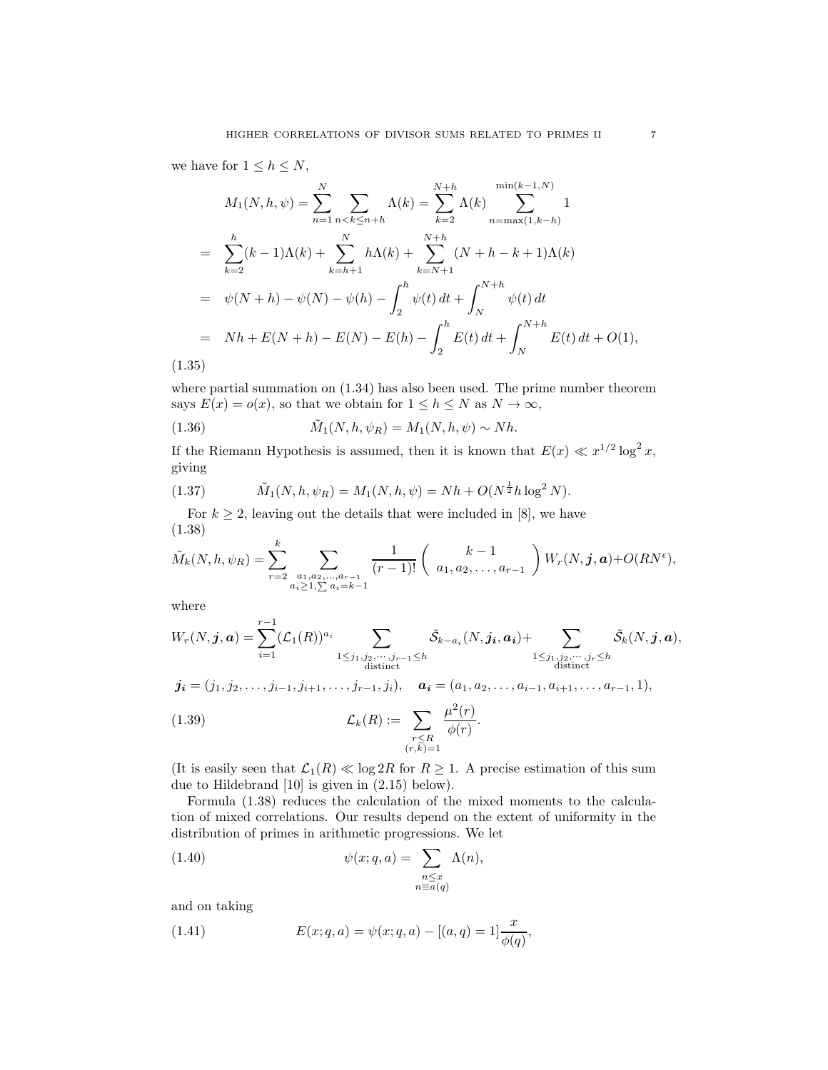we have for $1 \le h \le N$,

$$
\begin{aligned}
M_1(N,h,\psi) &= \sum_{n=1}^{N} \sum_{n<k\le n+h} \Lambda(k) = \sum_{k=2}^{N+h} \Lambda(k) \sum_{n=\max(1,k-h)}^{\min(k-1,N)} 1 \\
&= \sum_{k=2}^{h} (k-1)\Lambda(k) + \sum_{k=h+1}^{N} h\Lambda(k) + \sum_{k=N+1}^{N+h} (N+h-k+1)\Lambda(k) \\
&= \psi(N+h) - \psi(N) - \psi(h) - \int_2^h \psi(t)\,dt + \int_N^{N+h} \psi(t)\,dt \\
&= Nh + E(N+h) - E(N) - E(h) - \int_2^h E(t)\,dt + \int_N^{N+h} E(t)\,dt + O(1),
\end{aligned}
\tag{1.35}
$$

where partial summation on (1.34) has also been used. The prime number theorem says $E(x) = o(x)$, so that we obtain for $1 \le h \le N$ as $N \to \infty$,

$$
\tilde{M}_1(N,h,\psi_R) = M_1(N,h,\psi) \sim Nh. \tag{1.36}
$$

If the Riemann Hypothesis is assumed, then it is known that $E(x) \ll x^{1/2}\log^2 x$, giving

$$
\tilde{M}_1(N,h,\psi_R) = M_1(N,h,\psi) = Nh + O(N^{\frac{1}{2}} h \log^2 N). \tag{1.37}
$$

For $k \ge 2$, leaving out the details that were included in [8], we have

$$
\tilde{M}_k(N,h,\psi_R) = \sum_{r=2}^{k} \sum_{\substack{a_1,a_2,\ldots,a_{r-1} \\ a_i \ge 1, \sum a_i = k-1}} \frac{1}{(r-1)!} \begin{pmatrix} k-1 \\ a_1,a_2,\ldots,a_{r-1} \end{pmatrix} W_r(N,\boldsymbol{j},\boldsymbol{a}) + O(RN^{\epsilon}), \tag{1.38}
$$

where

$$
W_r(N,\boldsymbol{j},\boldsymbol{a}) = \sum_{i=1}^{r-1} (\mathcal{L}_1(R))^{a_i} \sum_{\substack{1\le j_1,j_2,\cdots,j_{r-1}\le h \\ \text{distinct}}} \tilde{\mathcal{S}}_{k-a_i}(N,\boldsymbol{j_i},\boldsymbol{a_i}) + \sum_{\substack{1\le j_1,j_2,\cdots,j_r\le h \\ \text{distinct}}} \tilde{\mathcal{S}}_k(N,\boldsymbol{j},\boldsymbol{a}),
$$

$$
\boldsymbol{j_i} = (j_1, j_2, \ldots, j_{i-1}, j_{i+1}, \ldots, j_{r-1}, j_i), \quad \boldsymbol{a_i} = (a_1, a_2, \ldots, a_{i-1}, a_{i+1}, \ldots, a_{r-1}, 1),
$$

$$
\mathcal{L}_k(R) := \sum_{\substack{r\le R \\ (r,k)=1}} \frac{\mu^2(r)}{\phi(r)}. \tag{1.39}
$$

(It is easily seen that $\mathcal{L}_1(R) \ll \log 2R$ for $R \ge 1$. A precise estimation of this sum due to Hildebrand [10] is given in (2.15) below).

Formula (1.38) reduces the calculation of the mixed moments to the calculation of mixed correlations. Our results depend on the extent of uniformity in the distribution of primes in arithmetic progressions. We let

$$
\psi(x;q,a) = \sum_{\substack{n\le x \\ n\equiv a(q)}} \Lambda(n), \tag{1.40}
$$

and on taking

$$
E(x;q,a) = \psi(x;q,a) - [(a,q)=1]\frac{x}{\phi(q)}, \tag{1.41}
$$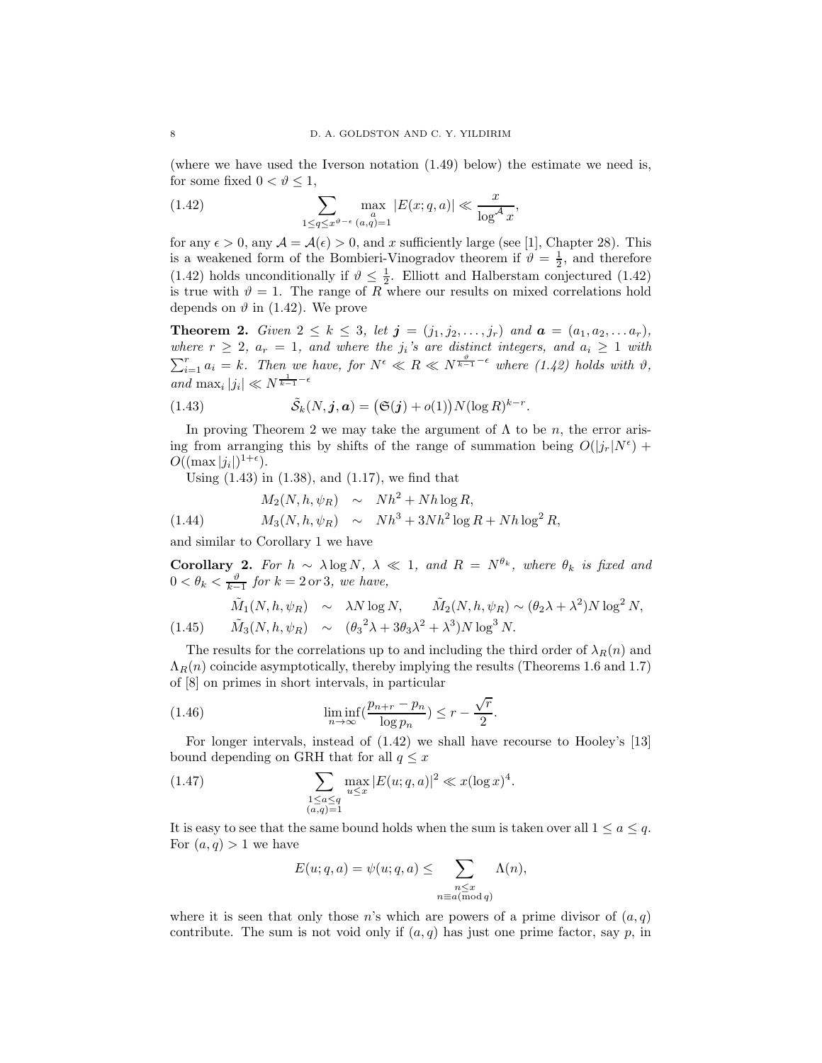(where we have used the Iverson notation (1.49) below) the estimate we need is, for some fixed $0 < \vartheta \le 1$,

$$\sum_{1 \le q \le x^{\vartheta - \epsilon}} \max_{\substack{a \\ (a,q)=1}} |E(x;q,a)| \ll \frac{x}{\log^{\mathcal{A}} x}, \tag{1.42}$$

for any $\epsilon > 0$, any $\mathcal{A} = \mathcal{A}(\epsilon) > 0$, and $x$ sufficiently large (see [1], Chapter 28). This is a weakened form of the Bombieri-Vinogradov theorem if $\vartheta = \frac{1}{2}$, and therefore (1.42) holds unconditionally if $\vartheta \le \frac{1}{2}$. Elliott and Halberstam conjectured (1.42) is true with $\vartheta = 1$. The range of $R$ where our results on mixed correlations hold depends on $\vartheta$ in (1.42). We prove

**Theorem 2.** *Given $2 \le k \le 3$, let $\boldsymbol{j} = (j_1, j_2, \ldots, j_r)$ and $\boldsymbol{a} = (a_1, a_2, \ldots a_r)$, where $r \ge 2$, $a_r = 1$, and where the $j_i$'s are distinct integers, and $a_i \ge 1$ with $\sum_{i=1}^r a_i = k$. Then we have, for $N^\epsilon \ll R \ll N^{\frac{\vartheta}{k-1} - \epsilon}$ where (1.42) holds with $\vartheta$, and $\max_i |j_i| \ll N^{\frac{1}{k-1} - \epsilon}$*

$$\tilde{\mathcal{S}}_k(N, \boldsymbol{j}, \boldsymbol{a}) = \big(\mathfrak{S}(\boldsymbol{j}) + o(1)\big) N (\log R)^{k-r}. \tag{1.43}$$

In proving Theorem 2 we may take the argument of $\Lambda$ to be $n$, the error arising from arranging this by shifts of the range of summation being $O(|j_r| N^\epsilon) + O((\max |j_i|)^{1+\epsilon})$.

Using (1.43) in (1.38), and (1.17), we find that

$$\begin{aligned} M_2(N, h, \psi_R) &\sim Nh^2 + Nh \log R, \\ M_3(N, h, \psi_R) &\sim Nh^3 + 3Nh^2 \log R + Nh \log^2 R, \end{aligned} \tag{1.44}$$

and similar to Corollary 1 we have

**Corollary 2.** *For $h \sim \lambda \log N$, $\lambda \ll 1$, and $R = N^{\theta_k}$, where $\theta_k$ is fixed and $0 < \theta_k < \frac{\vartheta}{k-1}$ for $k = 2$ or $3$, we have,*

$$\begin{aligned} \tilde{M}_1(N, h, \psi_R) &\sim \lambda N \log N, \qquad \tilde{M}_2(N, h, \psi_R) \sim (\theta_2 \lambda + \lambda^2) N \log^2 N, \\ \tilde{M}_3(N, h, \psi_R) &\sim ({\theta_3}^2 \lambda + 3\theta_3 \lambda^2 + \lambda^3) N \log^3 N. \end{aligned} \tag{1.45}$$

The results for the correlations up to and including the third order of $\lambda_R(n)$ and $\Lambda_R(n)$ coincide asymptotically, thereby implying the results (Theorems 1.6 and 1.7) of [8] on primes in short intervals, in particular

$$\liminf_{n \to \infty} \Big(\frac{p_{n+r} - p_n}{\log p_n}\Big) \le r - \frac{\sqrt{r}}{2}. \tag{1.46}$$

For longer intervals, instead of (1.42) we shall have recourse to Hooley's [13] bound depending on GRH that for all $q \le x$

$$\sum_{\substack{1 \le a \le q \\ (a,q)=1}} \max_{u \le x} |E(u;q,a)|^2 \ll x (\log x)^4. \tag{1.47}$$

It is easy to see that the same bound holds when the sum is taken over all $1 \le a \le q$. For $(a,q) > 1$ we have

$$E(u;q,a) = \psi(u;q,a) \le \sum_{\substack{n \le x \\ n \equiv a (\bmod q)}} \Lambda(n),$$

where it is seen that only those $n$'s which are powers of a prime divisor of $(a,q)$ contribute. The sum is not void only if $(a,q)$ has just one prime factor, say $p$, in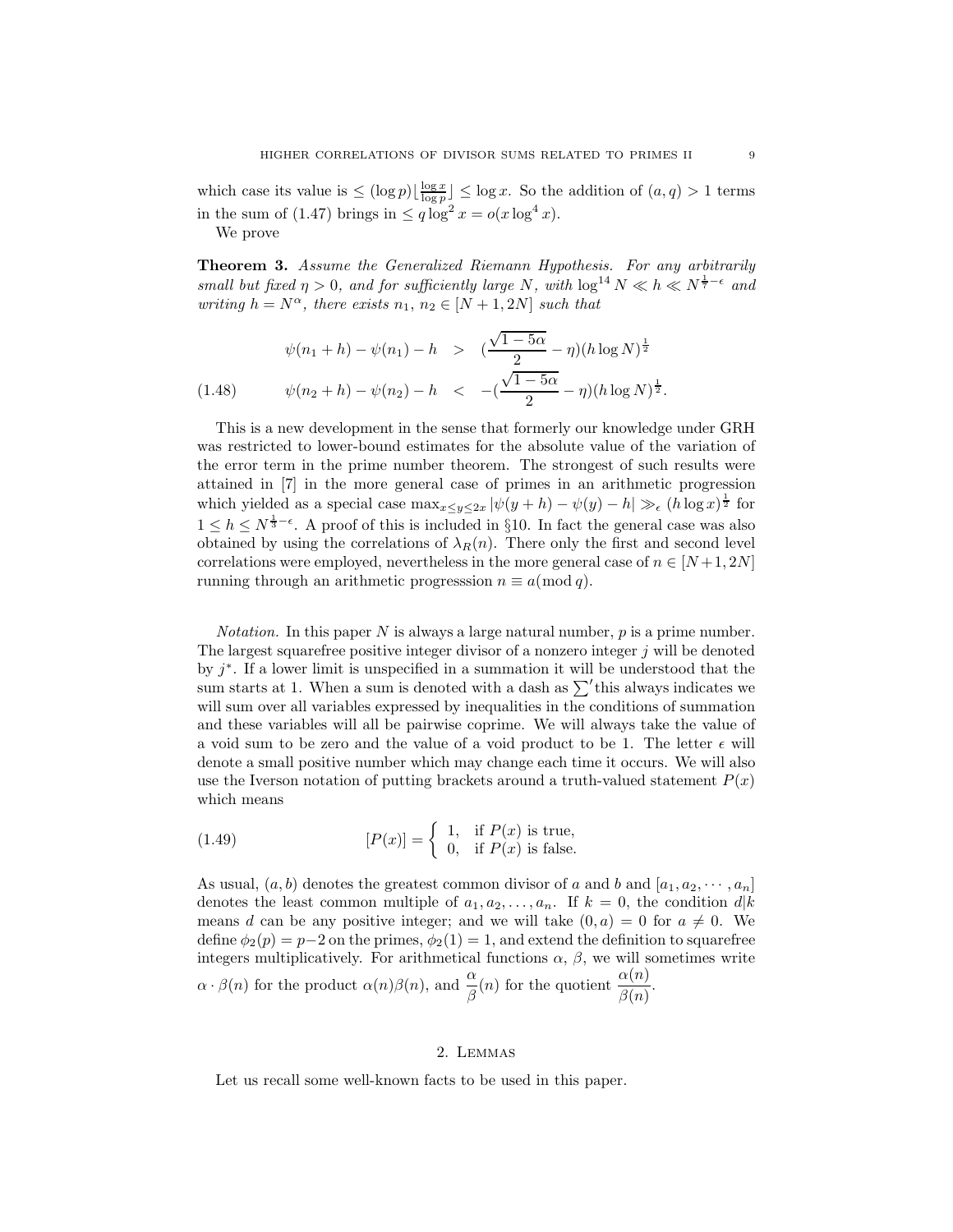which case its value is $\le (\log p)\lfloor \frac{\log x}{\log p} \rfloor \le \log x$. So the addition of $(a, q) > 1$ terms in the sum of (1.47) brings in $\le q \log^2 x = o(x \log^4 x)$.

We prove

**Theorem 3.** *Assume the Generalized Riemann Hypothesis. For any arbitrarily small but fixed $\eta > 0$, and for sufficiently large $N$, with $\log^{14} N \ll h \ll N^{\frac{1}{7}-\epsilon}$ and writing $h = N^{\alpha}$, there exists $n_1, n_2 \in [N+1, 2N]$ such that*

$$
\begin{aligned}
\psi(n_1 + h) - \psi(n_1) - h &> \left(\frac{\sqrt{1-5\alpha}}{2} - \eta\right)(h \log N)^{\frac{1}{2}} \\
\psi(n_2 + h) - \psi(n_2) - h &< -\left(\frac{\sqrt{1-5\alpha}}{2} - \eta\right)(h \log N)^{\frac{1}{2}}.
\end{aligned}
\tag{1.48}
$$

This is a new development in the sense that formerly our knowledge under GRH was restricted to lower-bound estimates for the absolute value of the variation of the error term in the prime number theorem. The strongest of such results were attained in [7] in the more general case of primes in an arithmetic progression which yielded as a special case $\max_{x \le y \le 2x} |\psi(y+h) - \psi(y) - h| \gg_{\epsilon} (h \log x)^{\frac{1}{2}}$ for $1 \le h \le N^{\frac{1}{3}-\epsilon}$. A proof of this is included in §10. In fact the general case was also obtained by using the correlations of $\lambda_R(n)$. There only the first and second level correlations were employed, nevertheless in the more general case of $n \in [N+1, 2N]$ running through an arithmetic progresssion $n \equiv a (\bmod\, q)$.

*Notation.* In this paper $N$ is always a large natural number, $p$ is a prime number. The largest squarefree positive integer divisor of a nonzero integer $j$ will be denoted by $j^*$. If a lower limit is unspecified in a summation it will be understood that the sum starts at 1. When a sum is denoted with a dash as $\sum'$ this always indicates we will sum over all variables expressed by inequalities in the conditions of summation and these variables will all be pairwise coprime. We will always take the value of a void sum to be zero and the value of a void product to be 1. The letter $\epsilon$ will denote a small positive number which may change each time it occurs. We will also use the Iverson notation of putting brackets around a truth-valued statement $P(x)$ which means

$$
[P(x)] = \begin{cases} 1, & \text{if } P(x) \text{ is true,} \\ 0, & \text{if } P(x) \text{ is false.} \end{cases}
\tag{1.49}
$$

As usual, $(a, b)$ denotes the greatest common divisor of $a$ and $b$ and $[a_1, a_2, \cdots, a_n]$ denotes the least common multiple of $a_1, a_2, \ldots, a_n$. If $k = 0$, the condition $d|k$ means $d$ can be any positive integer; and we will take $(0, a) = 0$ for $a \neq 0$. We define $\phi_2(p) = p-2$ on the primes, $\phi_2(1) = 1$, and extend the definition to squarefree integers multiplicatively. For arithmetical functions $\alpha$, $\beta$, we will sometimes write $\alpha \cdot \beta(n)$ for the product $\alpha(n)\beta(n)$, and $\frac{\alpha}{\beta}(n)$ for the quotient $\frac{\alpha(n)}{\beta(n)}$.

## 2. Lemmas

Let us recall some well-known facts to be used in this paper.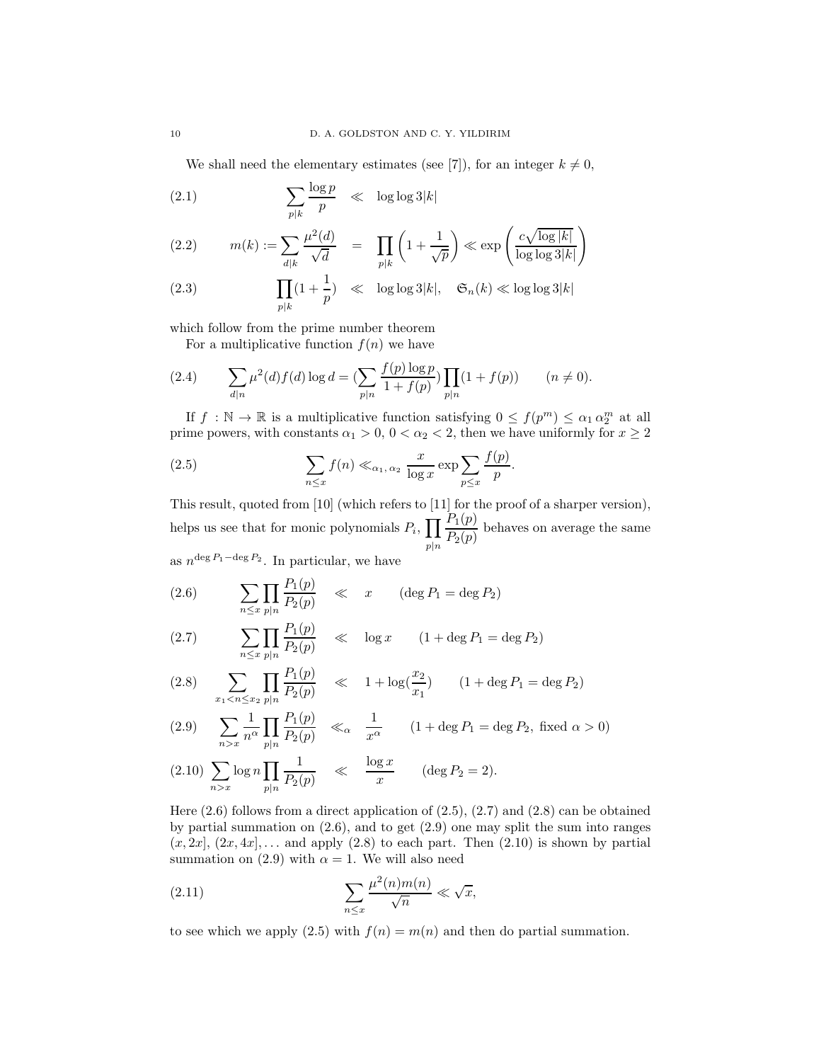We shall need the elementary estimates (see [7]), for an integer $k \neq 0$,

$$\sum_{p|k} \frac{\log p}{p} \ll \log\log 3|k| \tag{2.1}$$

$$m(k) := \sum_{d|k} \frac{\mu^2(d)}{\sqrt{d}} = \prod_{p|k}\left(1+\frac{1}{\sqrt{p}}\right) \ll \exp\left(\frac{c\sqrt{\log|k|}}{\log\log 3|k|}\right) \tag{2.2}$$

$$\prod_{p|k}(1+\frac{1}{p}) \ll \log\log 3|k|, \quad \mathfrak{S}_n(k) \ll \log\log 3|k| \tag{2.3}$$

which follow from the prime number theorem

For a multiplicative function $f(n)$ we have

$$\sum_{d|n} \mu^2(d) f(d) \log d = (\sum_{p|n} \frac{f(p)\log p}{1+f(p)}) \prod_{p|n}(1+f(p)) \qquad (n \neq 0). \tag{2.4}$$

If $f : \mathbb{N} \to \mathbb{R}$ is a multiplicative function satisfying $0 \leq f(p^m) \leq \alpha_1 \, \alpha_2^m$ at all prime powers, with constants $\alpha_1 > 0$, $0 < \alpha_2 < 2$, then we have uniformly for $x \geq 2$

$$\sum_{n \leq x} f(n) \ll_{\alpha_1, \, \alpha_2} \frac{x}{\log x} \exp \sum_{p \leq x} \frac{f(p)}{p}. \tag{2.5}$$

This result, quoted from [10] (which refers to [11] for the proof of a sharper version), helps us see that for monic polynomials $P_i$, $\displaystyle\prod_{p|n} \frac{P_1(p)}{P_2(p)}$ behaves on average the same as $n^{\deg P_1 - \deg P_2}$. In particular, we have

$$\sum_{n \leq x} \prod_{p|n} \frac{P_1(p)}{P_2(p)} \ll x \qquad (\deg P_1 = \deg P_2) \tag{2.6}$$

$$\sum_{n \leq x} \prod_{p|n} \frac{P_1(p)}{P_2(p)} \ll \log x \qquad (1 + \deg P_1 = \deg P_2) \tag{2.7}$$

$$\sum_{x_1 < n \leq x_2} \prod_{p|n} \frac{P_1(p)}{P_2(p)} \ll 1 + \log(\frac{x_2}{x_1}) \qquad (1 + \deg P_1 = \deg P_2) \tag{2.8}$$

$$\sum_{n > x} \frac{1}{n^\alpha} \prod_{p|n} \frac{P_1(p)}{P_2(p)} \ll_\alpha \frac{1}{x^\alpha} \qquad (1 + \deg P_1 = \deg P_2, \text{ fixed } \alpha > 0) \tag{2.9}$$

$$\sum_{n > x} \log n \prod_{p|n} \frac{1}{P_2(p)} \ll \frac{\log x}{x} \qquad (\deg P_2 = 2). \tag{2.10}$$

Here (2.6) follows from a direct application of (2.5), (2.7) and (2.8) can be obtained by partial summation on (2.6), and to get (2.9) one may split the sum into ranges $(x, 2x]$, $(2x, 4x], \ldots$ and apply (2.8) to each part. Then (2.10) is shown by partial summation on (2.9) with $\alpha = 1$. We will also need

$$\sum_{n \leq x} \frac{\mu^2(n) m(n)}{\sqrt{n}} \ll \sqrt{x}, \tag{2.11}$$

to see which we apply (2.5) with $f(n) = m(n)$ and then do partial summation.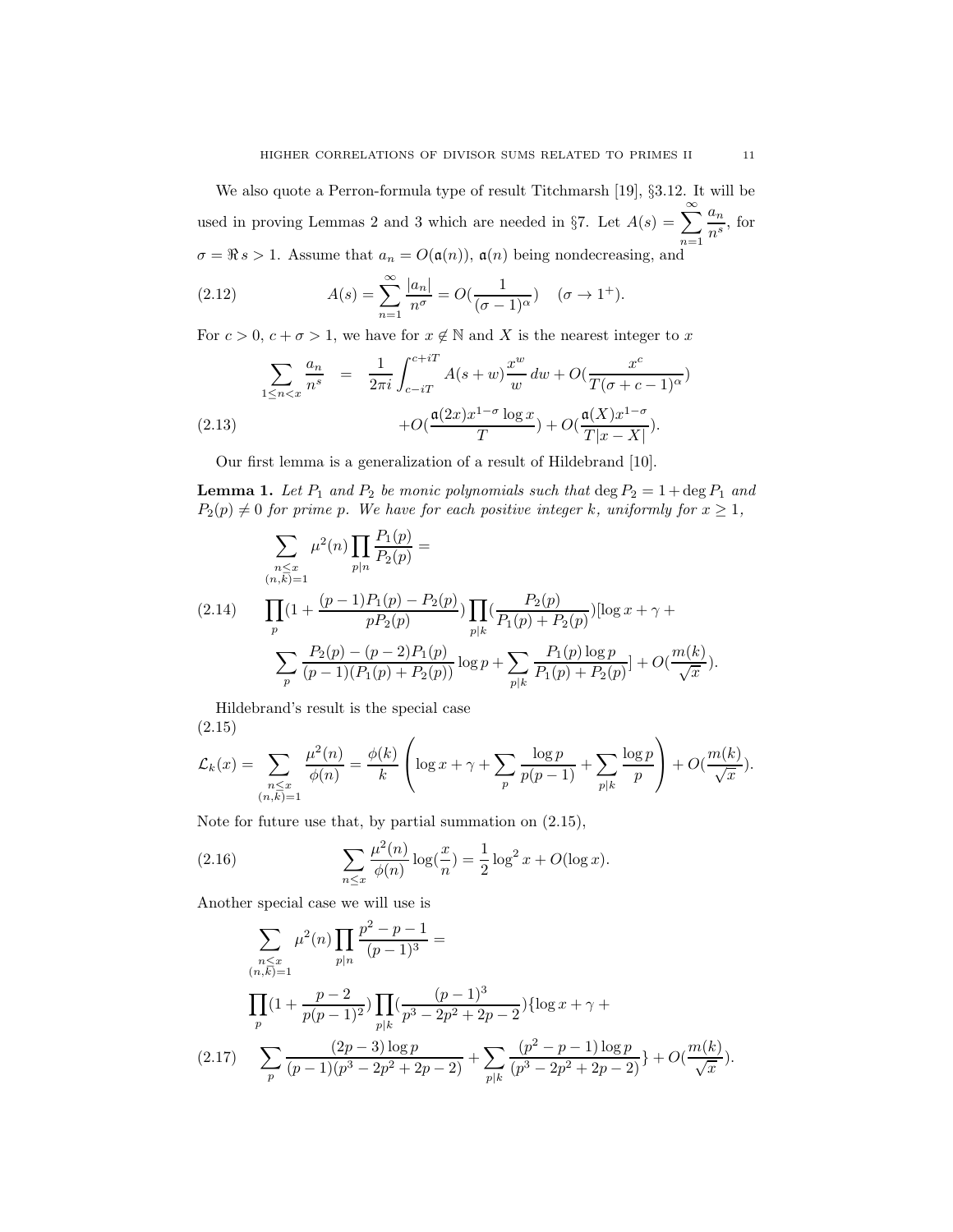We also quote a Perron-formula type of result Titchmarsh [19], §3.12. It will be used in proving Lemmas 2 and 3 which are needed in §7. Let $A(s) = \sum_{n=1}^{\infty} \frac{a_n}{n^s}$, for $\sigma = \Re s > 1$. Assume that $a_n = O(\mathfrak{a}(n))$, $\mathfrak{a}(n)$ being nondecreasing, and

$$A(s) = \sum_{n=1}^{\infty} \frac{|a_n|}{n^{\sigma}} = O(\frac{1}{(\sigma-1)^{\alpha}}) \quad (\sigma \to 1^+). \tag{2.12}$$

For $c > 0$, $c + \sigma > 1$, we have for $x \notin \mathbb{N}$ and $X$ is the nearest integer to $x$

$$\begin{aligned} \sum_{1 \le n < x} \frac{a_n}{n^s} &= \frac{1}{2\pi i} \int_{c-iT}^{c+iT} A(s+w) \frac{x^w}{w} \, dw + O(\frac{x^c}{T(\sigma+c-1)^{\alpha}}) \\ &\quad + O(\frac{\mathfrak{a}(2x) x^{1-\sigma} \log x}{T}) + O(\frac{\mathfrak{a}(X) x^{1-\sigma}}{T|x-X|}). \end{aligned} \tag{2.13}$$

Our first lemma is a generalization of a result of Hildebrand [10].

**Lemma 1.** *Let $P_1$ and $P_2$ be monic polynomials such that $\deg P_2 = 1 + \deg P_1$ and $P_2(p) \neq 0$ for prime $p$. We have for each positive integer $k$, uniformly for $x \ge 1$,*

$$\begin{aligned} &\sum_{\substack{n \le x \\ (n,k)=1}} \mu^2(n) \prod_{p|n} \frac{P_1(p)}{P_2(p)} = \\ &\prod_{p} (1 + \frac{(p-1)P_1(p) - P_2(p)}{pP_2(p)}) \prod_{p|k} (\frac{P_2(p)}{P_1(p) + P_2(p)}) [\log x + \gamma + \\ &\sum_{p} \frac{P_2(p) - (p-2)P_1(p)}{(p-1)(P_1(p) + P_2(p))} \log p + \sum_{p|k} \frac{P_1(p) \log p}{P_1(p) + P_2(p)}] + O(\frac{m(k)}{\sqrt{x}}). \end{aligned} \tag{2.14}$$

Hildebrand's result is the special case

$$\mathcal{L}_k(x) = \sum_{\substack{n \le x \\ (n,k)=1}} \frac{\mu^2(n)}{\phi(n)} = \frac{\phi(k)}{k} \left( \log x + \gamma + \sum_p \frac{\log p}{p(p-1)} + \sum_{p|k} \frac{\log p}{p} \right) + O(\frac{m(k)}{\sqrt{x}}). \tag{2.15}$$

Note for future use that, by partial summation on (2.15),

$$\sum_{n \le x} \frac{\mu^2(n)}{\phi(n)} \log(\frac{x}{n}) = \frac{1}{2} \log^2 x + O(\log x). \tag{2.16}$$

Another special case we will use is

$$\begin{aligned} &\sum_{\substack{n \le x \\ (n,k)=1}} \mu^2(n) \prod_{p|n} \frac{p^2 - p - 1}{(p-1)^3} = \\ &\prod_{p} (1 + \frac{p-2}{p(p-1)^2}) \prod_{p|k} (\frac{(p-1)^3}{p^3 - 2p^2 + 2p - 2}) \{\log x + \gamma + \\ &\sum_{p} \frac{(2p-3) \log p}{(p-1)(p^3 - 2p^2 + 2p - 2)} + \sum_{p|k} \frac{(p^2 - p - 1) \log p}{(p^3 - 2p^2 + 2p - 2)}\} + O(\frac{m(k)}{\sqrt{x}}). \end{aligned} \tag{2.17}$$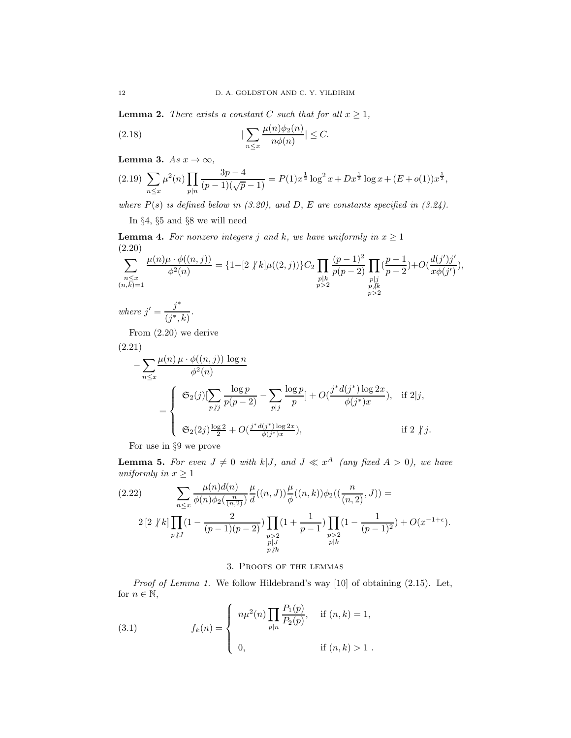**Lemma 2.** *There exists a constant $C$ such that for all $x \geq 1$,*

$$|\sum_{n\leq x} \frac{\mu(n)\phi_2(n)}{n\phi(n)}| \leq C. \tag{2.18}$$

**Lemma 3.** *As $x \to \infty$,*

$$\sum_{n\leq x} \mu^2(n) \prod_{p|n} \frac{3p-4}{(p-1)(\sqrt{p}-1)} = P(1)x^{\frac{1}{2}}\log^2 x + Dx^{\frac{1}{2}}\log x + (E+o(1))x^{\frac{1}{2}}, \tag{2.19}$$

*where $P(s)$ is defined below in (3.20), and $D$, $E$ are constants specified in (3.24).*

In §4, §5 and §8 we will need

**Lemma 4.** *For nonzero integers $j$ and $k$, we have uniformly in $x \geq 1$*

$$\sum_{\substack{n\leq x\\(n,k)=1}} \frac{\mu(n)\mu\cdot\phi((n,j))}{\phi^2(n)} = \{1-[2\not| k]\mu((2,j))\}C_2 \prod_{\substack{p|k\\p>2}} \frac{(p-1)^2}{p(p-2)} \prod_{\substack{p|j\\p\not| k\\p>2}} (\frac{p-1}{p-2}) + O(\frac{d(j')j'}{x\phi(j')}), \tag{2.20}$$

*where $j' = \dfrac{j^*}{(j^*,k)}$.*

From (2.20) we derive

$$-\sum_{n\leq x} \frac{\mu(n)\,\mu\cdot\phi((n,j))\,\log n}{\phi^2(n)} = \begin{cases} \mathfrak{S}_2(j)[\displaystyle\sum_{p\not| j} \frac{\log p}{p(p-2)} - \sum_{p|j}\frac{\log p}{p}] + O(\frac{j^* d(j^*)\log 2x}{\phi(j^*)x}), & \text{if } 2|j, \\ \mathfrak{S}_2(2j)\frac{\log 2}{2} + O(\frac{j^* d(j^*)\log 2x}{\phi(j^*)x}), & \text{if } 2\not| j. \end{cases} \tag{2.21}$$

For use in §9 we prove

**Lemma 5.** *For even $J \neq 0$ with $k|J$, and $J \ll x^A$ (any fixed $A > 0$), we have uniformly in $x \geq 1$*

$$\sum_{n\leq x} \frac{\mu(n)d(n)}{\phi(n)\phi_2(\frac{n}{(n,2)})} \frac{\mu}{d}((n,J))\frac{\mu}{\phi}((n,k))\phi_2((\frac{n}{(n,2)},J)) = \tag{2.22}$$

$$2\,[2\not| k] \prod_{p\not| J} (1-\frac{2}{(p-1)(p-2)}) \prod_{\substack{p>2\\p|J\\p\not| k}} (1+\frac{1}{p-1}) \prod_{\substack{p>2\\p|k}} (1-\frac{1}{(p-1)^2}) + O(x^{-1+\epsilon}).$$

## 3. Proofs of the lemmas

*Proof of Lemma 1.* We follow Hildebrand's way [10] of obtaining (2.15). Let, for $n \in \mathbb{N}$,

$$f_k(n) = \begin{cases} n\mu^2(n)\displaystyle\prod_{p|n}\frac{P_1(p)}{P_2(p)}, & \text{if } (n,k)=1, \\ 0, & \text{if } (n,k)>1\ . \end{cases} \tag{3.1}$$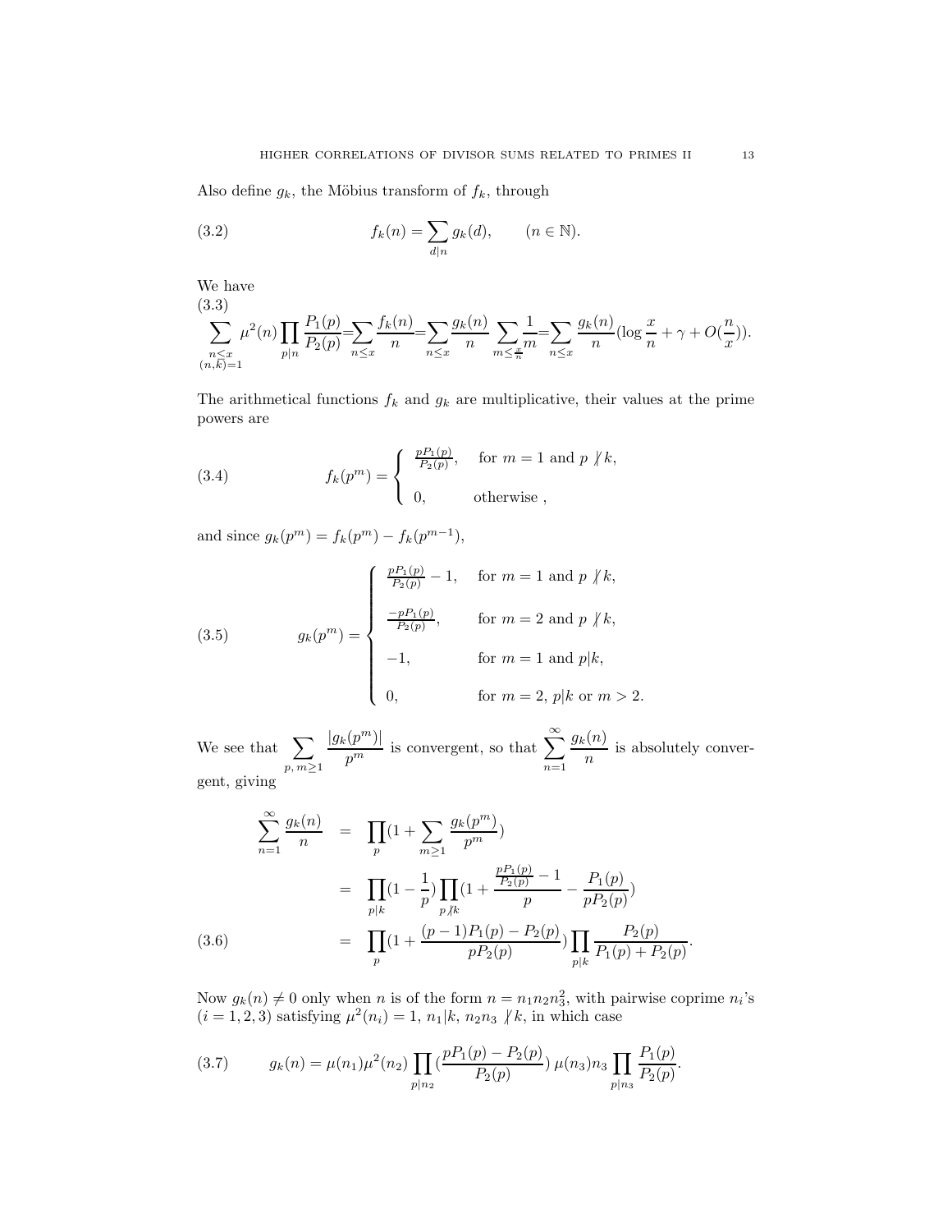Also define $g_k$, the Möbius transform of $f_k$, through

$$f_k(n) = \sum_{d|n} g_k(d), \qquad (n \in \mathbb{N}). \tag{3.2}$$

We have

$$\sum_{\substack{n \le x \\ (n,k)=1}} \mu^2(n) \prod_{p|n} \frac{P_1(p)}{P_2(p)} = \sum_{n \le x} \frac{f_k(n)}{n} = \sum_{n \le x} \frac{g_k(n)}{n} \sum_{m \le \frac{x}{n}} \frac{1}{m} = \sum_{n \le x} \frac{g_k(n)}{n} (\log \frac{x}{n} + \gamma + O(\frac{n}{x})). \tag{3.3}$$

The arithmetical functions $f_k$ and $g_k$ are multiplicative, their values at the prime powers are

$$f_k(p^m) = \begin{cases} \frac{pP_1(p)}{P_2(p)}, & \text{for } m = 1 \text{ and } p \nmid k, \\ \\ 0, & \text{otherwise ,} \end{cases} \tag{3.4}$$

and since $g_k(p^m) = f_k(p^m) - f_k(p^{m-1})$,

$$g_k(p^m) = \begin{cases} \frac{pP_1(p)}{P_2(p)} - 1, & \text{for } m = 1 \text{ and } p \nmid k, \\ \\ \frac{-pP_1(p)}{P_2(p)}, & \text{for } m = 2 \text{ and } p \nmid k, \\ \\ -1, & \text{for } m = 1 \text{ and } p|k, \\ \\ 0, & \text{for } m = 2,\ p|k \text{ or } m > 2. \end{cases} \tag{3.5}$$

We see that $\displaystyle\sum_{p,\, m \ge 1} \frac{|g_k(p^m)|}{p^m}$ is convergent, so that $\displaystyle\sum_{n=1}^{\infty} \frac{g_k(n)}{n}$ is absolutely convergent, giving

$$\begin{aligned} \sum_{n=1}^{\infty} \frac{g_k(n)}{n} &= \prod_p (1 + \sum_{m \ge 1} \frac{g_k(p^m)}{p^m}) \\ &= \prod_{p|k} (1 - \frac{1}{p}) \prod_{p \nmid k} (1 + \frac{\frac{pP_1(p)}{P_2(p)} - 1}{p} - \frac{P_1(p)}{pP_2(p)}) \\ &= \prod_p (1 + \frac{(p-1)P_1(p) - P_2(p)}{pP_2(p)}) \prod_{p|k} \frac{P_2(p)}{P_1(p) + P_2(p)}. \end{aligned} \tag{3.6}$$

Now $g_k(n) \neq 0$ only when $n$ is of the form $n = n_1 n_2 n_3^2$, with pairwise coprime $n_i$'s $(i = 1, 2, 3)$ satisfying $\mu^2(n_i) = 1$, $n_1 | k$, $n_2 n_3 \nmid k$, in which case

$$g_k(n) = \mu(n_1) \mu^2(n_2) \prod_{p|n_2} (\frac{pP_1(p) - P_2(p)}{P_2(p)})\, \mu(n_3) n_3 \prod_{p|n_3} \frac{P_1(p)}{P_2(p)}. \tag{3.7}$$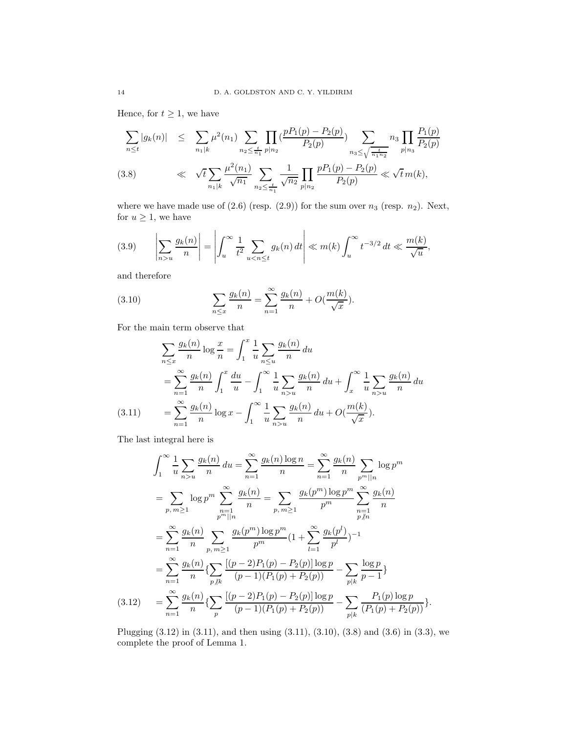Hence, for $t \geq 1$, we have

$$
\begin{aligned}
\sum_{n \leq t} |g_k(n)| &\leq \sum_{n_1 | k} \mu^2(n_1) \sum_{n_2 \leq \frac{t}{n_1}} \prod_{p | n_2} \Big(\frac{pP_1(p) - P_2(p)}{P_2(p)}\Big) \sum_{n_3 \leq \sqrt{\frac{t}{n_1 n_2}}} n_3 \prod_{p | n_3} \frac{P_1(p)}{P_2(p)} \\
&\ll \sqrt{t} \sum_{n_1 | k} \frac{\mu^2(n_1)}{\sqrt{n_1}} \sum_{n_2 \leq \frac{t}{n_1}} \frac{1}{\sqrt{n_2}} \prod_{p | n_2} \frac{pP_1(p) - P_2(p)}{P_2(p)} \ll \sqrt{t}\, m(k), \qquad (3.8)
\end{aligned}
$$

where we have made use of (2.6) (resp. (2.9)) for the sum over $n_3$ (resp. $n_2$). Next, for $u \geq 1$, we have

$$
\left| \sum_{n > u} \frac{g_k(n)}{n} \right| = \left| \int_u^\infty \frac{1}{t^2} \sum_{u < n \leq t} g_k(n)\, dt \right| \ll m(k) \int_u^\infty t^{-3/2}\, dt \ll \frac{m(k)}{\sqrt{u}}, \qquad (3.9)
$$

and therefore

$$
\sum_{n \leq x} \frac{g_k(n)}{n} = \sum_{n=1}^\infty \frac{g_k(n)}{n} + O\Big(\frac{m(k)}{\sqrt{x}}\Big). \qquad (3.10)
$$

For the main term observe that

$$
\begin{aligned}
\sum_{n \leq x} \frac{g_k(n)}{n} \log \frac{x}{n} &= \int_1^x \frac{1}{u} \sum_{n \leq u} \frac{g_k(n)}{n}\, du \\
&= \sum_{n=1}^\infty \frac{g_k(n)}{n} \int_1^x \frac{du}{u} - \int_1^\infty \frac{1}{u} \sum_{n > u} \frac{g_k(n)}{n}\, du + \int_x^\infty \frac{1}{u} \sum_{n > u} \frac{g_k(n)}{n}\, du \\
&= \sum_{n=1}^\infty \frac{g_k(n)}{n} \log x - \int_1^\infty \frac{1}{u} \sum_{n > u} \frac{g_k(n)}{n}\, du + O\Big(\frac{m(k)}{\sqrt{x}}\Big). \qquad (3.11)
\end{aligned}
$$

The last integral here is

$$
\begin{aligned}
\int_1^\infty \frac{1}{u} \sum_{n > u} \frac{g_k(n)}{n}\, du &= \sum_{n=1}^\infty \frac{g_k(n) \log n}{n} = \sum_{n=1}^\infty \frac{g_k(n)}{n} \sum_{p^m || n} \log p^m \\
&= \sum_{p,\, m \geq 1} \log p^m \sum_{\substack{n=1 \\ p^m || n}}^\infty \frac{g_k(n)}{n} = \sum_{p,\, m \geq 1} \frac{g_k(p^m) \log p^m}{p^m} \sum_{\substack{n=1 \\ p \nmid n}}^\infty \frac{g_k(n)}{n} \\
&= \sum_{n=1}^\infty \frac{g_k(n)}{n} \sum_{p,\, m \geq 1} \frac{g_k(p^m) \log p^m}{p^m} \Big(1 + \sum_{l=1}^\infty \frac{g_k(p^l)}{p^l}\Big)^{-1} \\
&= \sum_{n=1}^\infty \frac{g_k(n)}{n} \Big\{ \sum_{p \nmid k} \frac{[(p-2)P_1(p) - P_2(p)] \log p}{(p-1)(P_1(p) + P_2(p))} - \sum_{p | k} \frac{\log p}{p-1} \Big\} \\
&= \sum_{n=1}^\infty \frac{g_k(n)}{n} \Big\{ \sum_{p} \frac{[(p-2)P_1(p) - P_2(p)] \log p}{(p-1)(P_1(p) + P_2(p))} - \sum_{p | k} \frac{P_1(p) \log p}{(P_1(p) + P_2(p))} \Big\}. \qquad (3.12)
\end{aligned}
$$

Plugging (3.12) in (3.11), and then using (3.11), (3.10), (3.8) and (3.6) in (3.3), we complete the proof of Lemma 1.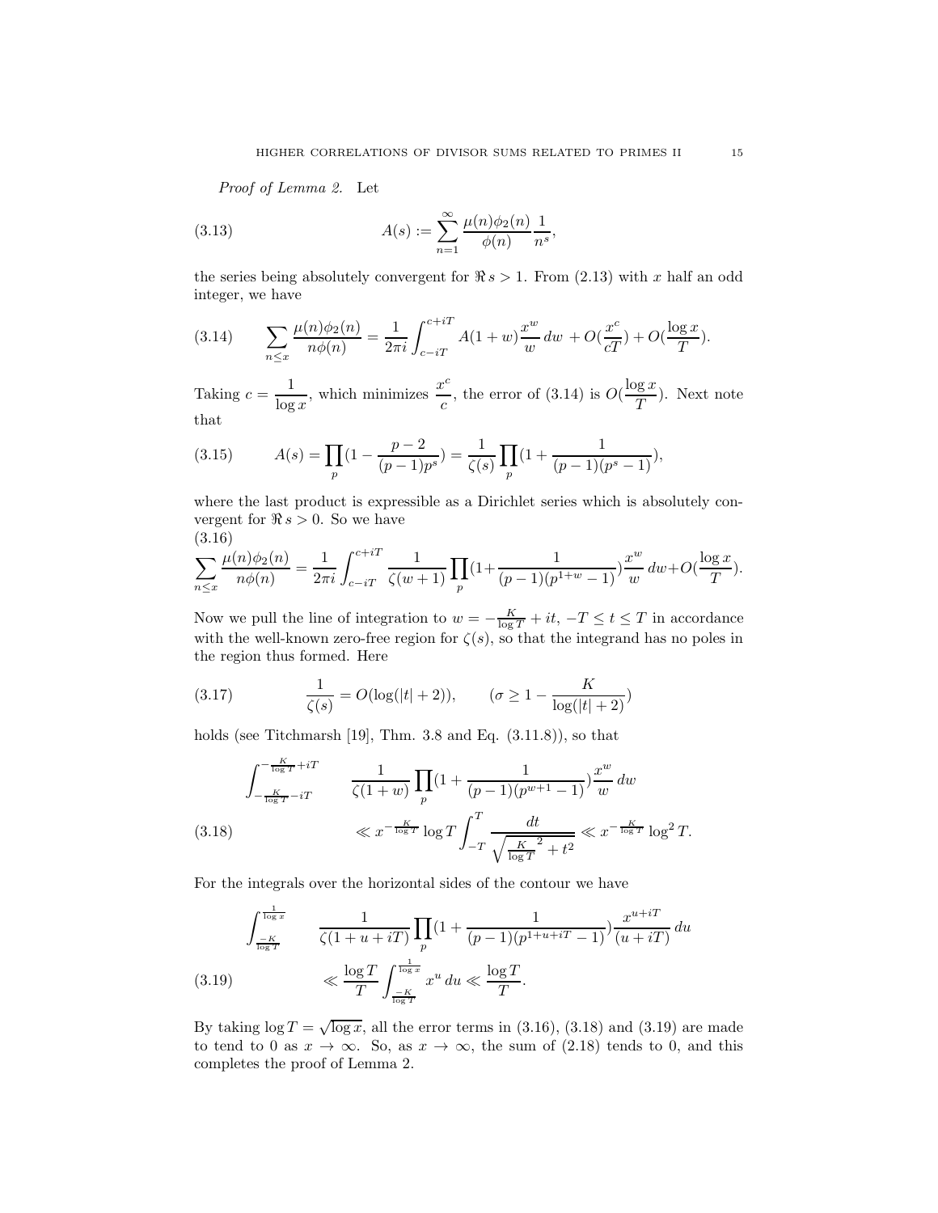*Proof of Lemma 2.* Let

$$A(s) := \sum_{n=1}^{\infty} \frac{\mu(n)\phi_2(n)}{\phi(n)} \frac{1}{n^s}, \tag{3.13}$$

the series being absolutely convergent for $\Re s > 1$. From (2.13) with $x$ half an odd integer, we have

$$\sum_{n\le x} \frac{\mu(n)\phi_2(n)}{n\phi(n)} = \frac{1}{2\pi i}\int_{c-iT}^{c+iT} A(1+w)\frac{x^w}{w}\, dw \, + O(\frac{x^c}{cT}) + O(\frac{\log x}{T}). \tag{3.14}$$

Taking $c = \dfrac{1}{\log x}$, which minimizes $\dfrac{x^c}{c}$, the error of (3.14) is $O(\dfrac{\log x}{T})$. Next note that

$$A(s) = \prod_p (1 - \frac{p-2}{(p-1)p^s}) = \frac{1}{\zeta(s)} \prod_p (1 + \frac{1}{(p-1)(p^s-1)}), \tag{3.15}$$

where the last product is expressible as a Dirichlet series which is absolutely convergent for $\Re s > 0$. So we have

$$\sum_{n\le x} \frac{\mu(n)\phi_2(n)}{n\phi(n)} = \frac{1}{2\pi i}\int_{c-iT}^{c+iT} \frac{1}{\zeta(w+1)} \prod_p (1+\frac{1}{(p-1)(p^{1+w}-1)})\frac{x^w}{w}\, dw + O(\frac{\log x}{T}). \tag{3.16}$$

Now we pull the line of integration to $w = -\frac{K}{\log T} + it$, $-T \le t \le T$ in accordance with the well-known zero-free region for $\zeta(s)$, so that the integrand has no poles in the region thus formed. Here

$$\frac{1}{\zeta(s)} = O(\log(|t|+2)), \qquad (\sigma \ge 1 - \frac{K}{\log(|t|+2)}) \tag{3.17}$$

holds (see Titchmarsh [19], Thm. 3.8 and Eq. (3.11.8)), so that

$$\begin{aligned}\int_{-\frac{K}{\log T}-iT}^{-\frac{K}{\log T}+iT} & \frac{1}{\zeta(1+w)} \prod_p (1 + \frac{1}{(p-1)(p^{w+1}-1)})\frac{x^w}{w}\, dw \\ & \ll x^{-\frac{K}{\log T}} \log T \int_{-T}^{T} \frac{dt}{\sqrt{\frac{K}{\log T}^2 + t^2}} \ll x^{-\frac{K}{\log T}} \log^2 T.\end{aligned} \tag{3.18}$$

For the integrals over the horizontal sides of the contour we have

$$\begin{aligned}\int_{\frac{-K}{\log T}}^{\frac{1}{\log x}} & \frac{1}{\zeta(1+u+iT)} \prod_p (1 + \frac{1}{(p-1)(p^{1+u+iT}-1)})\frac{x^{u+iT}}{(u+iT)}\, du \\ & \ll \frac{\log T}{T} \int_{\frac{-K}{\log T}}^{\frac{1}{\log x}} x^u \, du \ll \frac{\log T}{T}.\end{aligned} \tag{3.19}$$

By taking $\log T = \sqrt{\log x}$, all the error terms in (3.16), (3.18) and (3.19) are made to tend to 0 as $x \to \infty$. So, as $x \to \infty$, the sum of (2.18) tends to 0, and this completes the proof of Lemma 2.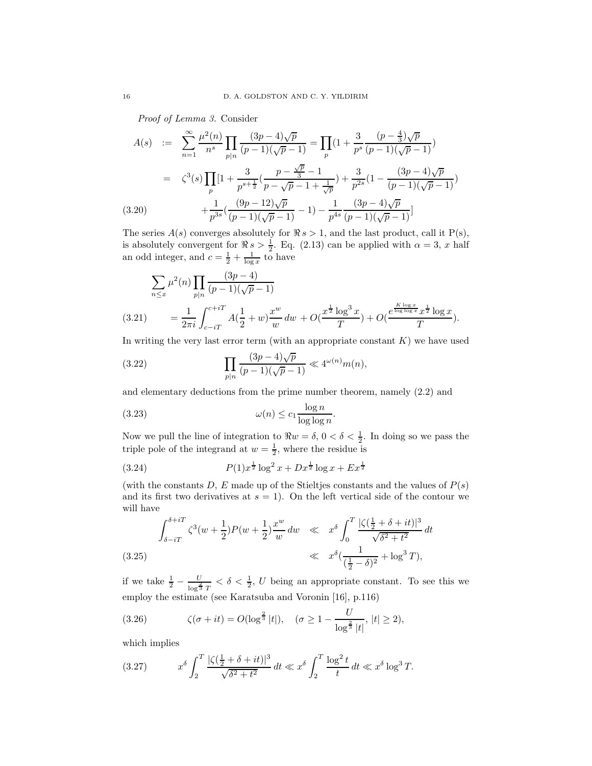*Proof of Lemma 3.* Consider

$$
\begin{aligned}
A(s) \;&:=\; \sum_{n=1}^{\infty} \frac{\mu^2(n)}{n^s} \prod_{p|n} \frac{(3p-4)\sqrt{p}}{(p-1)(\sqrt{p}-1)} = \prod_p \Big(1 + \frac{3}{p^s} \frac{(p-\frac{4}{3})\sqrt{p}}{(p-1)(\sqrt{p}-1)}\Big) \\
&=\; \zeta^3(s) \prod_p \Big[1 + \frac{3}{p^{s+\frac{1}{2}}}\Big(\frac{p-\frac{\sqrt{p}}{3}-1}{p-\sqrt{p}-1+\frac{1}{\sqrt{p}}}\Big) + \frac{3}{p^{2s}}\Big(1 - \frac{(3p-4)\sqrt{p}}{(p-1)(\sqrt{p}-1)}\Big) \\
&\qquad + \frac{1}{p^{3s}}\Big(\frac{(9p-12)\sqrt{p}}{(p-1)(\sqrt{p}-1)} - 1\Big) - \frac{1}{p^{4s}} \frac{(3p-4)\sqrt{p}}{(p-1)(\sqrt{p}-1)}\Big]
\end{aligned}
\tag{3.20}
$$

The series $A(s)$ converges absolutely for $\Re s > 1$, and the last product, call it P(s), is absolutely convergent for $\Re s > \frac{1}{2}$. Eq. (2.13) can be applied with $\alpha = 3$, $x$ half an odd integer, and $c = \frac{1}{2} + \frac{1}{\log x}$ to have

$$
\begin{aligned}
&\sum_{n \le x} \mu^2(n) \prod_{p|n} \frac{(3p-4)}{(p-1)(\sqrt{p}-1)} \\
&\quad = \frac{1}{2\pi i} \int_{c-iT}^{c+iT} A\Big(\frac{1}{2}+w\Big) \frac{x^w}{w}\, dw + O\Big(\frac{x^{\frac{1}{2}} \log^3 x}{T}\Big) + O\Big(\frac{e^{\frac{K \log x}{\log\log x}} x^{\frac{1}{2}} \log x}{T}\Big).
\end{aligned}
\tag{3.21}
$$

In writing the very last error term (with an appropriate constant $K$) we have used

$$
\prod_{p|n} \frac{(3p-4)\sqrt{p}}{(p-1)(\sqrt{p}-1)} \ll 4^{\omega(n)} m(n),
\tag{3.22}
$$

and elementary deductions from the prime number theorem, namely (2.2) and

$$
\omega(n) \le c_1 \frac{\log n}{\log\log n}.
\tag{3.23}
$$

Now we pull the line of integration to $\Re w = \delta$, $0 < \delta < \frac{1}{2}$. In doing so we pass the triple pole of the integrand at $w = \frac{1}{2}$, where the residue is

$$
P(1) x^{\frac{1}{2}} \log^2 x + D x^{\frac{1}{2}} \log x + E x^{\frac{1}{2}}
\tag{3.24}
$$

(with the constants $D$, $E$ made up of the Stieltjes constants and the values of $P(s)$ and its first two derivatives at $s = 1$). On the left vertical side of the contour we will have

$$
\begin{aligned}
\int_{\delta-iT}^{\delta+iT} \zeta^3\Big(w+\frac{1}{2}\Big) P\Big(w+\frac{1}{2}\Big) \frac{x^w}{w}\, dw \;&\ll\; x^{\delta} \int_0^T \frac{|\zeta(\frac{1}{2}+\delta+it)|^3}{\sqrt{\delta^2+t^2}}\, dt \\
&\ll\; x^{\delta}\Big(\frac{1}{(\frac{1}{2}-\delta)^2} + \log^3 T\Big),
\end{aligned}
\tag{3.25}
$$

if we take $\frac{1}{2} - \frac{U}{\log^{\frac{2}{3}} T} < \delta < \frac{1}{2}$, $U$ being an appropriate constant. To see this we employ the estimate (see Karatsuba and Voronin [16], p.116)

$$
\zeta(\sigma+it) = O(\log^{\frac{2}{3}} |t|), \quad \Big(\sigma \ge 1 - \frac{U}{\log^{\frac{2}{3}} |t|},\ |t| \ge 2\Big),
\tag{3.26}
$$

which implies

$$
x^{\delta} \int_2^T \frac{|\zeta(\frac{1}{2}+\delta+it)|^3}{\sqrt{\delta^2+t^2}}\, dt \ll x^{\delta} \int_2^T \frac{\log^2 t}{t}\, dt \ll x^{\delta} \log^3 T.
\tag{3.27}
$$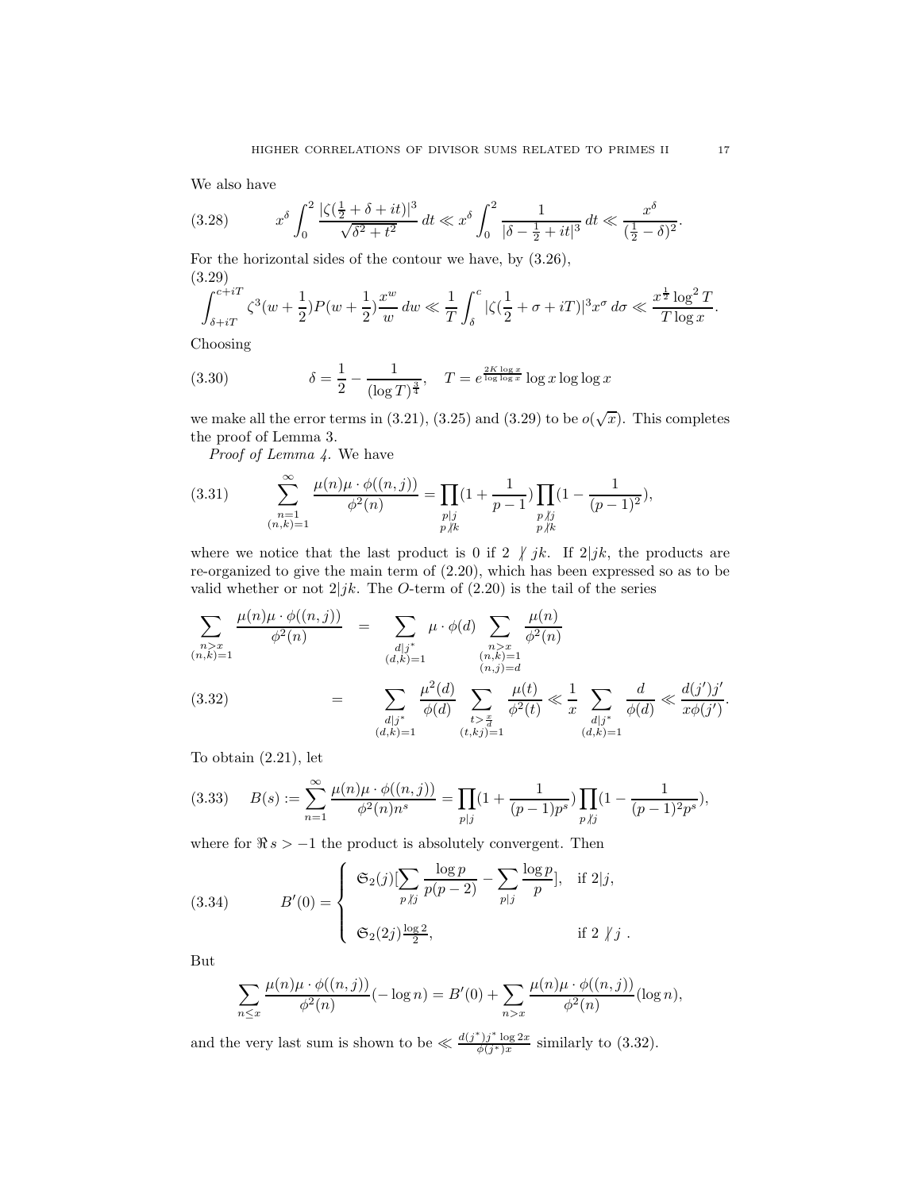We also have

$$x^{\delta}\int_0^2 \frac{|\zeta(\frac12+\delta+it)|^3}{\sqrt{\delta^2+t^2}}\,dt \ll x^{\delta}\int_0^2 \frac{1}{|\delta-\frac12+it|^3}\,dt \ll \frac{x^{\delta}}{(\frac12-\delta)^2}. \tag{3.28}$$

For the horizontal sides of the contour we have, by (3.26),

$$\int_{\delta+iT}^{c+iT} \zeta^3(w+\frac12)P(w+\frac12)\frac{x^w}{w}\,dw \ll \frac{1}{T}\int_{\delta}^{c} |\zeta(\frac12+\sigma+iT)|^3 x^{\sigma}\,d\sigma \ll \frac{x^{\frac12}\log^2 T}{T\log x}. \tag{3.29}$$

Choosing

$$\delta = \frac12 - \frac{1}{(\log T)^{\frac34}}, \quad T = e^{\frac{2K\log x}{\log\log x}}\log x\log\log x \tag{3.30}$$

we make all the error terms in (3.21), (3.25) and (3.29) to be $o(\sqrt{x})$. This completes the proof of Lemma 3.

*Proof of Lemma 4.* We have

$$\sum_{\substack{n=1\\(n,k)=1}}^{\infty} \frac{\mu(n)\mu\cdot\phi((n,j))}{\phi^2(n)} = \prod_{\substack{p|j\\p\not|k}}(1+\frac{1}{p-1})\prod_{\substack{p\not|j\\p\not|k}}(1-\frac{1}{(p-1)^2}), \tag{3.31}$$

where we notice that the last product is 0 if $2 \not| jk$. If $2|jk$, the products are re-organized to give the main term of (2.20), which has been expressed so as to be valid whether or not $2|jk$. The $O$-term of (2.20) is the tail of the series

$$\begin{aligned}
\sum_{\substack{n>x\\(n,k)=1}} \frac{\mu(n)\mu\cdot\phi((n,j))}{\phi^2(n)} &= \sum_{\substack{d|j^*\\(d,k)=1}} \mu\cdot\phi(d)\sum_{\substack{n>x\\(n,k)=1\\(n,j)=d}}\frac{\mu(n)}{\phi^2(n)} \\
&= \sum_{\substack{d|j^*\\(d,k)=1}} \frac{\mu^2(d)}{\phi(d)}\sum_{\substack{t>\frac{x}{d}\\(t,kj)=1}}\frac{\mu(t)}{\phi^2(t)} \ll \frac{1}{x}\sum_{\substack{d|j^*\\(d,k)=1}}\frac{d}{\phi(d)} \ll \frac{d(j')j'}{x\phi(j')}. \qquad (3.32)
\end{aligned}$$

To obtain (2.21), let

$$B(s) := \sum_{n=1}^{\infty}\frac{\mu(n)\mu\cdot\phi((n,j))}{\phi^2(n)n^s} = \prod_{p|j}(1+\frac{1}{(p-1)p^s})\prod_{p\not|j}(1-\frac{1}{(p-1)^2p^s}), \tag{3.33}$$

where for $\Re s > -1$ the product is absolutely convergent. Then

$$B'(0) = \begin{cases} \mathfrak{S}_2(j)[\sum_{p\not|j}\frac{\log p}{p(p-2)} - \sum_{p|j}\frac{\log p}{p}], & \text{if } 2|j, \\ \mathfrak{S}_2(2j)\frac{\log 2}{2}, & \text{if } 2\not| j\ . \end{cases} \tag{3.34}$$

But

$$\sum_{n\le x}\frac{\mu(n)\mu\cdot\phi((n,j))}{\phi^2(n)}(-\log n) = B'(0) + \sum_{n>x}\frac{\mu(n)\mu\cdot\phi((n,j))}{\phi^2(n)}(\log n),$$

and the very last sum is shown to be $\ll \frac{d(j^*)j^*\log 2x}{\phi(j^*)x}$ similarly to (3.32).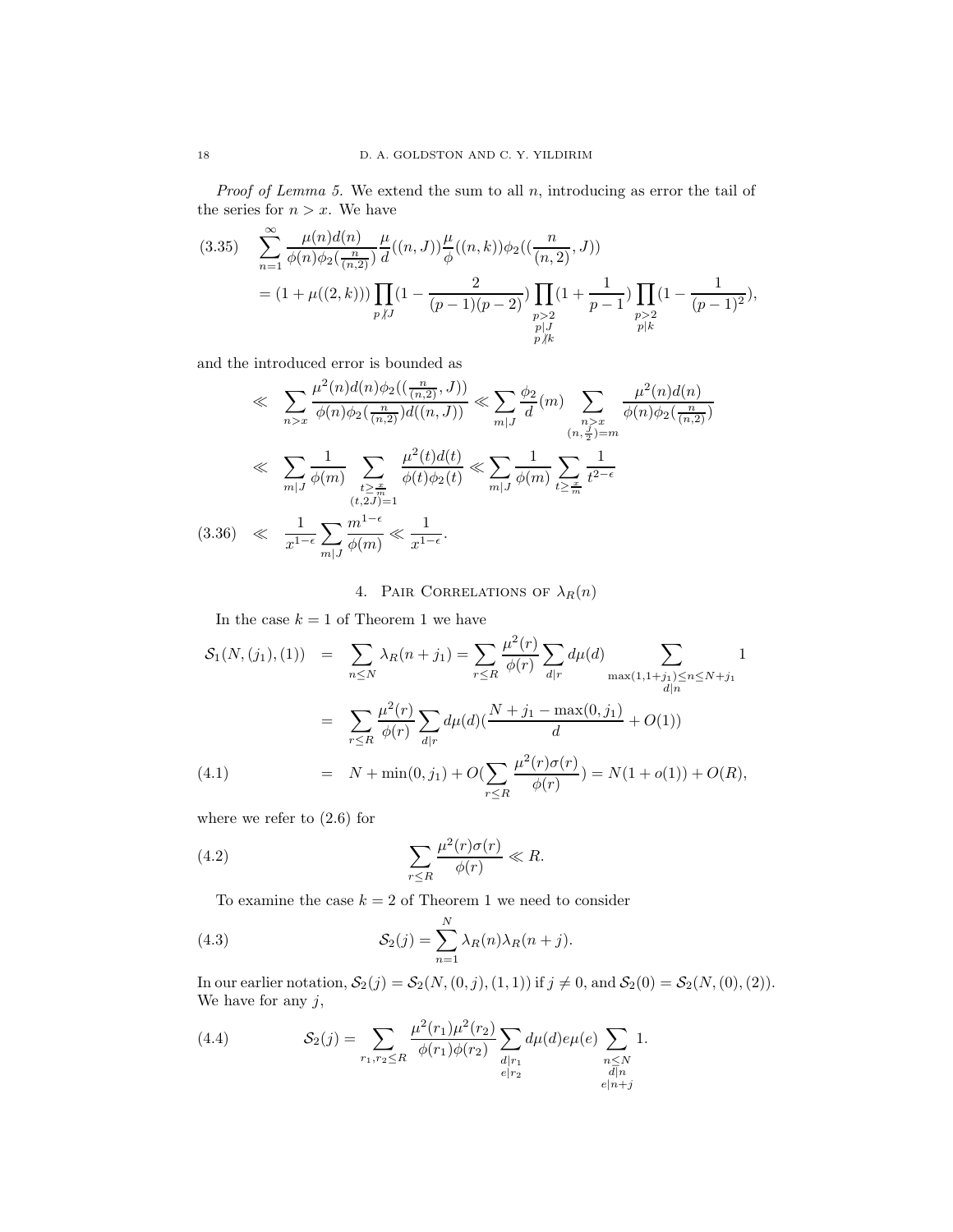*Proof of Lemma 5.* We extend the sum to all $n$, introducing as error the tail of the series for $n > x$. We have

$$
\begin{aligned}
(3.35) \quad & \sum_{n=1}^{\infty} \frac{\mu(n)d(n)}{\phi(n)\phi_2(\frac{n}{(n,2)})} \frac{\mu}{d}((n,J)) \frac{\mu}{\phi}((n,k))\phi_2((\frac{n}{(n,2)},J)) \\
&= (1+\mu((2,k))) \prod_{p \not| J}(1-\frac{2}{(p-1)(p-2)}) \prod_{\substack{p>2 \\ p|J \\ p\not| k}}(1+\frac{1}{p-1}) \prod_{\substack{p>2 \\ p|k}}(1-\frac{1}{(p-1)^2}),
\end{aligned}
$$

and the introduced error is bounded as

$$
\begin{aligned}
&\ll \sum_{n>x} \frac{\mu^2(n)d(n)\phi_2((\frac{n}{(n,2)},J))}{\phi(n)\phi_2(\frac{n}{(n,2)})d((n,J))} \ll \sum_{m|J} \frac{\phi_2}{d}(m) \sum_{\substack{n>x \\ (n,\frac{J}{2})=m}} \frac{\mu^2(n)d(n)}{\phi(n)\phi_2(\frac{n}{(n,2)})} \\
&\ll \sum_{m|J} \frac{1}{\phi(m)} \sum_{\substack{t \geq \frac{x}{m} \\ (t,2J)=1}} \frac{\mu^2(t)d(t)}{\phi(t)\phi_2(t)} \ll \sum_{m|J} \frac{1}{\phi(m)} \sum_{t \geq \frac{x}{m}} \frac{1}{t^{2-\epsilon}} \\
(3.36) \quad &\ll \frac{1}{x^{1-\epsilon}} \sum_{m|J} \frac{m^{1-\epsilon}}{\phi(m)} \ll \frac{1}{x^{1-\epsilon}}.
\end{aligned}
$$

## 4. Pair Correlations of $\lambda_R(n)$

In the case $k=1$ of Theorem 1 we have

$$
\begin{aligned}
\mathcal{S}_1(N,(j_1),(1)) &= \sum_{n\leq N} \lambda_R(n+j_1) = \sum_{r\leq R} \frac{\mu^2(r)}{\phi(r)} \sum_{d|r} d\mu(d) \sum_{\substack{\max(1,1+j_1)\leq n \leq N+j_1 \\ d|n}} 1 \\
&= \sum_{r\leq R} \frac{\mu^2(r)}{\phi(r)} \sum_{d|r} d\mu(d)(\frac{N+j_1-\max(0,j_1)}{d} + O(1)) \\
(4.1) \qquad &= N + \min(0,j_1) + O(\sum_{r\leq R} \frac{\mu^2(r)\sigma(r)}{\phi(r)}) = N(1+o(1)) + O(R),
\end{aligned}
$$

where we refer to (2.6) for

$$
(4.2) \qquad \sum_{r\leq R} \frac{\mu^2(r)\sigma(r)}{\phi(r)} \ll R.
$$

To examine the case $k=2$ of Theorem 1 we need to consider

$$
(4.3) \qquad \mathcal{S}_2(j) = \sum_{n=1}^{N} \lambda_R(n)\lambda_R(n+j).
$$

In our earlier notation, $\mathcal{S}_2(j) = \mathcal{S}_2(N,(0,j),(1,1))$ if $j \neq 0$, and $\mathcal{S}_2(0) = \mathcal{S}_2(N,(0),(2))$. We have for any $j$,

$$
(4.4) \qquad \mathcal{S}_2(j) = \sum_{r_1,r_2\leq R} \frac{\mu^2(r_1)\mu^2(r_2)}{\phi(r_1)\phi(r_2)} \sum_{\substack{d|r_1 \\ e|r_2}} d\mu(d)e\mu(e) \sum_{\substack{n\leq N \\ d|n \\ e|n+j}} 1.
$$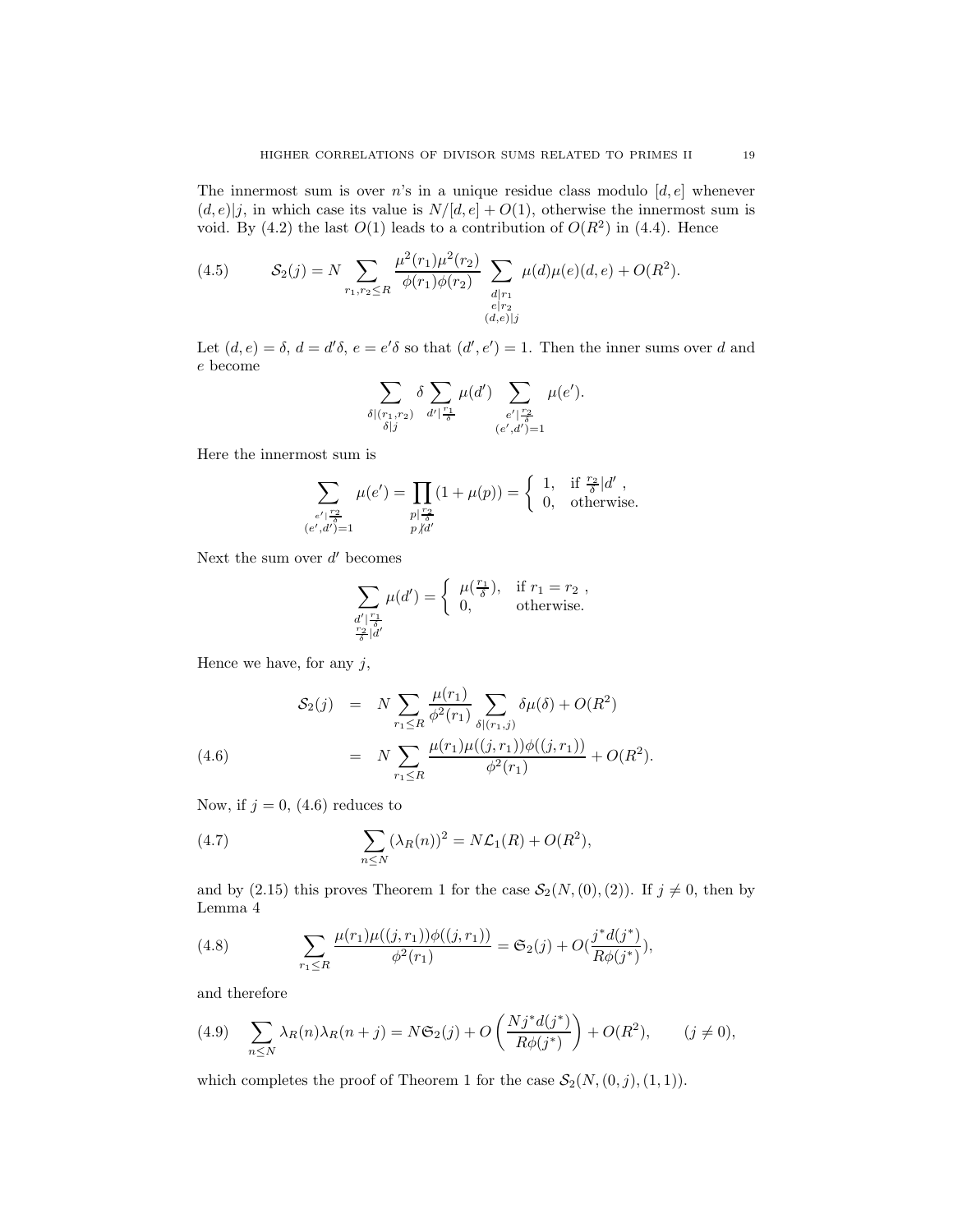The innermost sum is over $n$'s in a unique residue class modulo $[d,e]$ whenever $(d,e)|j$, in which case its value is $N/[d,e]+O(1)$, otherwise the innermost sum is void. By (4.2) the last $O(1)$ leads to a contribution of $O(R^2)$ in (4.4). Hence

$$\mathcal{S}_2(j) = N \sum_{r_1,r_2\le R} \frac{\mu^2(r_1)\mu^2(r_2)}{\phi(r_1)\phi(r_2)} \sum_{\substack{d|r_1\\ e|r_2\\ (d,e)|j}} \mu(d)\mu(e)(d,e) + O(R^2). \tag{4.5}$$

Let $(d,e)=\delta$, $d=d'\delta$, $e=e'\delta$ so that $(d',e')=1$. Then the inner sums over $d$ and $e$ become

$$\sum_{\substack{\delta|(r_1,r_2)\\ \delta|j}} \delta \sum_{d'|\frac{r_1}{\delta}} \mu(d') \sum_{\substack{e'|\frac{r_2}{\delta}\\ (e',d')=1}} \mu(e').$$

Here the innermost sum is

$$\sum_{\substack{e'|\frac{r_2}{\delta}\\ (e',d')=1}} \mu(e') = \prod_{\substack{p|\frac{r_2}{\delta}\\ p\nmid d'}} (1+\mu(p)) = \begin{cases} 1, & \text{if } \frac{r_2}{\delta}|d' \ , \\ 0, & \text{otherwise.} \end{cases}$$

Next the sum over $d'$ becomes

$$\sum_{\substack{d'|\frac{r_1}{\delta}\\ \frac{r_2}{\delta}|d'}} \mu(d') = \begin{cases} \mu(\frac{r_1}{\delta}), & \text{if } r_1=r_2 \ , \\ 0, & \text{otherwise.} \end{cases}$$

Hence we have, for any $j$,

$$\begin{aligned} \mathcal{S}_2(j) &= N \sum_{r_1\le R} \frac{\mu(r_1)}{\phi^2(r_1)} \sum_{\delta|(r_1,j)} \delta\mu(\delta) + O(R^2) \\ &= N \sum_{r_1\le R} \frac{\mu(r_1)\mu((j,r_1))\phi((j,r_1))}{\phi^2(r_1)} + O(R^2). \end{aligned} \tag{4.6}$$

Now, if $j=0$, (4.6) reduces to

$$\sum_{n\le N} (\lambda_R(n))^2 = N\mathcal{L}_1(R) + O(R^2), \tag{4.7}$$

and by (2.15) this proves Theorem 1 for the case $\mathcal{S}_2(N,(0),(2))$. If $j\neq 0$, then by Lemma 4

$$\sum_{r_1\le R} \frac{\mu(r_1)\mu((j,r_1))\phi((j,r_1))}{\phi^2(r_1)} = \mathfrak{S}_2(j) + O(\frac{j^*d(j^*)}{R\phi(j^*)}), \tag{4.8}$$

and therefore

$$\sum_{n\le N} \lambda_R(n)\lambda_R(n+j) = N\mathfrak{S}_2(j) + O\left(\frac{Nj^*d(j^*)}{R\phi(j^*)}\right) + O(R^2), \qquad (j\neq 0), \tag{4.9}$$

which completes the proof of Theorem 1 for the case $\mathcal{S}_2(N,(0,j),(1,1))$.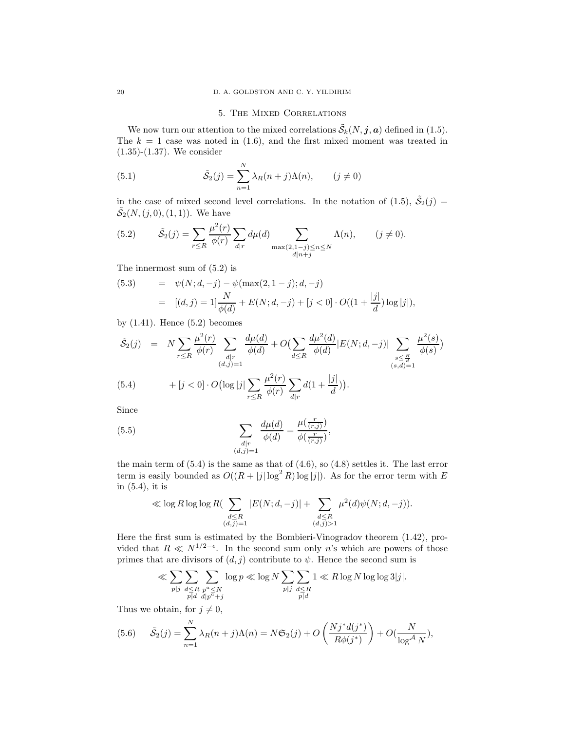## 5. The Mixed Correlations

We now turn our attention to the mixed correlations $\tilde{\mathcal{S}}_k(N, \boldsymbol{j}, \boldsymbol{a})$ defined in (1.5). The $k = 1$ case was noted in (1.6), and the first mixed moment was treated in (1.35)-(1.37). We consider

$$\tilde{\mathcal{S}}_2(j) = \sum_{n=1}^{N} \lambda_R(n+j)\Lambda(n), \qquad (j \neq 0) \tag{5.1}$$

in the case of mixed second level correlations. In the notation of (1.5), $\tilde{\mathcal{S}}_2(j) = \tilde{\mathcal{S}}_2(N, (j, 0), (1, 1))$. We have

$$\tilde{\mathcal{S}}_2(j) = \sum_{r \leq R} \frac{\mu^2(r)}{\phi(r)} \sum_{d|r} d\mu(d) \sum_{\substack{\max(2,1-j) \leq n \leq N \\ d|n+j}} \Lambda(n), \qquad (j \neq 0). \tag{5.2}$$

The innermost sum of (5.2) is

$$\begin{aligned} (5.3) \qquad &= \psi(N; d, -j) - \psi(\max(2, 1-j); d, -j) \\ &= [(d,j) = 1] \frac{N}{\phi(d)} + E(N; d, -j) + [j < 0] \cdot O((1 + \frac{|j|}{d}) \log |j|), \end{aligned}$$

by (1.41). Hence (5.2) becomes

$$\begin{aligned} \tilde{\mathcal{S}}_2(j) \quad &= \quad N \sum_{r \leq R} \frac{\mu^2(r)}{\phi(r)} \sum_{\substack{d|r \\ (d,j)=1}} \frac{d\mu(d)}{\phi(d)} + O\big(\sum_{d \leq R} \frac{d\mu^2(d)}{\phi(d)} |E(N; d, -j)| \sum_{\substack{s \leq \frac{R}{d} \\ (s,d)=1}} \frac{\mu^2(s)}{\phi(s)}\big) \\ (5.4) \qquad &+ [j < 0] \cdot O\big(\log |j| \sum_{r \leq R} \frac{\mu^2(r)}{\phi(r)} \sum_{d|r} d(1 + \frac{|j|}{d})\big). \end{aligned}$$

Since

$$\sum_{\substack{d|r \\ (d,j)=1}} \frac{d\mu(d)}{\phi(d)} = \frac{\mu(\frac{r}{(r,j)})}{\phi(\frac{r}{(r,j)})}, \tag{5.5}$$

the main term of (5.4) is the same as that of (4.6), so (4.8) settles it. The last error term is easily bounded as $O((R + |j| \log^2 R) \log |j|)$. As for the error term with $E$ in (5.4), it is

$$\ll \log R \log\log R \big( \sum_{\substack{d \leq R \\ (d,j)=1}} |E(N; d, -j)| + \sum_{\substack{d \leq R \\ (d,j)>1}} \mu^2(d) \psi(N; d, -j) \big).$$

Here the first sum is estimated by the Bombieri-Vinogradov theorem (1.42), provided that $R \ll N^{1/2-\epsilon}$. In the second sum only $n$'s which are powers of those primes that are divisors of $(d, j)$ contribute to $\psi$. Hence the second sum is

$$\ll \sum_{p|j} \sum_{\substack{d \leq R \\ p|d}} \sum_{\substack{p^a \leq N \\ d|p^a+j}} \log p \ll \log N \sum_{p|j} \sum_{\substack{d \leq R \\ p|d}} 1 \ll R \log N \log\log 3|j|.$$

Thus we obtain, for $j \neq 0$,

$$\tilde{\mathcal{S}}_2(j) = \sum_{n=1}^{N} \lambda_R(n+j)\Lambda(n) = N\mathfrak{S}_2(j) + O\left(\frac{Nj^* d(j^*)}{R\phi(j^*)}\right) + O(\frac{N}{\log^{\mathcal{A}} N}), \tag{5.6}$$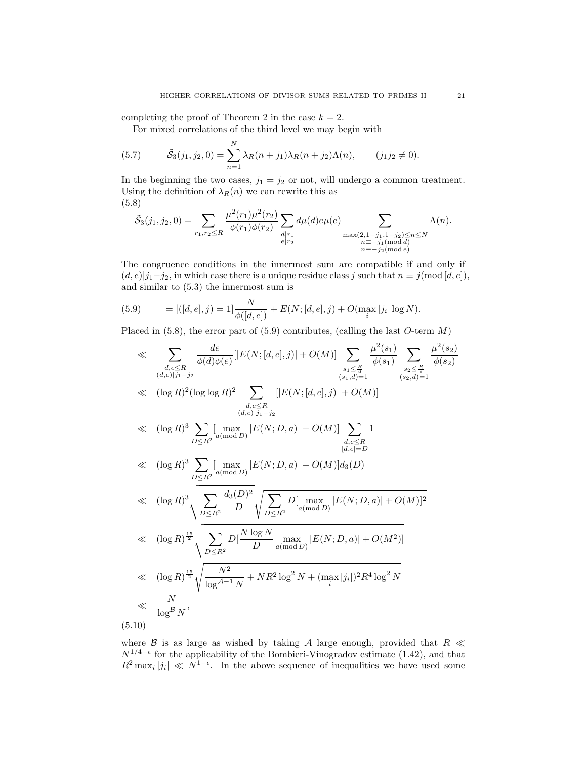completing the proof of Theorem 2 in the case $k = 2$.

For mixed correlations of the third level we may begin with

$$\tilde{\mathcal{S}}_3(j_1, j_2, 0) = \sum_{n=1}^{N} \lambda_R(n + j_1)\lambda_R(n + j_2)\Lambda(n), \qquad (j_1 j_2 \neq 0). \tag{5.7}$$

In the beginning the two cases, $j_1 = j_2$ or not, will undergo a common treatment. Using the definition of $\lambda_R(n)$ we can rewrite this as

$$\tilde{\mathcal{S}}_3(j_1, j_2, 0) = \sum_{r_1, r_2 \leq R} \frac{\mu^2(r_1)\mu^2(r_2)}{\phi(r_1)\phi(r_2)} \sum_{\substack{d|r_1 \\ e|r_2}} d\mu(d)e\mu(e) \sum_{\substack{\max(2, 1-j_1, 1-j_2) \leq n \leq N \\ n \equiv -j_1 (\mathrm{mod}\, d) \\ n \equiv -j_2 (\mathrm{mod}\, e)}} \Lambda(n). \tag{5.8}$$

The congruence conditions in the innermost sum are compatible if and only if $(d, e) | j_1 - j_2$, in which case there is a unique residue class $j$ such that $n \equiv j (\mathrm{mod}\, [d, e])$, and similar to (5.3) the innermost sum is

$$= [([d, e], j) = 1] \frac{N}{\phi([d, e])} + E(N; [d, e], j) + O(\max_i |j_i| \log N). \tag{5.9}$$

Placed in (5.8), the error part of (5.9) contributes, (calling the last $O$-term $M$)

$$\begin{aligned}
&\ll \sum_{\substack{d, e \leq R \\ (d,e)|j_1 - j_2}} \frac{de}{\phi(d)\phi(e)} [|E(N; [d, e], j)| + O(M)] \sum_{\substack{s_1 \leq \frac{R}{d} \\ (s_1, d) = 1}} \frac{\mu^2(s_1)}{\phi(s_1)} \sum_{\substack{s_2 \leq \frac{R}{e} \\ (s_2, d) = 1}} \frac{\mu^2(s_2)}{\phi(s_2)} \\
&\ll (\log R)^2 (\log\log R)^2 \sum_{\substack{d, e \leq R \\ (d,e)|j_1 - j_2}} [|E(N; [d, e], j)| + O(M)] \\
&\ll (\log R)^3 \sum_{D \leq R^2} [\max_{a (\mathrm{mod}\, D)} |E(N; D, a)| + O(M)] \sum_{\substack{d, e \leq R \\ [d,e] = D}} 1 \\
&\ll (\log R)^3 \sum_{D \leq R^2} [\max_{a (\mathrm{mod}\, D)} |E(N; D, a)| + O(M)] d_3(D) \\
&\ll (\log R)^3 \sqrt{\sum_{D \leq R^2} \frac{d_3(D)^2}{D}} \sqrt{\sum_{D \leq R^2} D [\max_{a (\mathrm{mod}\, D)} |E(N; D, a)| + O(M)]^2} \\
&\ll (\log R)^{\frac{15}{2}} \sqrt{\sum_{D \leq R^2} D [\frac{N \log N}{D} \max_{a (\mathrm{mod}\, D)} |E(N; D, a)| + O(M^2)]} \\
&\ll (\log R)^{\frac{15}{2}} \sqrt{\frac{N^2}{\log^{\mathcal{A}-1} N} + N R^2 \log^2 N + (\max_i |j_i|)^2 R^4 \log^2 N} \\
&\ll \frac{N}{\log^{\mathcal{B}} N},
\end{aligned} \tag{5.10}$$

where $\mathcal{B}$ is as large as wished by taking $\mathcal{A}$ large enough, provided that $R \ll N^{1/4 - \epsilon}$ for the applicability of the Bombieri-Vinogradov estimate (1.42), and that $R^2 \max_i |j_i| \ll N^{1-\epsilon}$. In the above sequence of inequalities we have used some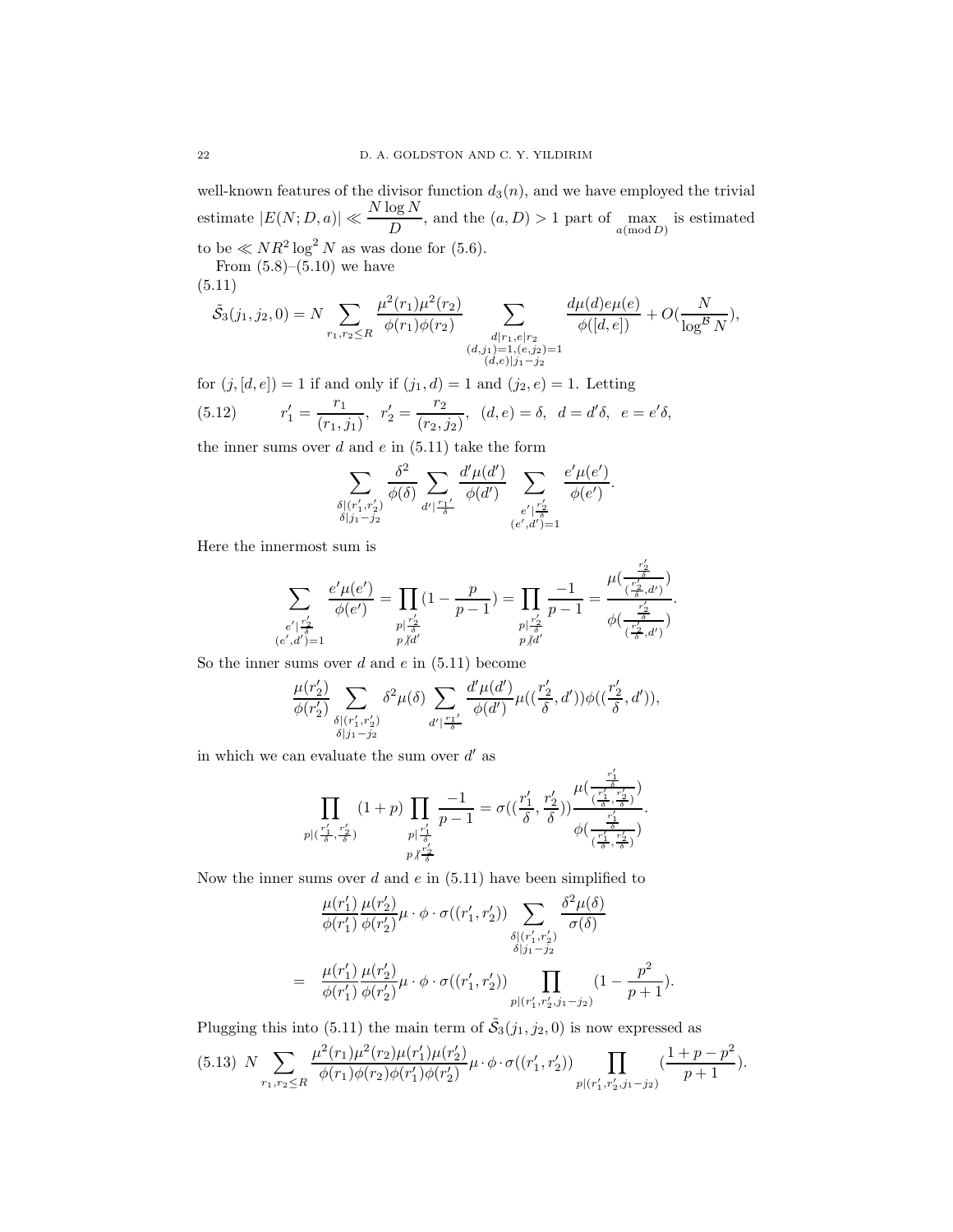well-known features of the divisor function $d_3(n)$, and we have employed the trivial estimate $|E(N; D, a)| \ll \dfrac{N \log N}{D}$, and the $(a, D) > 1$ part of $\max\limits_{a \pmod D}$ is estimated to be $\ll NR^2 \log^2 N$ as was done for (5.6).

From (5.8)–(5.10) we have

$$\tilde{\mathcal{S}}_3(j_1, j_2, 0) = N \sum_{r_1, r_2 \le R} \frac{\mu^2(r_1)\mu^2(r_2)}{\phi(r_1)\phi(r_2)} \sum_{\substack{d | r_1, e | r_2 \\ (d, j_1) = 1, (e, j_2) = 1 \\ (d, e) | j_1 - j_2}} \frac{d\mu(d) e\mu(e)}{\phi([d, e])} + O(\frac{N}{\log^{\mathcal{B}} N}), \tag{5.11}$$

for $(j, [d, e]) = 1$ if and only if $(j_1, d) = 1$ and $(j_2, e) = 1$. Letting

$$r_1' = \frac{r_1}{(r_1, j_1)}, \ \ r_2' = \frac{r_2}{(r_2, j_2)}, \ \ (d, e) = \delta, \ \ d = d'\delta, \ \ e = e'\delta, \tag{5.12}$$

the inner sums over $d$ and $e$ in (5.11) take the form

$$\sum_{\substack{\delta | (r_1', r_2') \\ \delta | j_1 - j_2}} \frac{\delta^2}{\phi(\delta)} \sum_{d' | \frac{r_1{}'}{\delta}} \frac{d'\mu(d')}{\phi(d')} \sum_{\substack{e' | \frac{r_2'}{\delta} \\ (e', d') = 1}} \frac{e'\mu(e')}{\phi(e')}.$$

Here the innermost sum is

$$\sum_{\substack{e' | \frac{r_2'}{\delta} \\ (e', d') = 1}} \frac{e'\mu(e')}{\phi(e')} = \prod_{\substack{p | \frac{r_2'}{\delta} \\ p \not| d'}} (1 - \frac{p}{p-1}) = \prod_{\substack{p | \frac{r_2'}{\delta} \\ p \not| d'}} \frac{-1}{p-1} = \frac{\mu(\frac{\frac{r_2'}{\delta}}{(\frac{r_2'}{\delta}, d')})}{\phi(\frac{\frac{r_2'}{\delta}}{(\frac{r_2'}{\delta}, d')})}.$$

So the inner sums over $d$ and $e$ in (5.11) become

$$\frac{\mu(r_2')}{\phi(r_2')} \sum_{\substack{\delta | (r_1', r_2') \\ \delta | j_1 - j_2}} \delta^2 \mu(\delta) \sum_{d' | \frac{r_1{}'}{\delta}} \frac{d'\mu(d')}{\phi(d')} \mu((\frac{r_2'}{\delta}, d')) \phi((\frac{r_2'}{\delta}, d')),$$

in which we can evaluate the sum over $d'$ as

$$\prod_{p | (\frac{r_1'}{\delta}, \frac{r_2'}{\delta})} (1 + p) \prod_{\substack{p | \frac{r_1'}{\delta} \\ p \not| \frac{r_2'}{\delta}}} \frac{-1}{p-1} = \sigma((\frac{r_1'}{\delta}, \frac{r_2'}{\delta})) \frac{\mu(\frac{\frac{r_1'}{\delta}}{(\frac{r_1'}{\delta}, \frac{r_2'}{\delta})})}{\phi(\frac{\frac{r_1'}{\delta}}{(\frac{r_1'}{\delta}, \frac{r_2'}{\delta})})}.$$

Now the inner sums over $d$ and $e$ in (5.11) have been simplified to

$$\begin{aligned}
& \frac{\mu(r_1')}{\phi(r_1')} \frac{\mu(r_2')}{\phi(r_2')} \mu \cdot \phi \cdot \sigma((r_1', r_2')) \sum_{\substack{\delta | (r_1', r_2') \\ \delta | j_1 - j_2}} \frac{\delta^2 \mu(\delta)}{\sigma(\delta)} \\
= \ & \frac{\mu(r_1')}{\phi(r_1')} \frac{\mu(r_2')}{\phi(r_2')} \mu \cdot \phi \cdot \sigma((r_1', r_2')) \prod_{p | (r_1', r_2', j_1 - j_2)} (1 - \frac{p^2}{p+1}).
\end{aligned}$$

Plugging this into (5.11) the main term of $\tilde{\mathcal{S}}_3(j_1, j_2, 0)$ is now expressed as

$$N \sum_{r_1, r_2 \le R} \frac{\mu^2(r_1)\mu^2(r_2)\mu(r_1')\mu(r_2')}{\phi(r_1)\phi(r_2)\phi(r_1')\phi(r_2')} \mu \cdot \phi \cdot \sigma((r_1', r_2')) \prod_{p | (r_1', r_2', j_1 - j_2)} (\frac{1 + p - p^2}{p+1}). \tag{5.13}$$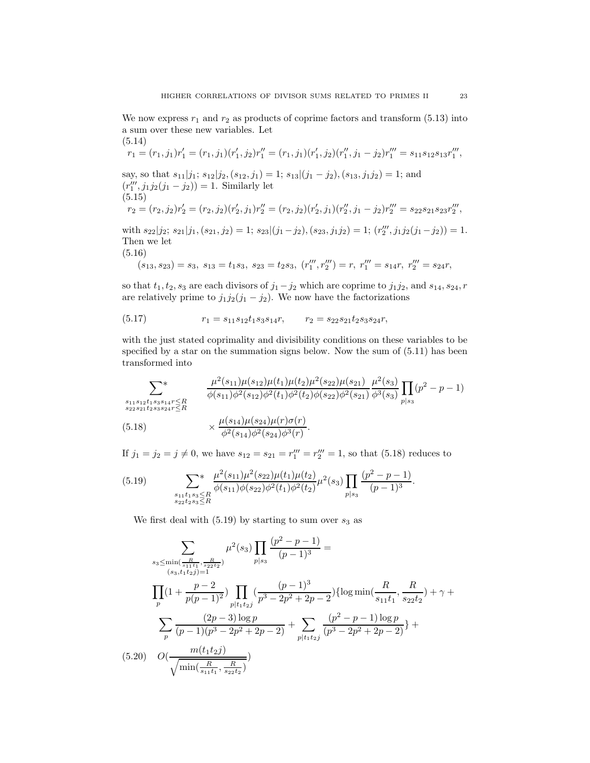We now express $r_1$ and $r_2$ as products of coprime factors and transform (5.13) into a sum over these new variables. Let

$$r_1 = (r_1, j_1)r_1' = (r_1, j_1)(r_1', j_2)r_1'' = (r_1, j_1)(r_1', j_2)(r_1'', j_1 - j_2)r_1''' = s_{11}s_{12}s_{13}r_1''', \tag{5.14}$$

say, so that $s_{11}|j_1$; $s_{12}|j_2, (s_{12}, j_1) = 1$; $s_{13}|(j_1 - j_2), (s_{13}, j_1j_2) = 1$; and $(r_1''', j_1j_2(j_1 - j_2)) = 1$. Similarly let

$$r_2 = (r_2, j_2)r_2' = (r_2, j_2)(r_2', j_1)r_2'' = (r_2, j_2)(r_2', j_1)(r_2'', j_1 - j_2)r_2''' = s_{22}s_{21}s_{23}r_2''', \tag{5.15}$$

with $s_{22}|j_2$; $s_{21}|j_1, (s_{21}, j_2) = 1$; $s_{23}|(j_1 - j_2), (s_{23}, j_1j_2) = 1$; $(r_2''', j_1j_2(j_1 - j_2)) = 1$. Then we let

$$(s_{13}, s_{23}) = s_3,\ s_{13} = t_1s_3,\ s_{23} = t_2s_3,\ (r_1''', r_2''') = r,\ r_1''' = s_{14}r,\ r_2''' = s_{24}r, \tag{5.16}$$

so that $t_1, t_2, s_3$ are each divisors of $j_1 - j_2$ which are coprime to $j_1j_2$, and $s_{14}, s_{24}, r$ are relatively prime to $j_1j_2(j_1 - j_2)$. We now have the factorizations

$$r_1 = s_{11}s_{12}t_1s_3s_{14}r, \qquad r_2 = s_{22}s_{21}t_2s_3s_{24}r, \tag{5.17}$$

with the just stated coprimality and divisibility conditions on these variables to be specified by a star on the summation signs below. Now the sum of (5.11) has been transformed into

$$\sum^*_{\substack{s_{11}s_{12}t_1s_3s_{14}r \le R \\ s_{22}s_{21}t_2s_3s_{24}r \le R}} \frac{\mu^2(s_{11})\mu(s_{12})\mu(t_1)\mu(t_2)\mu^2(s_{22})\mu(s_{21})}{\phi(s_{11})\phi^2(s_{12})\phi^2(t_1)\phi^2(t_2)\phi(s_{22})\phi^2(s_{21})} \frac{\mu^2(s_3)}{\phi^3(s_3)} \prod_{p|s_3}(p^2 - p - 1)$$
$$\times \frac{\mu(s_{14})\mu(s_{24})\mu(r)\sigma(r)}{\phi^2(s_{14})\phi^2(s_{24})\phi^3(r)}. \tag{5.18}$$

If $j_1 = j_2 = j \neq 0$, we have $s_{12} = s_{21} = r_1''' = r_2''' = 1$, so that (5.18) reduces to

$$\sum^*_{\substack{s_{11}t_1s_3 \le R \\ s_{22}t_2s_3 \le R}} \frac{\mu^2(s_{11})\mu^2(s_{22})\mu(t_1)\mu(t_2)}{\phi(s_{11})\phi(s_{22})\phi^2(t_1)\phi^2(t_2)} \mu^2(s_3) \prod_{p|s_3} \frac{(p^2 - p - 1)}{(p - 1)^3}. \tag{5.19}$$

We first deal with (5.19) by starting to sum over $s_3$ as

$$\sum_{\substack{s_3 \le \min(\frac{R}{s_{11}t_1}, \frac{R}{s_{22}t_2}) \\ (s_3, t_1t_2j) = 1}} \mu^2(s_3) \prod_{p|s_3} \frac{(p^2 - p - 1)}{(p - 1)^3} =$$
$$\prod_p \left(1 + \frac{p - 2}{p(p - 1)^2}\right) \prod_{p|t_1t_2j} \left(\frac{(p - 1)^3}{p^3 - 2p^2 + 2p - 2}\right) \{\log \min(\frac{R}{s_{11}t_1}, \frac{R}{s_{22}t_2}) + \gamma +$$
$$\sum_p \frac{(2p - 3)\log p}{(p - 1)(p^3 - 2p^2 + 2p - 2)} + \sum_{p|t_1t_2j} \frac{(p^2 - p - 1)\log p}{(p^3 - 2p^2 + 2p - 2)}\} +$$
$$O\left(\frac{m(t_1t_2j)}{\sqrt{\min(\frac{R}{s_{11}t_1}, \frac{R}{s_{22}t_2})}}\right) \tag{5.20}$$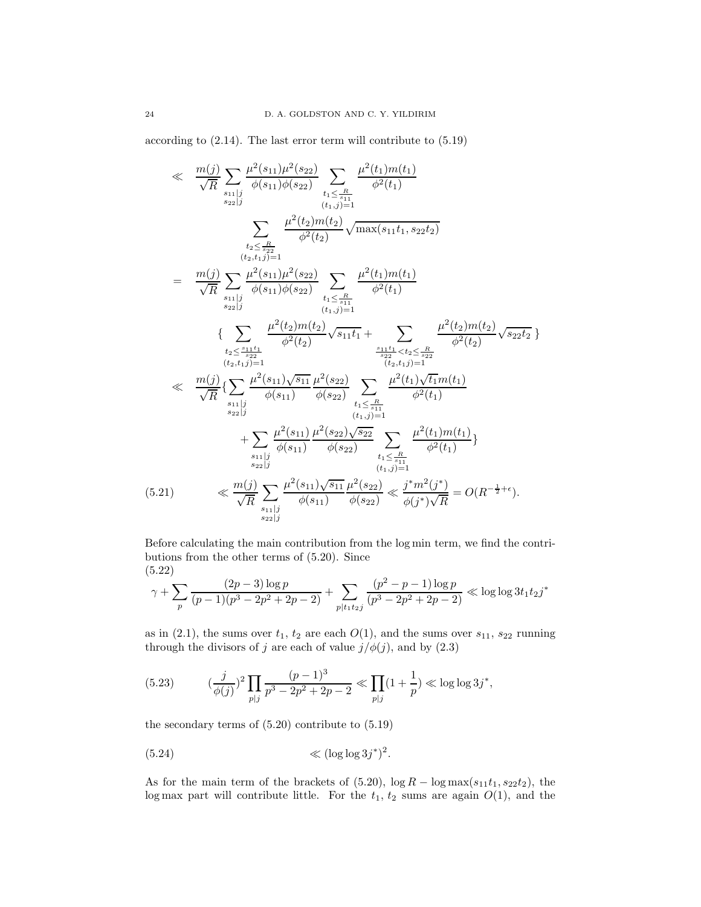according to (2.14). The last error term will contribute to (5.19)

$$
\begin{aligned}
&\ll \frac{m(j)}{\sqrt{R}} \sum_{\substack{s_{11}|j \\ s_{22}|j}} \frac{\mu^2(s_{11})\mu^2(s_{22})}{\phi(s_{11})\phi(s_{22})} \sum_{\substack{t_1 \leq \frac{R}{s_{11}} \\ (t_1,j)=1}} \frac{\mu^2(t_1)m(t_1)}{\phi^2(t_1)} \\
&\qquad\qquad \sum_{\substack{t_2 \leq \frac{R}{s_{22}} \\ (t_2,t_1 j)=1}} \frac{\mu^2(t_2)m(t_2)}{\phi^2(t_2)} \sqrt{\max(s_{11}t_1, s_{22}t_2)} \\
&= \frac{m(j)}{\sqrt{R}} \sum_{\substack{s_{11}|j \\ s_{22}|j}} \frac{\mu^2(s_{11})\mu^2(s_{22})}{\phi(s_{11})\phi(s_{22})} \sum_{\substack{t_1 \leq \frac{R}{s_{11}} \\ (t_1,j)=1}} \frac{\mu^2(t_1)m(t_1)}{\phi^2(t_1)} \\
&\qquad \{ \sum_{\substack{t_2 \leq \frac{s_{11}t_1}{s_{22}} \\ (t_2,t_1 j)=1}} \frac{\mu^2(t_2)m(t_2)}{\phi^2(t_2)} \sqrt{s_{11}t_1} + \sum_{\substack{\frac{s_{11}t_1}{s_{22}} < t_2 \leq \frac{R}{s_{22}} \\ (t_2,t_1 j)=1}} \frac{\mu^2(t_2)m(t_2)}{\phi^2(t_2)} \sqrt{s_{22}t_2} \, \} \\
&\ll \frac{m(j)}{\sqrt{R}} \{ \sum_{\substack{s_{11}|j \\ s_{22}|j}} \frac{\mu^2(s_{11})\sqrt{s_{11}}}{\phi(s_{11})} \frac{\mu^2(s_{22})}{\phi(s_{22})} \sum_{\substack{t_1 \leq \frac{R}{s_{11}} \\ (t_1,j)=1}} \frac{\mu^2(t_1)\sqrt{t_1} m(t_1)}{\phi^2(t_1)} \\
&\qquad\qquad + \sum_{\substack{s_{11}|j \\ s_{22}|j}} \frac{\mu^2(s_{11})}{\phi(s_{11})} \frac{\mu^2(s_{22})\sqrt{s_{22}}}{\phi(s_{22})} \sum_{\substack{t_1 \leq \frac{R}{s_{11}} \\ (t_1,j)=1}} \frac{\mu^2(t_1)m(t_1)}{\phi^2(t_1)} \} \\
&\qquad\qquad \ll \frac{m(j)}{\sqrt{R}} \sum_{\substack{s_{11}|j \\ s_{22}|j}} \frac{\mu^2(s_{11})\sqrt{s_{11}}}{\phi(s_{11})} \frac{\mu^2(s_{22})}{\phi(s_{22})} \ll \frac{j^* m^2(j^*)}{\phi(j^*)\sqrt{R}} = O(R^{-\frac{1}{2}+\epsilon}).
\end{aligned}
\tag{5.21}
$$

Before calculating the main contribution from the log min term, we find the contributions from the other terms of (5.20). Since

$$
\gamma + \sum_p \frac{(2p-3)\log p}{(p-1)(p^3-2p^2+2p-2)} + \sum_{p|t_1t_2j} \frac{(p^2-p-1)\log p}{(p^3-2p^2+2p-2)} \ll \log\log 3t_1t_2j^* \tag{5.22}
$$

as in (2.1), the sums over $t_1$, $t_2$ are each $O(1)$, and the sums over $s_{11}$, $s_{22}$ running through the divisors of $j$ are each of value $j/\phi(j)$, and by (2.3)

$$
(\frac{j}{\phi(j)})^2 \prod_{p|j} \frac{(p-1)^3}{p^3-2p^2+2p-2} \ll \prod_{p|j}(1+\frac{1}{p}) \ll \log\log 3j^*, \tag{5.23}
$$

the secondary terms of (5.20) contribute to (5.19)

$$
\ll (\log\log 3j^*)^2. \tag{5.24}
$$

As for the main term of the brackets of (5.20), $\log R - \log\max(s_{11}t_1, s_{22}t_2)$, the $\log\max$ part will contribute little. For the $t_1$, $t_2$ sums are again $O(1)$, and the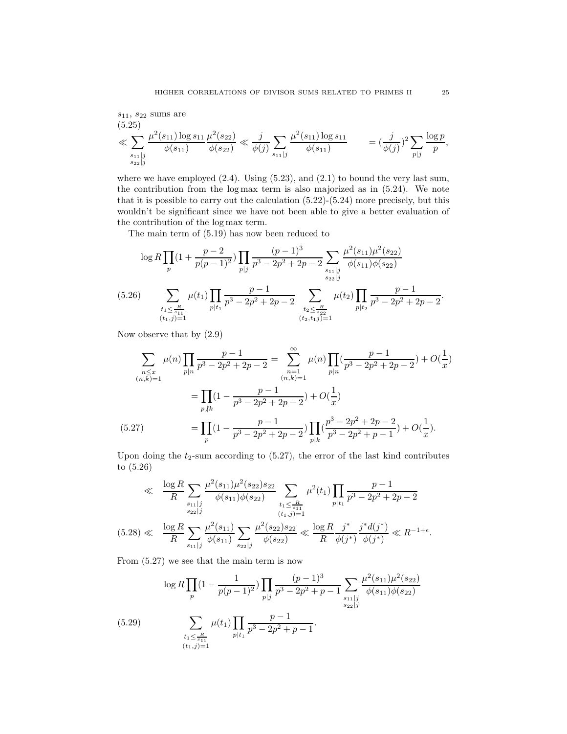$s_{11}$, $s_{22}$ sums are

$$\ll \sum_{\substack{s_{11}|j\\ s_{22}|j}} \frac{\mu^2(s_{11})\log s_{11}}{\phi(s_{11})}\frac{\mu^2(s_{22})}{\phi(s_{22})} \ll \frac{j}{\phi(j)}\sum_{s_{11}|j}\frac{\mu^2(s_{11})\log s_{11}}{\phi(s_{11})} \qquad = (\frac{j}{\phi(j)})^2\sum_{p|j}\frac{\log p}{p}, \tag{5.25}$$

where we have employed (2.4). Using (5.23), and (2.1) to bound the very last sum, the contribution from the log max term is also majorized as in (5.24). We note that it is possible to carry out the calculation (5.22)-(5.24) more precisely, but this wouldn't be significant since we have not been able to give a better evaluation of the contribution of the log max term.

The main term of (5.19) has now been reduced to

$$\log R\prod_p(1+\frac{p-2}{p(p-1)^2})\prod_{p|j}\frac{(p-1)^3}{p^3-2p^2+2p-2}\sum_{\substack{s_{11}|j\\ s_{22}|j}}\frac{\mu^2(s_{11})\mu^2(s_{22})}{\phi(s_{11})\phi(s_{22})}$$

$$\sum_{\substack{t_1\le\frac{R}{s_{11}}\\ (t_1,j)=1}}\mu(t_1)\prod_{p|t_1}\frac{p-1}{p^3-2p^2+2p-2}\sum_{\substack{t_2\le\frac{R}{s_{22}}\\ (t_2,t_1j)=1}}\mu(t_2)\prod_{p|t_2}\frac{p-1}{p^3-2p^2+2p-2}. \tag{5.26}$$

Now observe that by (2.9)

$$\begin{aligned}\sum_{\substack{n\le x\\ (n,k)=1}}\mu(n)\prod_{p|n}\frac{p-1}{p^3-2p^2+2p-2} &= \sum_{\substack{n=1\\ (n,k)=1}}^{\infty}\mu(n)\prod_{p|n}(\frac{p-1}{p^3-2p^2+2p-2})+O(\frac{1}{x})\\ &=\prod_{p\nmid k}(1-\frac{p-1}{p^3-2p^2+2p-2})+O(\frac{1}{x})\\ &=\prod_{p}(1-\frac{p-1}{p^3-2p^2+2p-2})\prod_{p|k}(\frac{p^3-2p^2+2p-2}{p^3-2p^2+p-1})+O(\frac{1}{x}).\end{aligned} \tag{5.27}$$

Upon doing the $t_2$-sum according to (5.27), the error of the last kind contributes to (5.26)

$$\begin{aligned}&\ll \frac{\log R}{R}\sum_{\substack{s_{11}|j\\ s_{22}|j}}\frac{\mu^2(s_{11})\mu^2(s_{22})s_{22}}{\phi(s_{11})\phi(s_{22})}\sum_{\substack{t_1\le\frac{R}{s_{11}}\\ (t_1,j)=1}}\mu^2(t_1)\prod_{p|t_1}\frac{p-1}{p^3-2p^2+2p-2}\\ &\ll \frac{\log R}{R}\sum_{s_{11}|j}\frac{\mu^2(s_{11})}{\phi(s_{11})}\sum_{s_{22}|j}\frac{\mu^2(s_{22})s_{22}}{\phi(s_{22})}\ll\frac{\log R}{R}\frac{j^*}{\phi(j^*)}\frac{j^*d(j^*)}{\phi(j^*)}\ll R^{-1+\epsilon}.\end{aligned} \tag{5.28}$$

From (5.27) we see that the main term is now

$$\log R\prod_p(1-\frac{1}{p(p-1)^2})\prod_{p|j}\frac{(p-1)^3}{p^3-2p^2+p-1}\sum_{\substack{s_{11}|j\\ s_{22}|j}}\frac{\mu^2(s_{11})\mu^2(s_{22})}{\phi(s_{11})\phi(s_{22})}$$

$$\sum_{\substack{t_1\le\frac{R}{s_{11}}\\ (t_1,j)=1}}\mu(t_1)\prod_{p|t_1}\frac{p-1}{p^3-2p^2+p-1}. \tag{5.29}$$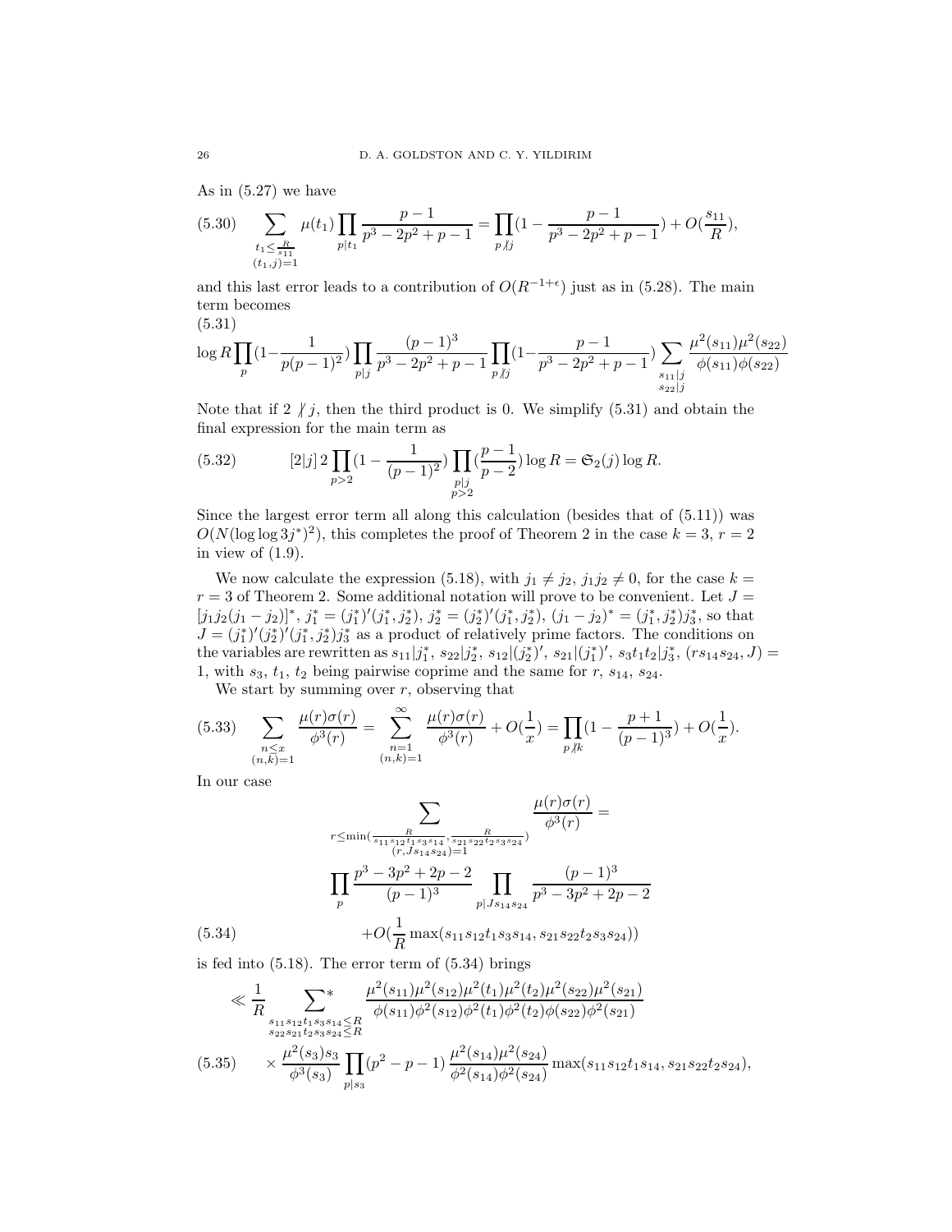As in (5.27) we have

$$\sum_{\substack{t_1 \le \frac{R}{s_{11}} \\ (t_1, j)=1}} \mu(t_1) \prod_{p|t_1} \frac{p-1}{p^3-2p^2+p-1} = \prod_{p\not| j}(1 - \frac{p-1}{p^3-2p^2+p-1}) + O(\frac{s_{11}}{R}), \tag{5.30}$$

and this last error leads to a contribution of $O(R^{-1+\epsilon})$ just as in (5.28). The main term becomes

$$\log R \prod_p (1 - \frac{1}{p(p-1)^2}) \prod_{p|j} \frac{(p-1)^3}{p^3-2p^2+p-1} \prod_{p\not| j}(1 - \frac{p-1}{p^3-2p^2+p-1}) \sum_{\substack{s_{11}|j \\ s_{22}|j}} \frac{\mu^2(s_{11})\mu^2(s_{22})}{\phi(s_{11})\phi(s_{22})} \tag{5.31}$$

Note that if $2 \not| j$, then the third product is 0. We simplify (5.31) and obtain the final expression for the main term as

$$[2|j]\, 2 \prod_{p>2}(1 - \frac{1}{(p-1)^2}) \prod_{\substack{p|j \\ p>2}} (\frac{p-1}{p-2}) \log R = \mathfrak{S}_2(j) \log R. \tag{5.32}$$

Since the largest error term all along this calculation (besides that of (5.11)) was $O(N(\log\log 3j^*)^2)$, this completes the proof of Theorem 2 in the case $k=3$, $r=2$ in view of (1.9).

We now calculate the expression (5.18), with $j_1 \ne j_2$, $j_1 j_2 \ne 0$, for the case $k = r = 3$ of Theorem 2. Some additional notation will prove to be convenient. Let $J = [j_1 j_2 (j_1 - j_2)]^*$, $j_1^* = (j_1^*)'(j_1^*, j_2^*)$, $j_2^* = (j_2^*)'(j_1^*, j_2^*)$, $(j_1 - j_2)^* = (j_1^*, j_2^*) j_3^*$, so that $J = (j_1^*)'(j_2^*)'(j_1^*, j_2^*) j_3^*$ as a product of relatively prime factors. The conditions on the variables are rewritten as $s_{11}|j_1^*$, $s_{22}|j_2^*$, $s_{12}|(j_2^*)'$, $s_{21}|(j_1^*)'$, $s_3 t_1 t_2 | j_3^*$, $(r s_{14} s_{24}, J) = 1$, with $s_3$, $t_1$, $t_2$ being pairwise coprime and the same for $r$, $s_{14}$, $s_{24}$.

We start by summing over $r$, observing that

$$\sum_{\substack{n \le x \\ (n,k)=1}} \frac{\mu(r)\sigma(r)}{\phi^3(r)} = \sum_{\substack{n=1 \\ (n,k)=1}}^{\infty} \frac{\mu(r)\sigma(r)}{\phi^3(r)} + O(\frac{1}{x}) = \prod_{p\not| k}(1 - \frac{p+1}{(p-1)^3}) + O(\frac{1}{x}). \tag{5.33}$$

In our case

$$\begin{aligned} &\sum_{\substack{r \le \min(\frac{R}{s_{11}s_{12}t_1s_3s_{14}}, \frac{R}{s_{21}s_{22}t_2s_3s_{24}}) \\ (r, J s_{14} s_{24})=1}} \frac{\mu(r)\sigma(r)}{\phi^3(r)} = \\ &\prod_p \frac{p^3-3p^2+2p-2}{(p-1)^3} \prod_{p|J s_{14} s_{24}} \frac{(p-1)^3}{p^3-3p^2+2p-2} \\ &+ O(\frac{1}{R}\max(s_{11}s_{12}t_1s_3s_{14}, s_{21}s_{22}t_2s_3s_{24})) \end{aligned} \tag{5.34}$$

is fed into (5.18). The error term of (5.34) brings

$$\begin{aligned} &\ll \frac{1}{R} \sideset{}{^*}\sum_{\substack{s_{11}s_{12}t_1s_3s_{14} \le R \\ s_{22}s_{21}t_2s_3s_{24} \le R}} \frac{\mu^2(s_{11})\mu^2(s_{12})\mu^2(t_1)\mu^2(t_2)\mu^2(s_{22})\mu^2(s_{21})}{\phi(s_{11})\phi^2(s_{12})\phi^2(t_1)\phi^2(t_2)\phi(s_{22})\phi^2(s_{21})} \\ &\times \frac{\mu^2(s_3)s_3}{\phi^3(s_3)} \prod_{p|s_3}(p^2-p-1) \frac{\mu^2(s_{14})\mu^2(s_{24})}{\phi^2(s_{14})\phi^2(s_{24})} \max(s_{11}s_{12}t_1s_{14}, s_{21}s_{22}t_2s_{24}), \end{aligned} \tag{5.35}$$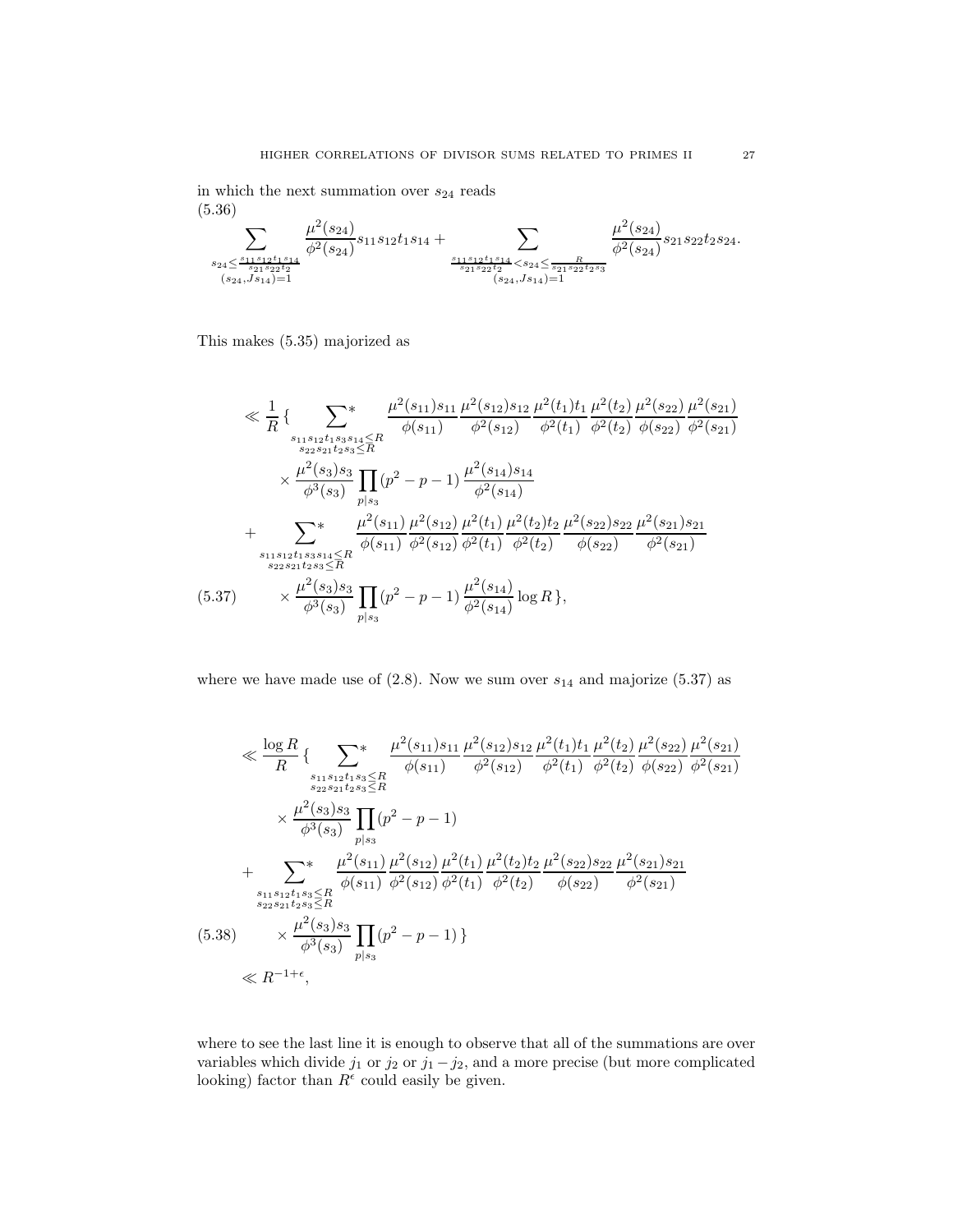in which the next summation over $s_{24}$ reads

$$
\sum_{\substack{s_{24}\le \frac{s_{11}s_{12}t_1s_{14}}{s_{21}s_{22}t_2} \\ (s_{24},Js_{14})=1}} \frac{\mu^2(s_{24})}{\phi^2(s_{24})} s_{11}s_{12}t_1s_{14} + \sum_{\substack{\frac{s_{11}s_{12}t_1s_{14}}{s_{21}s_{22}t_2} < s_{24} \le \frac{R}{s_{21}s_{22}t_2s_3} \\ (s_{24},Js_{14})=1}} \frac{\mu^2(s_{24})}{\phi^2(s_{24})} s_{21}s_{22}t_2s_{24}. \tag{5.36}
$$

This makes (5.35) majorized as

$$
\begin{aligned}
&\ll \frac{1}{R}\Big\{ \sideset{}{^*}\sum_{\substack{s_{11}s_{12}t_1s_3s_{14}\le R \\ s_{22}s_{21}t_2s_3\le R}} \frac{\mu^2(s_{11})s_{11}}{\phi(s_{11})}\frac{\mu^2(s_{12})s_{12}}{\phi^2(s_{12})}\frac{\mu^2(t_1)t_1}{\phi^2(t_1)}\frac{\mu^2(t_2)}{\phi^2(t_2)}\frac{\mu^2(s_{22})}{\phi(s_{22})}\frac{\mu^2(s_{21})}{\phi^2(s_{21})} \\
&\qquad \times \frac{\mu^2(s_3)s_3}{\phi^3(s_3)}\prod_{p|s_3}(p^2-p-1)\,\frac{\mu^2(s_{14})s_{14}}{\phi^2(s_{14})} \\
&\quad + \sideset{}{^*}\sum_{\substack{s_{11}s_{12}t_1s_3s_{14}\le R \\ s_{22}s_{21}t_2s_3\le R}} \frac{\mu^2(s_{11})}{\phi(s_{11})}\frac{\mu^2(s_{12})}{\phi^2(s_{12})}\frac{\mu^2(t_1)}{\phi^2(t_1)}\frac{\mu^2(t_2)t_2}{\phi^2(t_2)}\frac{\mu^2(s_{22})s_{22}}{\phi(s_{22})}\frac{\mu^2(s_{21})s_{21}}{\phi^2(s_{21})} \\
&\qquad \times \frac{\mu^2(s_3)s_3}{\phi^3(s_3)}\prod_{p|s_3}(p^2-p-1)\,\frac{\mu^2(s_{14})}{\phi^2(s_{14})}\log R\Big\},
\end{aligned} \tag{5.37}
$$

where we have made use of (2.8). Now we sum over $s_{14}$ and majorize (5.37) as

$$
\begin{aligned}
&\ll \frac{\log R}{R}\Big\{ \sideset{}{^*}\sum_{\substack{s_{11}s_{12}t_1s_3\le R \\ s_{22}s_{21}t_2s_3\le R}} \frac{\mu^2(s_{11})s_{11}}{\phi(s_{11})}\frac{\mu^2(s_{12})s_{12}}{\phi^2(s_{12})}\frac{\mu^2(t_1)t_1}{\phi^2(t_1)}\frac{\mu^2(t_2)}{\phi^2(t_2)}\frac{\mu^2(s_{22})}{\phi(s_{22})}\frac{\mu^2(s_{21})}{\phi^2(s_{21})} \\
&\qquad \times \frac{\mu^2(s_3)s_3}{\phi^3(s_3)}\prod_{p|s_3}(p^2-p-1) \\
&\quad + \sideset{}{^*}\sum_{\substack{s_{11}s_{12}t_1s_3\le R \\ s_{22}s_{21}t_2s_3\le R}} \frac{\mu^2(s_{11})}{\phi(s_{11})}\frac{\mu^2(s_{12})}{\phi^2(s_{12})}\frac{\mu^2(t_1)}{\phi^2(t_1)}\frac{\mu^2(t_2)t_2}{\phi^2(t_2)}\frac{\mu^2(s_{22})s_{22}}{\phi(s_{22})}\frac{\mu^2(s_{21})s_{21}}{\phi^2(s_{21})} \\
&\qquad \times \frac{\mu^2(s_3)s_3}{\phi^3(s_3)}\prod_{p|s_3}(p^2-p-1)\Big\} \\
&\ll R^{-1+\epsilon},
\end{aligned} \tag{5.38}
$$

where to see the last line it is enough to observe that all of the summations are over variables which divide $j_1$ or $j_2$ or $j_1-j_2$, and a more precise (but more complicated looking) factor than $R^\epsilon$ could easily be given.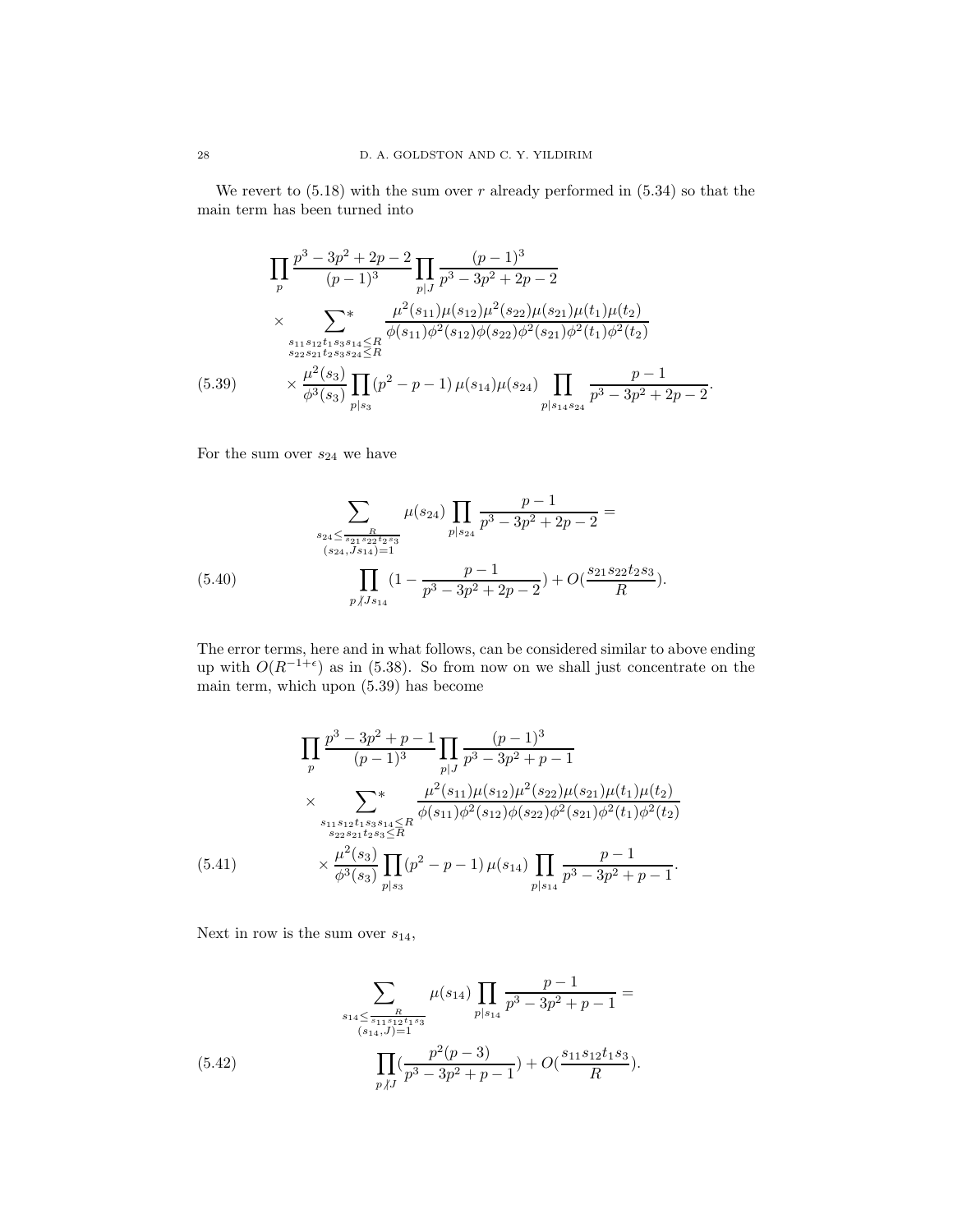We revert to (5.18) with the sum over $r$ already performed in (5.34) so that the main term has been turned into

$$
\begin{aligned}
&\prod_p \frac{p^3-3p^2+2p-2}{(p-1)^3}\prod_{p|J}\frac{(p-1)^3}{p^3-3p^2+2p-2} \\
&\times \sum_{\substack{s_{11}s_{12}t_1s_3s_{14}\le R\\ s_{22}s_{21}t_2s_3s_{24}\le R}}^{*} \frac{\mu^2(s_{11})\mu(s_{12})\mu^2(s_{22})\mu(s_{21})\mu(t_1)\mu(t_2)}{\phi(s_{11})\phi^2(s_{12})\phi(s_{22})\phi^2(s_{21})\phi^2(t_1)\phi^2(t_2)} \\
&\times \frac{\mu^2(s_3)}{\phi^3(s_3)}\prod_{p|s_3}(p^2-p-1)\,\mu(s_{14})\mu(s_{24})\prod_{p|s_{14}s_{24}}\frac{p-1}{p^3-3p^2+2p-2}.
\end{aligned}
\tag{5.39}
$$

For the sum over $s_{24}$ we have

$$
\begin{aligned}
&\sum_{\substack{s_{24}\le \frac{R}{s_{21}s_{22}t_2s_3}\\ (s_{24},Js_{14})=1}} \mu(s_{24})\prod_{p|s_{24}}\frac{p-1}{p^3-3p^2+2p-2} = \\
&\prod_{p\not| Js_{14}}\Big(1-\frac{p-1}{p^3-3p^2+2p-2}\Big)+O\Big(\frac{s_{21}s_{22}t_2s_3}{R}\Big).
\end{aligned}
\tag{5.40}
$$

The error terms, here and in what follows, can be considered similar to above ending up with $O(R^{-1+\epsilon})$ as in (5.38). So from now on we shall just concentrate on the main term, which upon (5.39) has become

$$
\begin{aligned}
&\prod_p \frac{p^3-3p^2+p-1}{(p-1)^3}\prod_{p|J}\frac{(p-1)^3}{p^3-3p^2+p-1} \\
&\times \sum_{\substack{s_{11}s_{12}t_1s_3s_{14}\le R\\ s_{22}s_{21}t_2s_3\le R}}^{*} \frac{\mu^2(s_{11})\mu(s_{12})\mu^2(s_{22})\mu(s_{21})\mu(t_1)\mu(t_2)}{\phi(s_{11})\phi^2(s_{12})\phi(s_{22})\phi^2(s_{21})\phi^2(t_1)\phi^2(t_2)} \\
&\times \frac{\mu^2(s_3)}{\phi^3(s_3)}\prod_{p|s_3}(p^2-p-1)\,\mu(s_{14})\prod_{p|s_{14}}\frac{p-1}{p^3-3p^2+p-1}.
\end{aligned}
\tag{5.41}
$$

Next in row is the sum over $s_{14}$,

$$
\begin{aligned}
&\sum_{\substack{s_{14}\le \frac{R}{s_{11}s_{12}t_1s_3}\\ (s_{14},J)=1}} \mu(s_{14})\prod_{p|s_{14}}\frac{p-1}{p^3-3p^2+p-1} = \\
&\prod_{p\not| J}\Big(\frac{p^2(p-3)}{p^3-3p^2+p-1}\Big)+O\Big(\frac{s_{11}s_{12}t_1s_3}{R}\Big).
\end{aligned}
\tag{5.42}
$$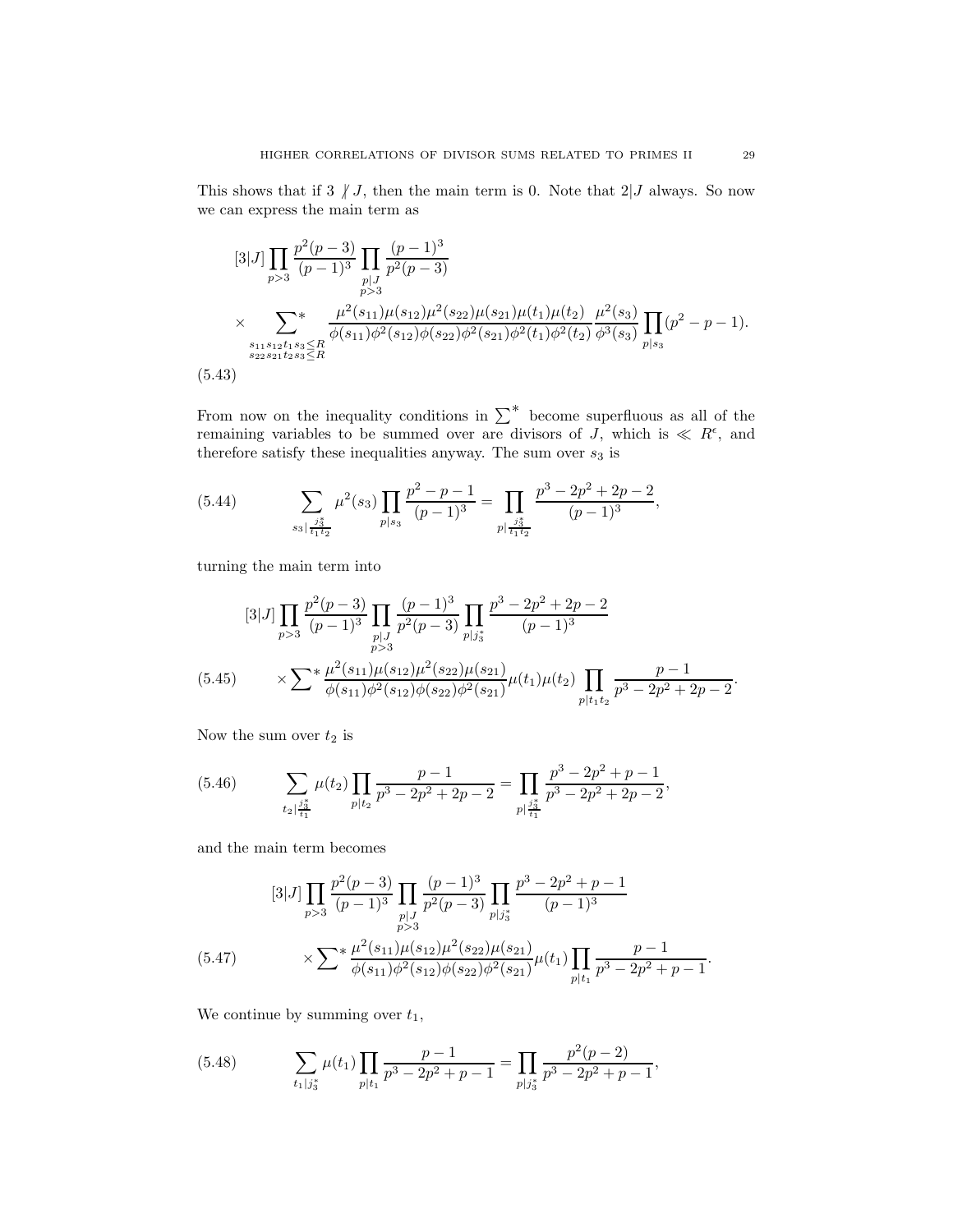This shows that if $3 \not| J$, then the main term is 0. Note that $2|J$ always. So now we can express the main term as

$$
\begin{aligned}
&[3|J] \prod_{p>3} \frac{p^2(p-3)}{(p-1)^3} \prod_{\substack{p|J \\ p>3}} \frac{(p-1)^3}{p^2(p-3)} \\
&\times \sideset{}{^*}\sum_{\substack{s_{11}s_{12}t_1s_3 \le R \\ s_{22}s_{21}t_2s_3 \le R}} \frac{\mu^2(s_{11})\mu(s_{12})\mu^2(s_{22})\mu(s_{21})\mu(t_1)\mu(t_2)}{\phi(s_{11})\phi^2(s_{12})\phi(s_{22})\phi^2(s_{21})\phi^2(t_1)\phi^2(t_2)} \frac{\mu^2(s_3)}{\phi^3(s_3)} \prod_{p|s_3}(p^2-p-1).
\end{aligned} \tag{5.43}
$$

From now on the inequality conditions in $\sum^*$ become superfluous as all of the remaining variables to be summed over are divisors of $J$, which is $\ll R^\epsilon$, and therefore satisfy these inequalities anyway. The sum over $s_3$ is

$$
\sum_{s_3|\frac{j_3^*}{t_1t_2}} \mu^2(s_3) \prod_{p|s_3} \frac{p^2-p-1}{(p-1)^3} = \prod_{p|\frac{j_3^*}{t_1t_2}} \frac{p^3-2p^2+2p-2}{(p-1)^3}, \tag{5.44}
$$

turning the main term into

$$
\begin{aligned}
&[3|J] \prod_{p>3} \frac{p^2(p-3)}{(p-1)^3} \prod_{\substack{p|J \\ p>3}} \frac{(p-1)^3}{p^2(p-3)} \prod_{p|j_3^*} \frac{p^3-2p^2+2p-2}{(p-1)^3} \\
&\qquad \times \sideset{}{^*}\sum \frac{\mu^2(s_{11})\mu(s_{12})\mu^2(s_{22})\mu(s_{21})}{\phi(s_{11})\phi^2(s_{12})\phi(s_{22})\phi^2(s_{21})} \mu(t_1)\mu(t_2) \prod_{p|t_1t_2} \frac{p-1}{p^3-2p^2+2p-2}.
\end{aligned} \tag{5.45}
$$

Now the sum over $t_2$ is

$$
\sum_{t_2|\frac{j_3^*}{t_1}} \mu(t_2) \prod_{p|t_2} \frac{p-1}{p^3-2p^2+2p-2} = \prod_{p|\frac{j_3^*}{t_1}} \frac{p^3-2p^2+p-1}{p^3-2p^2+2p-2}, \tag{5.46}
$$

and the main term becomes

$$
\begin{aligned}
&[3|J] \prod_{p>3} \frac{p^2(p-3)}{(p-1)^3} \prod_{\substack{p|J \\ p>3}} \frac{(p-1)^3}{p^2(p-3)} \prod_{p|j_3^*} \frac{p^3-2p^2+p-1}{(p-1)^3} \\
&\qquad \times \sideset{}{^*}\sum \frac{\mu^2(s_{11})\mu(s_{12})\mu^2(s_{22})\mu(s_{21})}{\phi(s_{11})\phi^2(s_{12})\phi(s_{22})\phi^2(s_{21})} \mu(t_1) \prod_{p|t_1} \frac{p-1}{p^3-2p^2+p-1}.
\end{aligned} \tag{5.47}
$$

We continue by summing over $t_1$,

$$
\sum_{t_1|j_3^*} \mu(t_1) \prod_{p|t_1} \frac{p-1}{p^3-2p^2+p-1} = \prod_{p|j_3^*} \frac{p^2(p-2)}{p^3-2p^2+p-1}, \tag{5.48}
$$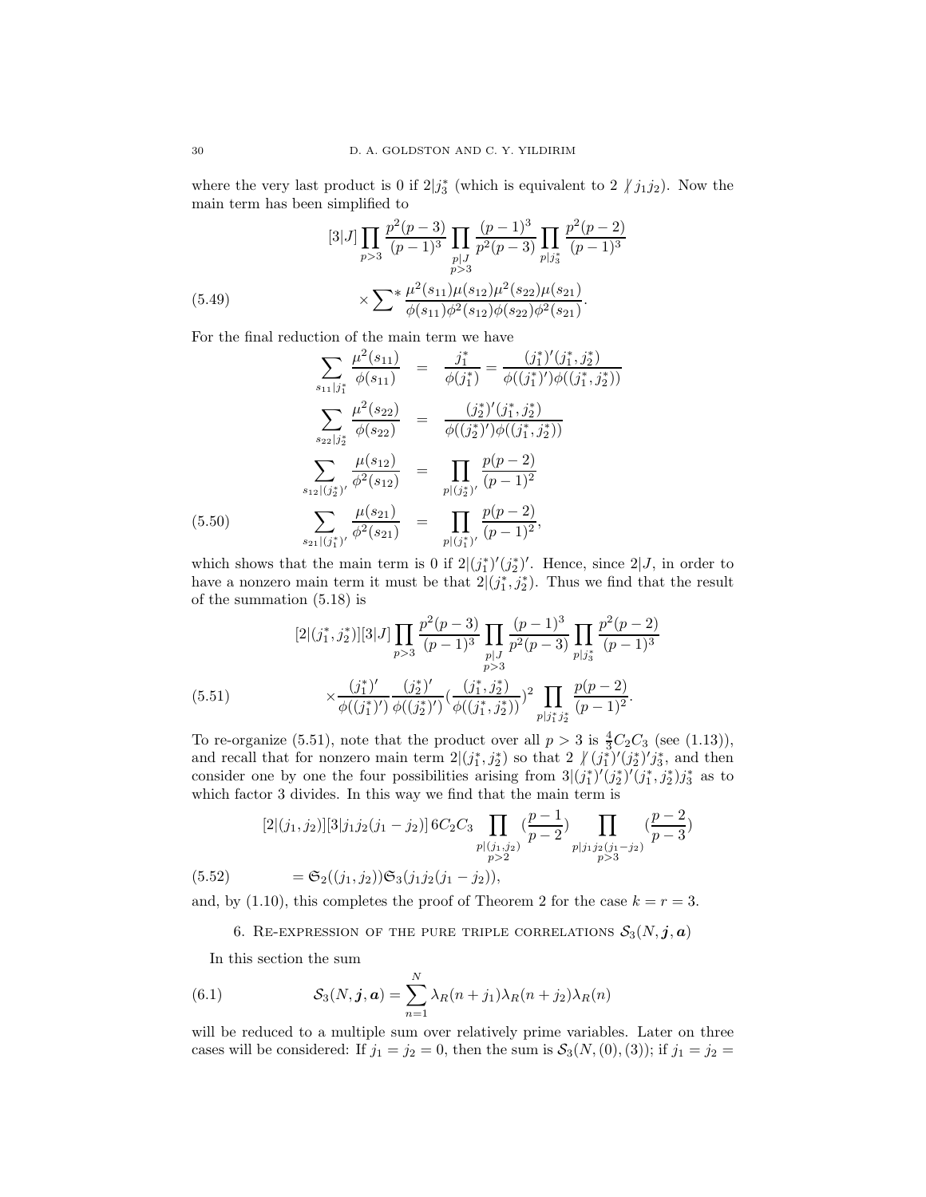where the very last product is 0 if $2|j_3^*$ (which is equivalent to $2 \not| j_1 j_2$). Now the main term has been simplified to

$$
\begin{aligned}
&[3|J] \prod_{p>3} \frac{p^2(p-3)}{(p-1)^3} \prod_{\substack{p|J \\ p>3}} \frac{(p-1)^3}{p^2(p-3)} \prod_{p|j_3^*} \frac{p^2(p-2)}{(p-1)^3} \\
&\qquad \times {\sum}^* \frac{\mu^2(s_{11})\mu(s_{12})\mu^2(s_{22})\mu(s_{21})}{\phi(s_{11})\phi^2(s_{12})\phi(s_{22})\phi^2(s_{21})}.
\end{aligned} \tag{5.49}
$$

For the final reduction of the main term we have

$$
\begin{aligned}
\sum_{s_{11}|j_1^*} \frac{\mu^2(s_{11})}{\phi(s_{11})} &= \frac{j_1^*}{\phi(j_1^*)} = \frac{(j_1^*)'(j_1^*, j_2^*)}{\phi((j_1^*)')\phi((j_1^*, j_2^*))} \\
\sum_{s_{22}|j_2^*} \frac{\mu^2(s_{22})}{\phi(s_{22})} &= \frac{(j_2^*)'(j_1^*, j_2^*)}{\phi((j_2^*)')\phi((j_1^*, j_2^*))} \\
\sum_{s_{12}|(j_2^*)'} \frac{\mu(s_{12})}{\phi^2(s_{12})} &= \prod_{p|(j_2^*)'} \frac{p(p-2)}{(p-1)^2} \\
\sum_{s_{21}|(j_1^*)'} \frac{\mu(s_{21})}{\phi^2(s_{21})} &= \prod_{p|(j_1^*)'} \frac{p(p-2)}{(p-1)^2},
\end{aligned} \tag{5.50}
$$

which shows that the main term is 0 if $2|(j_1^*)'(j_2^*)'$. Hence, since $2|J$, in order to have a nonzero main term it must be that $2|(j_1^*, j_2^*)$. Thus we find that the result of the summation (5.18) is

$$
\begin{aligned}
&[2|(j_1^*, j_2^*)][3|J] \prod_{p>3} \frac{p^2(p-3)}{(p-1)^3} \prod_{\substack{p|J \\ p>3}} \frac{(p-1)^3}{p^2(p-3)} \prod_{p|j_3^*} \frac{p^2(p-2)}{(p-1)^3} \\
&\qquad \times \frac{(j_1^*)'}{\phi((j_1^*)')} \frac{(j_2^*)'}{\phi((j_2^*)')} \Big(\frac{(j_1^*, j_2^*)}{\phi((j_1^*, j_2^*))}\Big)^2 \prod_{p|j_1^* j_2^*} \frac{p(p-2)}{(p-1)^2}.
\end{aligned} \tag{5.51}
$$

To re-organize (5.51), note that the product over all $p>3$ is $\frac{4}{3}C_2C_3$ (see (1.13)), and recall that for nonzero main term $2|(j_1^*, j_2^*)$ so that $2 \not| (j_1^*)'(j_2^*)' j_3^*$, and then consider one by one the four possibilities arising from $3|(j_1^*)'(j_2^*)'(j_1^*, j_2^*)j_3^*$ as to which factor 3 divides. In this way we find that the main term is

$$
\begin{aligned}
&[2|(j_1, j_2)][3|j_1 j_2(j_1 - j_2)]\, 6C_2C_3 \prod_{\substack{p|(j_1, j_2) \\ p>2}} \Big(\frac{p-1}{p-2}\Big) \prod_{\substack{p|j_1 j_2(j_1 - j_2) \\ p>3}} \Big(\frac{p-2}{p-3}\Big) \\
&\qquad = \mathfrak{S}_2((j_1, j_2))\mathfrak{S}_3(j_1 j_2(j_1 - j_2)),
\end{aligned} \tag{5.52}
$$

and, by (1.10), this completes the proof of Theorem 2 for the case $k = r = 3$.

## 6. Re-expression of the pure triple correlations $\mathcal{S}_3(N, \boldsymbol{j}, \boldsymbol{a})$

In this section the sum

$$
\mathcal{S}_3(N, \boldsymbol{j}, \boldsymbol{a}) = \sum_{n=1}^{N} \lambda_R(n + j_1)\lambda_R(n + j_2)\lambda_R(n) \tag{6.1}
$$

will be reduced to a multiple sum over relatively prime variables. Later on three cases will be considered: If $j_1 = j_2 = 0$, then the sum is $\mathcal{S}_3(N, (0), (3))$; if $j_1 = j_2 =$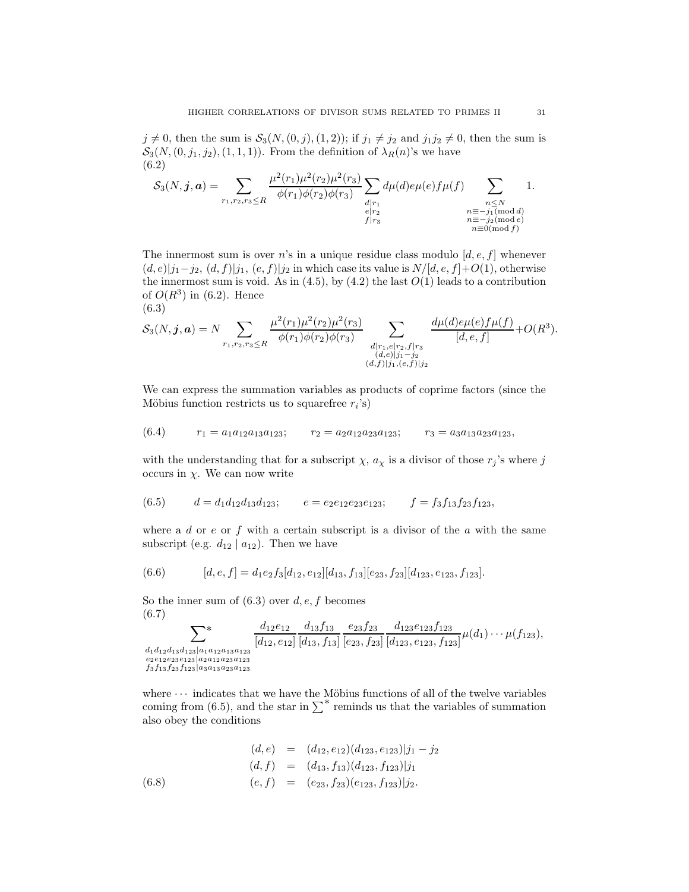$j \neq 0$, then the sum is $\mathcal{S}_3(N,(0,j),(1,2))$; if $j_1 \neq j_2$ and $j_1 j_2 \neq 0$, then the sum is $\mathcal{S}_3(N,(0,j_1,j_2),(1,1,1))$. From the definition of $\lambda_R(n)$'s we have

(6.2)

$$\mathcal{S}_3(N,\boldsymbol{j},\boldsymbol{a}) = \sum_{r_1,r_2,r_3\le R} \frac{\mu^2(r_1)\mu^2(r_2)\mu^2(r_3)}{\phi(r_1)\phi(r_2)\phi(r_3)} \sum_{\substack{d|r_1\\ e|r_2\\ f|r_3}} d\mu(d)e\mu(e)f\mu(f) \sum_{\substack{n\le N\\ n\equiv -j_1 (\mathrm{mod}\, d)\\ n\equiv -j_2 (\mathrm{mod}\, e)\\ n\equiv 0 (\mathrm{mod}\, f)}} 1.$$

The innermost sum is over $n$'s in a unique residue class modulo $[d,e,f]$ whenever $(d,e)|j_1-j_2$, $(d,f)|j_1$, $(e,f)|j_2$ in which case its value is $N/[d,e,f]+O(1)$, otherwise the innermost sum is void. As in (4.5), by (4.2) the last $O(1)$ leads to a contribution of $O(R^3)$ in (6.2). Hence

(6.3)

$$\mathcal{S}_3(N,\boldsymbol{j},\boldsymbol{a}) = N\sum_{r_1,r_2,r_3\le R} \frac{\mu^2(r_1)\mu^2(r_2)\mu^2(r_3)}{\phi(r_1)\phi(r_2)\phi(r_3)} \sum_{\substack{d|r_1,e|r_2,f|r_3\\ (d,e)|j_1-j_2\\ (d,f)|j_1,(e,f)|j_2}} \frac{d\mu(d)e\mu(e)f\mu(f)}{[d,e,f]} + O(R^3).$$

We can express the summation variables as products of coprime factors (since the Möbius function restricts us to squarefree $r_i$'s)

$$r_1 = a_1a_{12}a_{13}a_{123}; \qquad r_2 = a_2a_{12}a_{23}a_{123}; \qquad r_3 = a_3a_{13}a_{23}a_{123}, \tag{6.4}$$

with the understanding that for a subscript $\chi$, $a_\chi$ is a divisor of those $r_j$'s where $j$ occurs in $\chi$. We can now write

$$d = d_1d_{12}d_{13}d_{123}; \qquad e = e_2e_{12}e_{23}e_{123}; \qquad f = f_3f_{13}f_{23}f_{123}, \tag{6.5}$$

where a $d$ or $e$ or $f$ with a certain subscript is a divisor of the $a$ with the same subscript (e.g. $d_{12} \mid a_{12}$). Then we have

$$[d,e,f] = d_1e_2f_3[d_{12},e_{12}][d_{13},f_{13}][e_{23},f_{23}][d_{123},e_{123},f_{123}]. \tag{6.6}$$

So the inner sum of (6.3) over $d,e,f$ becomes

(6.7)

$$\sideset{}{^*}\sum_{\substack{d_1d_{12}d_{13}d_{123}|a_1a_{12}a_{13}a_{123}\\ e_2e_{12}e_{23}e_{123}|a_2a_{12}a_{23}a_{123}\\ f_3f_{13}f_{23}f_{123}|a_3a_{13}a_{23}a_{123}}} \frac{d_{12}e_{12}}{[d_{12},e_{12}]}\frac{d_{13}f_{13}}{[d_{13},f_{13}]}\frac{e_{23}f_{23}}{[e_{23},f_{23}]}\frac{d_{123}e_{123}f_{123}}{[d_{123},e_{123},f_{123}]}\mu(d_1)\cdots\mu(f_{123}),$$

where $\cdots$ indicates that we have the Möbius functions of all of the twelve variables coming from (6.5), and the star in $\sum^*$ reminds us that the variables of summation also obey the conditions

$$\begin{aligned} (d,e) &= (d_{12},e_{12})(d_{123},e_{123})|j_1-j_2\\ (d,f) &= (d_{13},f_{13})(d_{123},f_{123})|j_1\\ (e,f) &= (e_{23},f_{23})(e_{123},f_{123})|j_2. \end{aligned} \tag{6.8}$$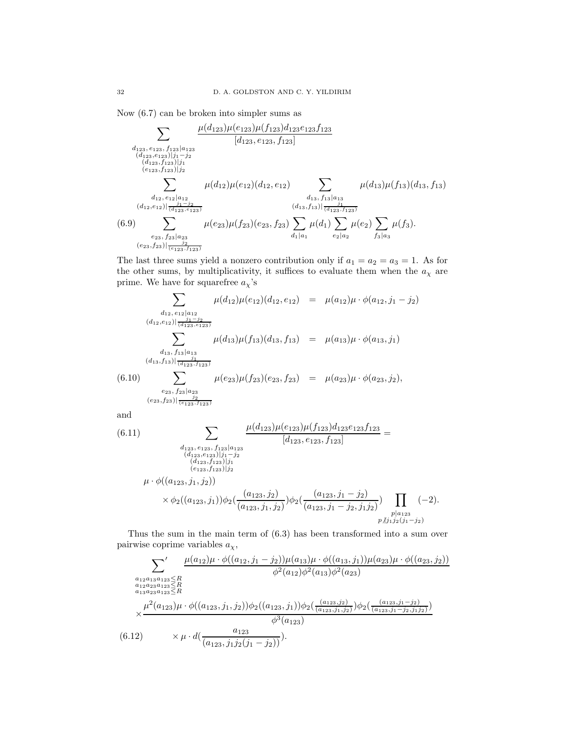Now (6.7) can be broken into simpler sums as

$$
\begin{aligned}
&\sum_{\substack{d_{123},\, e_{123},\, f_{123} | a_{123} \\ (d_{123}, e_{123}) | j_1 - j_2 \\ (d_{123}, f_{123}) | j_1 \\ (e_{123}, f_{123}) | j_2}} \frac{\mu(d_{123})\mu(e_{123})\mu(f_{123}) d_{123} e_{123} f_{123}}{[d_{123}, e_{123}, f_{123}]} \\
&\qquad \sum_{\substack{d_{12},\, e_{12} | a_{12} \\ (d_{12}, e_{12}) | \frac{j_1 - j_2}{(d_{123}, e_{123})}}} \mu(d_{12})\mu(e_{12})(d_{12}, e_{12}) \sum_{\substack{d_{13},\, f_{13} | a_{13} \\ (d_{13}, f_{13}) | \frac{j_1}{(d_{123}, f_{123})}}} \mu(d_{13})\mu(f_{13})(d_{13}, f_{13}) \\
&\qquad \sum_{\substack{e_{23},\, f_{23} | a_{23} \\ (e_{23}, f_{23}) | \frac{j_2}{(e_{123}, f_{123})}}} \mu(e_{23})\mu(f_{23})(e_{23}, f_{23}) \sum_{d_1 | a_1} \mu(d_1) \sum_{e_2 | a_2} \mu(e_2) \sum_{f_3 | a_3} \mu(f_3). \qquad (6.9)
\end{aligned}
$$

The last three sums yield a nonzero contribution only if $a_1 = a_2 = a_3 = 1$. As for the other sums, by multiplicativity, it suffices to evaluate them when the $a_\chi$ are prime. We have for squarefree $a_\chi$'s

$$
\begin{aligned}
\sum_{\substack{d_{12},\, e_{12} | a_{12} \\ (d_{12}, e_{12}) | \frac{j_1 - j_2}{(d_{123}, e_{123})}}} \mu(d_{12})\mu(e_{12})(d_{12}, e_{12}) &= \mu(a_{12})\mu \cdot \phi(a_{12}, j_1 - j_2) \\
\sum_{\substack{d_{13},\, f_{13} | a_{13} \\ (d_{13}, f_{13}) | \frac{j_1}{(d_{123}, f_{123})}}} \mu(d_{13})\mu(f_{13})(d_{13}, f_{13}) &= \mu(a_{13})\mu \cdot \phi(a_{13}, j_1) \\
\sum_{\substack{e_{23},\, f_{23} | a_{23} \\ (e_{23}, f_{23}) | \frac{j_2}{(e_{123}, f_{123})}}} \mu(e_{23})\mu(f_{23})(e_{23}, f_{23}) &= \mu(a_{23})\mu \cdot \phi(a_{23}, j_2), \qquad (6.10)
\end{aligned}
$$

and

$$
\begin{aligned}
&\sum_{\substack{d_{123},\, e_{123},\, f_{123} | a_{123} \\ (d_{123}, e_{123}) | j_1 - j_2 \\ (d_{123}, f_{123}) | j_1 \\ (e_{123}, f_{123}) | j_2}} \frac{\mu(d_{123})\mu(e_{123})\mu(f_{123}) d_{123} e_{123} f_{123}}{[d_{123}, e_{123}, f_{123}]} = \qquad (6.11) \\
&\mu \cdot \phi((a_{123}, j_1, j_2)) \\
&\qquad \times \phi_2((a_{123}, j_1)) \phi_2\Big(\frac{(a_{123}, j_2)}{(a_{123}, j_1, j_2)}\Big) \phi_2\Big(\frac{(a_{123}, j_1 - j_2)}{(a_{123}, j_1 - j_2, j_1 j_2)}\Big) \prod_{\substack{p | a_{123} \\ p \nmid j_1 j_2 (j_1 - j_2)}} (-2).
\end{aligned}
$$

Thus the sum in the main term of (6.3) has been transformed into a sum over pairwise coprime variables $a_\chi$,

$$
\begin{aligned}
&\sideset{}{'}\sum_{\substack{a_{12} a_{13} a_{123} \le R \\ a_{12} a_{23} a_{123} \le R \\ a_{13} a_{23} a_{123} \le R}} \frac{\mu(a_{12})\mu \cdot \phi((a_{12}, j_1 - j_2)) \mu(a_{13})\mu \cdot \phi((a_{13}, j_1)) \mu(a_{23})\mu \cdot \phi((a_{23}, j_2))}{\phi^2(a_{12}) \phi^2(a_{13}) \phi^2(a_{23})} \\
&\times \frac{\mu^2(a_{123})\mu \cdot \phi((a_{123}, j_1, j_2)) \phi_2((a_{123}, j_1)) \phi_2\big(\frac{(a_{123}, j_2)}{(a_{123}, j_1, j_2)}\big) \phi_2\big(\frac{(a_{123}, j_1 - j_2)}{(a_{123}, j_1 - j_2, j_1 j_2)}\big)}{\phi^3(a_{123})} \\
&\times \mu \cdot d\Big(\frac{a_{123}}{(a_{123}, j_1 j_2 (j_1 - j_2))}\Big). \qquad (6.12)
\end{aligned}
$$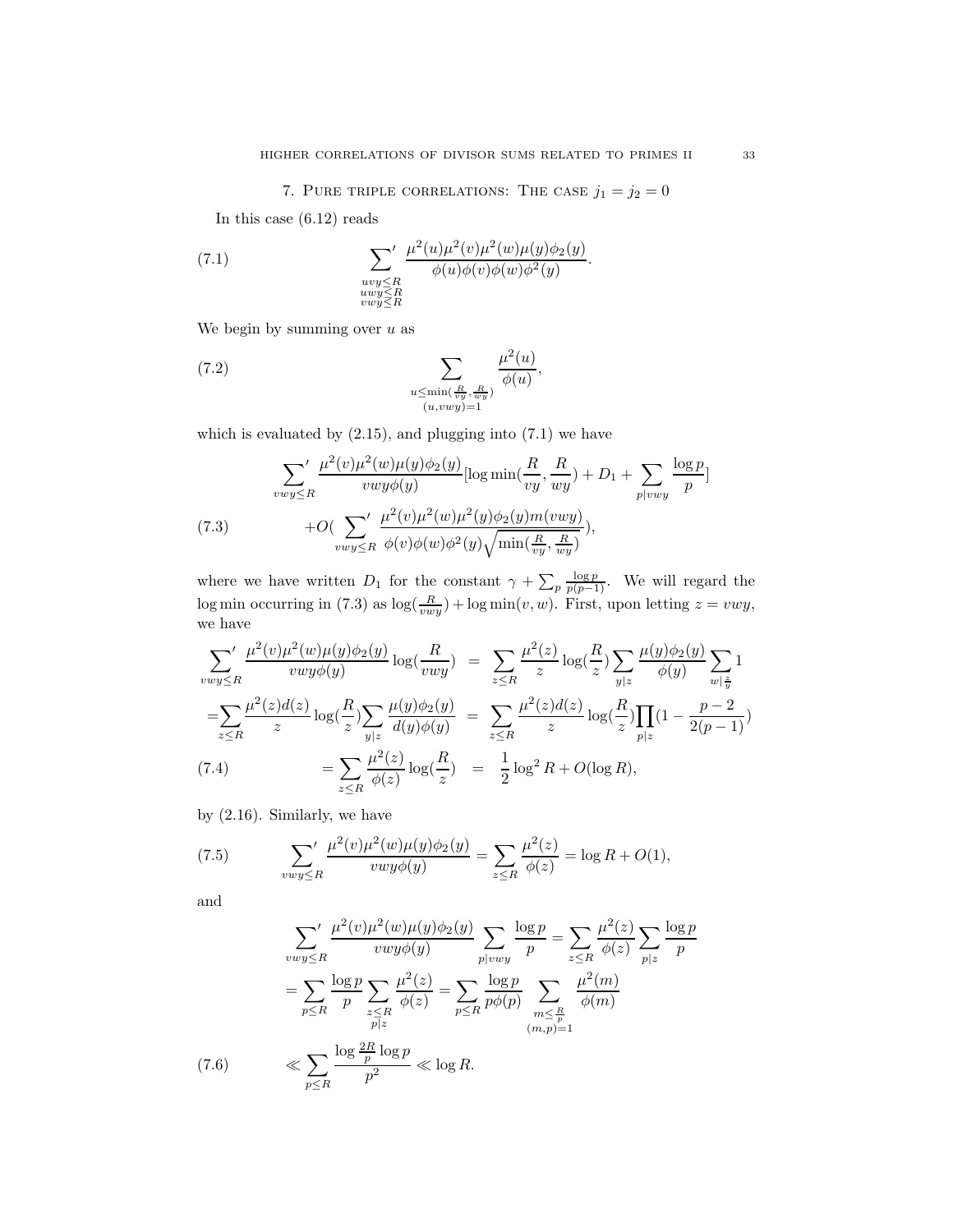## 7. Pure triple correlations: The case $j_1 = j_2 = 0$

In this case (6.12) reads

$$\sideset{}{'}\sum_{\substack{uvy\le R\\ uwy\le R\\ vwy\le R}} \frac{\mu^2(u)\mu^2(v)\mu^2(w)\mu(y)\phi_2(y)}{\phi(u)\phi(v)\phi(w)\phi^2(y)}. \tag{7.1}$$

We begin by summing over $u$ as

$$\sum_{\substack{u\le \min(\frac{R}{vy},\frac{R}{wy})\\ (u,vwy)=1}} \frac{\mu^2(u)}{\phi(u)}, \tag{7.2}$$

which is evaluated by (2.15), and plugging into (7.1) we have

$$\begin{aligned}
&\sideset{}{'}\sum_{vwy\le R} \frac{\mu^2(v)\mu^2(w)\mu(y)\phi_2(y)}{vwy\phi(y)}[\log\min(\frac{R}{vy},\frac{R}{wy}) + D_1 + \sum_{p|vwy}\frac{\log p}{p}]\\
&\qquad + O(\sideset{}{'}\sum_{vwy\le R}\frac{\mu^2(v)\mu^2(w)\mu^2(y)\phi_2(y)m(vwy)}{\phi(v)\phi(w)\phi^2(y)\sqrt{\min(\frac{R}{vy},\frac{R}{wy})}}),
\end{aligned} \tag{7.3}$$

where we have written $D_1$ for the constant $\gamma + \sum_p \frac{\log p}{p(p-1)}$. We will regard the $\log\min$ occurring in (7.3) as $\log(\frac{R}{vwy}) + \log\min(v,w)$. First, upon letting $z = vwy$, we have

$$\begin{aligned}
\sideset{}{'}\sum_{vwy\le R} \frac{\mu^2(v)\mu^2(w)\mu(y)\phi_2(y)}{vwy\phi(y)}\log(\frac{R}{vwy}) &= \sum_{z\le R}\frac{\mu^2(z)}{z}\log(\frac{R}{z})\sum_{y|z}\frac{\mu(y)\phi_2(y)}{\phi(y)}\sum_{w|\frac{z}{y}}1\\
=\sum_{z\le R}\frac{\mu^2(z)d(z)}{z}\log(\frac{R}{z})\sum_{y|z}\frac{\mu(y)\phi_2(y)}{d(y)\phi(y)} &= \sum_{z\le R}\frac{\mu^2(z)d(z)}{z}\log(\frac{R}{z})\prod_{p|z}(1-\frac{p-2}{2(p-1)})\\
= \sum_{z\le R}\frac{\mu^2(z)}{\phi(z)}\log(\frac{R}{z}) &= \frac{1}{2}\log^2 R + O(\log R),
\end{aligned} \tag{7.4}$$

by (2.16). Similarly, we have

$$\sideset{}{'}\sum_{vwy\le R} \frac{\mu^2(v)\mu^2(w)\mu(y)\phi_2(y)}{vwy\phi(y)} = \sum_{z\le R}\frac{\mu^2(z)}{\phi(z)} = \log R + O(1), \tag{7.5}$$

and

$$\begin{aligned}
\sideset{}{'}\sum_{vwy\le R} \frac{\mu^2(v)\mu^2(w)\mu(y)\phi_2(y)}{vwy\phi(y)}\sum_{p|vwy}\frac{\log p}{p} &= \sum_{z\le R}\frac{\mu^2(z)}{\phi(z)}\sum_{p|z}\frac{\log p}{p}\\
= \sum_{p\le R}\frac{\log p}{p}\sum_{\substack{z\le R\\ p|z}}\frac{\mu^2(z)}{\phi(z)} &= \sum_{p\le R}\frac{\log p}{p\phi(p)}\sum_{\substack{m\le\frac{R}{p}\\ (m,p)=1}}\frac{\mu^2(m)}{\phi(m)}\\
\ll \sum_{p\le R}\frac{\log\frac{2R}{p}\log p}{p^2} &\ll \log R.
\end{aligned} \tag{7.6}$$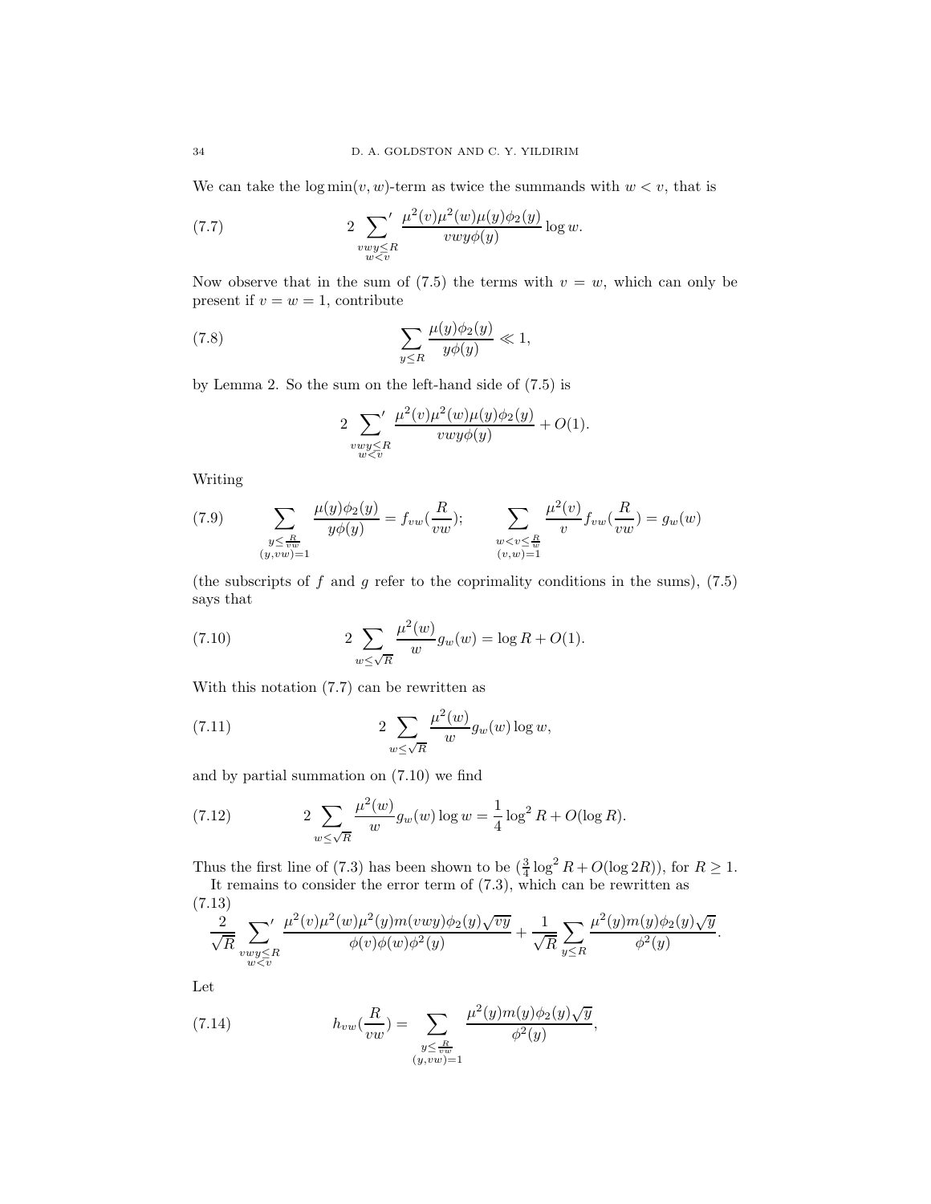We can take the $\log \min(v,w)$-term as twice the summands with $w < v$, that is

$$2 \sideset{}{'}\sum_{\substack{vwy \le R \\ w<v}} \frac{\mu^2(v)\mu^2(w)\mu(y)\phi_2(y)}{vwy\phi(y)} \log w. \tag{7.7}$$

Now observe that in the sum of (7.5) the terms with $v = w$, which can only be present if $v = w = 1$, contribute

$$\sum_{y \le R} \frac{\mu(y)\phi_2(y)}{y\phi(y)} \ll 1, \tag{7.8}$$

by Lemma 2. So the sum on the left-hand side of (7.5) is

$$2 \sideset{}{'}\sum_{\substack{vwy \le R \\ w<v}} \frac{\mu^2(v)\mu^2(w)\mu(y)\phi_2(y)}{vwy\phi(y)} + O(1).$$

Writing

$$\sum_{\substack{y \le \frac{R}{vw} \\ (y,vw)=1}} \frac{\mu(y)\phi_2(y)}{y\phi(y)} = f_{vw}(\frac{R}{vw}); \qquad \sum_{\substack{w<v\le \frac{R}{w} \\ (v,w)=1}} \frac{\mu^2(v)}{v} f_{vw}(\frac{R}{vw}) = g_w(w) \tag{7.9}$$

(the subscripts of $f$ and $g$ refer to the coprimality conditions in the sums), (7.5) says that

$$2 \sum_{w \le \sqrt{R}} \frac{\mu^2(w)}{w} g_w(w) = \log R + O(1). \tag{7.10}$$

With this notation (7.7) can be rewritten as

$$2 \sum_{w \le \sqrt{R}} \frac{\mu^2(w)}{w} g_w(w) \log w, \tag{7.11}$$

and by partial summation on (7.10) we find

$$2 \sum_{w \le \sqrt{R}} \frac{\mu^2(w)}{w} g_w(w) \log w = \frac{1}{4} \log^2 R + O(\log R). \tag{7.12}$$

Thus the first line of (7.3) has been shown to be $(\frac{3}{4}\log^2 R + O(\log 2R))$, for $R \ge 1$.

It remains to consider the error term of (7.3), which can be rewritten as

$$\frac{2}{\sqrt{R}} \sideset{}{'}\sum_{\substack{vwy \le R \\ w<v}} \frac{\mu^2(v)\mu^2(w)\mu^2(y)m(vwy)\phi_2(y)\sqrt{vy}}{\phi(v)\phi(w)\phi^2(y)} + \frac{1}{\sqrt{R}} \sum_{y \le R} \frac{\mu^2(y)m(y)\phi_2(y)\sqrt{y}}{\phi^2(y)}. \tag{7.13}$$

Let

$$h_{vw}(\frac{R}{vw}) = \sum_{\substack{y \le \frac{R}{vw} \\ (y,vw)=1}} \frac{\mu^2(y)m(y)\phi_2(y)\sqrt{y}}{\phi^2(y)}, \tag{7.14}$$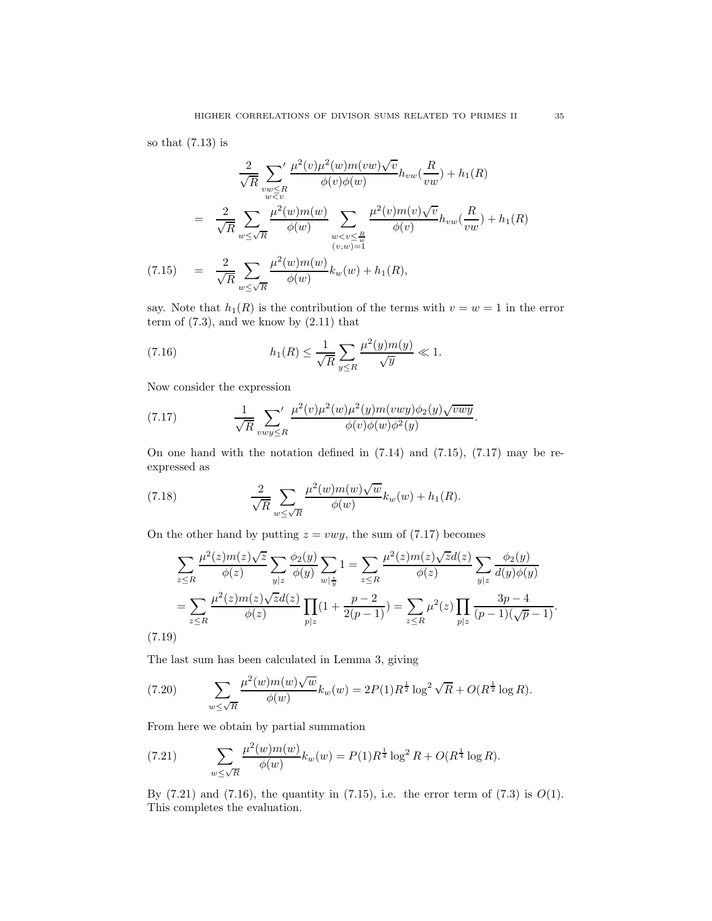so that (7.13) is

$$
\begin{aligned}
&\frac{2}{\sqrt{R}} \sideset{}{'}\sum_{\substack{vw \le R \\ w < v}} \frac{\mu^2(v)\mu^2(w)m(vw)\sqrt{v}}{\phi(v)\phi(w)} h_{vw}(\frac{R}{vw}) + h_1(R) \\
&= \frac{2}{\sqrt{R}} \sum_{w \le \sqrt{R}} \frac{\mu^2(w)m(w)}{\phi(w)} \sum_{\substack{w < v \le \frac{R}{w} \\ (v,w)=1}} \frac{\mu^2(v)m(v)\sqrt{v}}{\phi(v)} h_{vw}(\frac{R}{vw}) + h_1(R) \\
&= \frac{2}{\sqrt{R}} \sum_{w \le \sqrt{R}} \frac{\mu^2(w)m(w)}{\phi(w)} k_w(w) + h_1(R), \qquad (7.15)
\end{aligned}
$$

say. Note that $h_1(R)$ is the contribution of the terms with $v = w = 1$ in the error term of (7.3), and we know by (2.11) that

$$
h_1(R) \le \frac{1}{\sqrt{R}} \sum_{y \le R} \frac{\mu^2(y)m(y)}{\sqrt{y}} \ll 1. \qquad (7.16)
$$

Now consider the expression

$$
\frac{1}{\sqrt{R}} \sideset{}{'}\sum_{vwy \le R} \frac{\mu^2(v)\mu^2(w)\mu^2(y)m(vwy)\phi_2(y)\sqrt{vwy}}{\phi(v)\phi(w)\phi^2(y)}. \qquad (7.17)
$$

On one hand with the notation defined in (7.14) and (7.15), (7.17) may be re-expressed as

$$
\frac{2}{\sqrt{R}} \sum_{w \le \sqrt{R}} \frac{\mu^2(w)m(w)\sqrt{w}}{\phi(w)} k_w(w) + h_1(R). \qquad (7.18)
$$

On the other hand by putting $z = vwy$, the sum of (7.17) becomes

$$
\begin{aligned}
&\sum_{z \le R} \frac{\mu^2(z)m(z)\sqrt{z}}{\phi(z)} \sum_{y|z} \frac{\phi_2(y)}{\phi(y)} \sum_{w|\frac{z}{y}} 1 = \sum_{z \le R} \frac{\mu^2(z)m(z)\sqrt{z}d(z)}{\phi(z)} \sum_{y|z} \frac{\phi_2(y)}{d(y)\phi(y)} \\
&= \sum_{z \le R} \frac{\mu^2(z)m(z)\sqrt{z}d(z)}{\phi(z)} \prod_{p|z} (1 + \frac{p-2}{2(p-1)}) = \sum_{z \le R} \mu^2(z) \prod_{p|z} \frac{3p-4}{(p-1)(\sqrt{p}-1)}. \qquad (7.19)
\end{aligned}
$$

The last sum has been calculated in Lemma 3, giving

$$
\sum_{w \le \sqrt{R}} \frac{\mu^2(w)m(w)\sqrt{w}}{\phi(w)} k_w(w) = 2P(1)R^{\frac{1}{2}} \log^2 \sqrt{R} + O(R^{\frac{1}{2}} \log R). \qquad (7.20)
$$

From here we obtain by partial summation

$$
\sum_{w \le \sqrt{R}} \frac{\mu^2(w)m(w)}{\phi(w)} k_w(w) = P(1)R^{\frac{1}{4}} \log^2 R + O(R^{\frac{1}{4}} \log R). \qquad (7.21)
$$

By (7.21) and (7.16), the quantity in (7.15), i.e. the error term of (7.3) is $O(1)$. This completes the evaluation.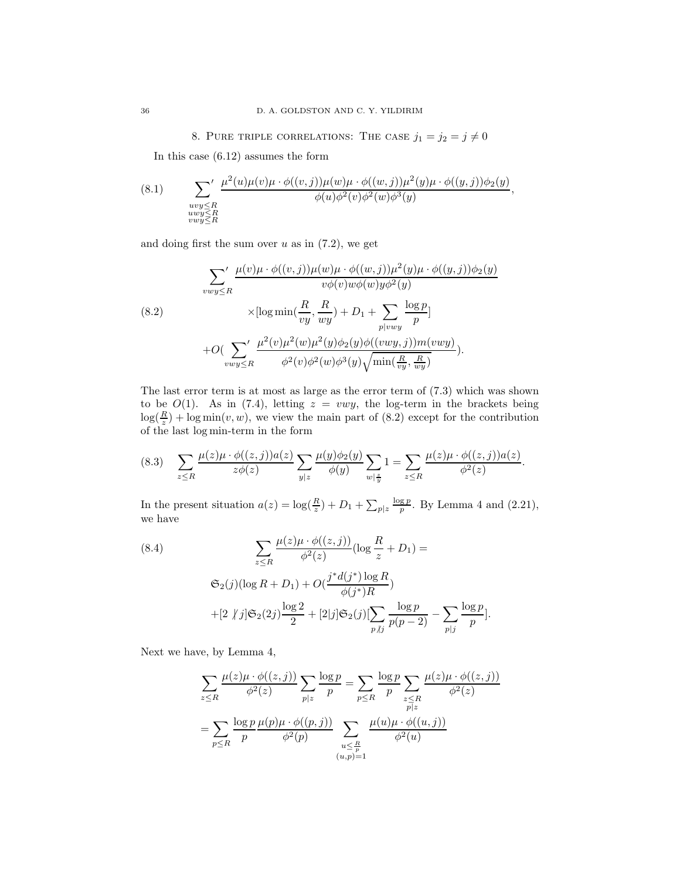## 8. Pure triple correlations: The case $j_1 = j_2 = j \neq 0$

In this case (6.12) assumes the form

$$\sum_{\substack{uvy\leq R\\ uwy\leq R\\ vwy\leq R}}{}' \frac{\mu^2(u)\mu(v)\mu\cdot\phi((v,j))\mu(w)\mu\cdot\phi((w,j))\mu^2(y)\mu\cdot\phi((y,j))\phi_2(y)}{\phi(u)\phi^2(v)\phi^2(w)\phi^3(y)}, \tag{8.1}$$

and doing first the sum over $u$ as in (7.2), we get

$$\begin{aligned}
&\sum_{vwy\leq R}{}' \frac{\mu(v)\mu\cdot\phi((v,j))\mu(w)\mu\cdot\phi((w,j))\mu^2(y)\mu\cdot\phi((y,j))\phi_2(y)}{v\phi(v)w\phi(w)y\phi^2(y)}\\
&\qquad\times[\log\min(\frac{R}{vy},\frac{R}{wy}) + D_1 + \sum_{p|vwy}\frac{\log p}{p}]\\
&+O(\sum_{vwy\leq R}{}' \frac{\mu^2(v)\mu^2(w)\mu^2(y)\phi_2(y)\phi((vwy,j))m(vwy)}{\phi^2(v)\phi^2(w)\phi^3(y)\sqrt{\min(\frac{R}{vy},\frac{R}{wy})}}).
\end{aligned}\tag{8.2}$$

The last error term is at most as large as the error term of (7.3) which was shown to be $O(1)$. As in (7.4), letting $z = vwy$, the log-term in the brackets being $\log(\frac{R}{z}) + \log\min(v,w)$, we view the main part of (8.2) except for the contribution of the last log min-term in the form

$$\sum_{z\leq R}\frac{\mu(z)\mu\cdot\phi((z,j))a(z)}{z\phi(z)}\sum_{y|z}\frac{\mu(y)\phi_2(y)}{\phi(y)}\sum_{w|\frac{z}{y}}1 = \sum_{z\leq R}\frac{\mu(z)\mu\cdot\phi((z,j))a(z)}{\phi^2(z)}. \tag{8.3}$$

In the present situation $a(z) = \log(\frac{R}{z}) + D_1 + \sum_{p|z}\frac{\log p}{p}$. By Lemma 4 and (2.21), we have

$$\begin{aligned}
&\sum_{z\leq R}\frac{\mu(z)\mu\cdot\phi((z,j))}{\phi^2(z)}(\log\frac{R}{z} + D_1) =\\
&\mathfrak{S}_2(j)(\log R + D_1) + O(\frac{j^*d(j^*)\log R}{\phi(j^*)R})\\
&+[2\not|j]\mathfrak{S}_2(2j)\frac{\log 2}{2} + [2|j]\mathfrak{S}_2(j)[\sum_{p\not|j}\frac{\log p}{p(p-2)} - \sum_{p|j}\frac{\log p}{p}].
\end{aligned}\tag{8.4}$$

Next we have, by Lemma 4,

$$\begin{aligned}
\sum_{z\leq R}\frac{\mu(z)\mu\cdot\phi((z,j))}{\phi^2(z)}\sum_{p|z}\frac{\log p}{p} &= \sum_{p\leq R}\frac{\log p}{p}\sum_{\substack{z\leq R\\ p|z}}\frac{\mu(z)\mu\cdot\phi((z,j))}{\phi^2(z)}\\
&= \sum_{p\leq R}\frac{\log p}{p}\frac{\mu(p)\mu\cdot\phi((p,j))}{\phi^2(p)}\sum_{\substack{u\leq\frac{R}{p}\\ (u,p)=1}}\frac{\mu(u)\mu\cdot\phi((u,j))}{\phi^2(u)}
\end{aligned}$$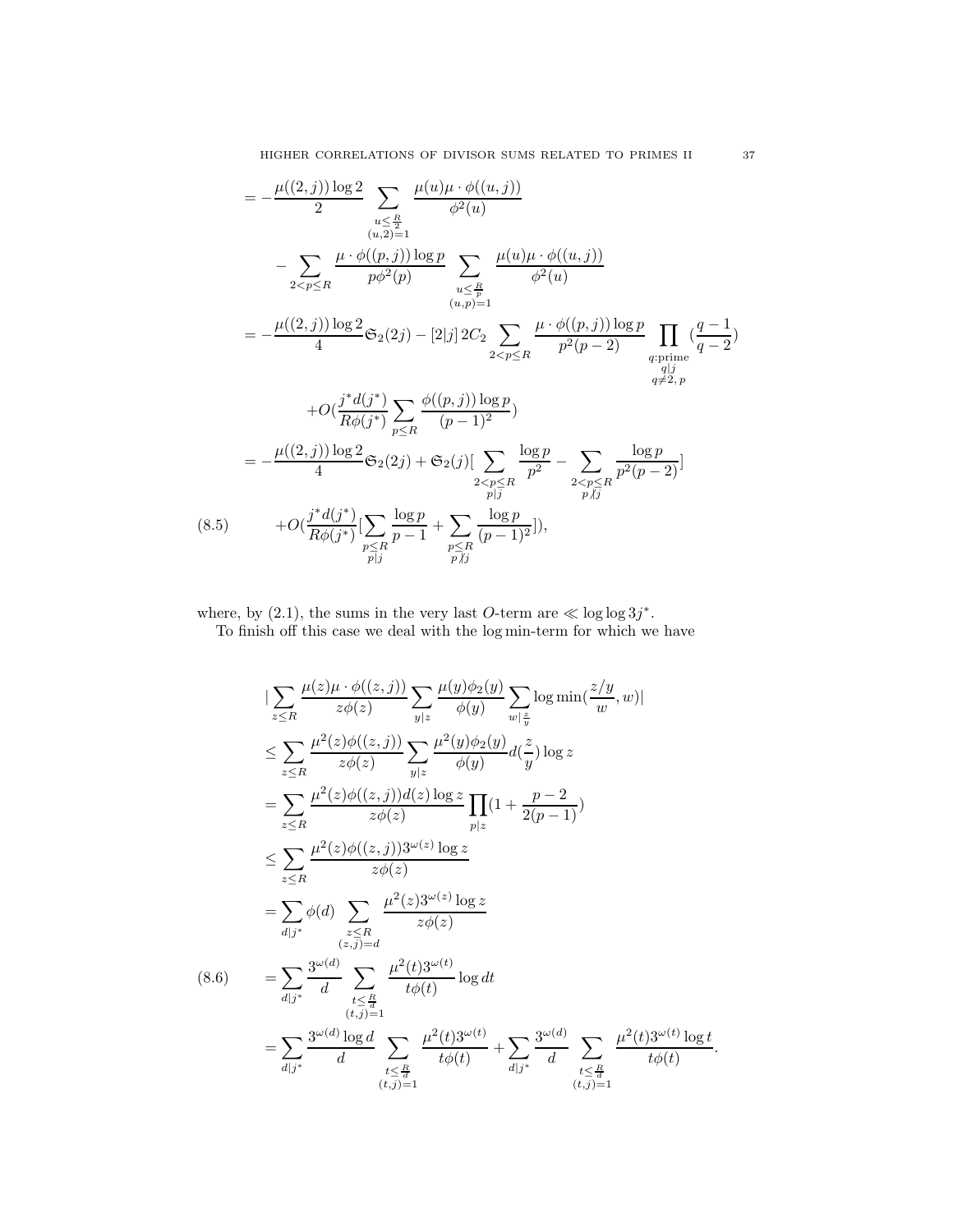$$
\begin{aligned}
&= -\frac{\mu((2,j))\log 2}{2}\sum_{\substack{u\le \frac{R}{2}\\(u,2)=1}}\frac{\mu(u)\mu\cdot\phi((u,j))}{\phi^2(u)}\\
&\quad -\sum_{2<p\le R}\frac{\mu\cdot\phi((p,j))\log p}{p\phi^2(p)}\sum_{\substack{u\le \frac{R}{p}\\(u,p)=1}}\frac{\mu(u)\mu\cdot\phi((u,j))}{\phi^2(u)}\\
&= -\frac{\mu((2,j))\log 2}{4}\mathfrak{S}_2(2j) - [2|j]\,2C_2\sum_{2<p\le R}\frac{\mu\cdot\phi((p,j))\log p}{p^2(p-2)}\prod_{\substack{q:\text{prime}\\ q|j\\ q\ne 2,\,p}}(\frac{q-1}{q-2})\\
&\qquad + O(\frac{j^*d(j^*)}{R\phi(j^*)}\sum_{p\le R}\frac{\phi((p,j))\log p}{(p-1)^2})\\
&= -\frac{\mu((2,j))\log 2}{4}\mathfrak{S}_2(2j) + \mathfrak{S}_2(j)[\sum_{\substack{2<p\le R\\ p|j}}\frac{\log p}{p^2} - \sum_{\substack{2<p\le R\\ p\nmid j}}\frac{\log p}{p^2(p-2)}]\\
&\qquad + O(\frac{j^*d(j^*)}{R\phi(j^*)}[\sum_{\substack{p\le R\\ p|j}}\frac{\log p}{p-1} + \sum_{\substack{p\le R\\ p\nmid j}}\frac{\log p}{(p-1)^2}]),
\end{aligned}
\tag{8.5}
$$

where, by (2.1), the sums in the very last $O$-term are $\ll \log\log 3j^*$.

To finish off this case we deal with the log min-term for which we have

$$
\begin{aligned}
&|\sum_{z\le R}\frac{\mu(z)\mu\cdot\phi((z,j))}{z\phi(z)}\sum_{y|z}\frac{\mu(y)\phi_2(y)}{\phi(y)}\sum_{w|\frac{z}{y}}\log\min(\frac{z/y}{w},w)|\\
&\le \sum_{z\le R}\frac{\mu^2(z)\phi((z,j))}{z\phi(z)}\sum_{y|z}\frac{\mu^2(y)\phi_2(y)}{\phi(y)}d(\frac{z}{y})\log z\\
&= \sum_{z\le R}\frac{\mu^2(z)\phi((z,j))d(z)\log z}{z\phi(z)}\prod_{p|z}(1+\frac{p-2}{2(p-1)})\\
&\le \sum_{z\le R}\frac{\mu^2(z)\phi((z,j))3^{\omega(z)}\log z}{z\phi(z)}\\
&= \sum_{d|j^*}\phi(d)\sum_{\substack{z\le R\\ (z,j)=d}}\frac{\mu^2(z)3^{\omega(z)}\log z}{z\phi(z)}\\
&= \sum_{d|j^*}\frac{3^{\omega(d)}}{d}\sum_{\substack{t\le\frac{R}{d}\\ (t,j)=1}}\frac{\mu^2(t)3^{\omega(t)}}{t\phi(t)}\log dt\\
&= \sum_{d|j^*}\frac{3^{\omega(d)}\log d}{d}\sum_{\substack{t\le\frac{R}{d}\\ (t,j)=1}}\frac{\mu^2(t)3^{\omega(t)}}{t\phi(t)} + \sum_{d|j^*}\frac{3^{\omega(d)}}{d}\sum_{\substack{t\le\frac{R}{d}\\ (t,j)=1}}\frac{\mu^2(t)3^{\omega(t)}\log t}{t\phi(t)}.
\end{aligned}
\tag{8.6}
$$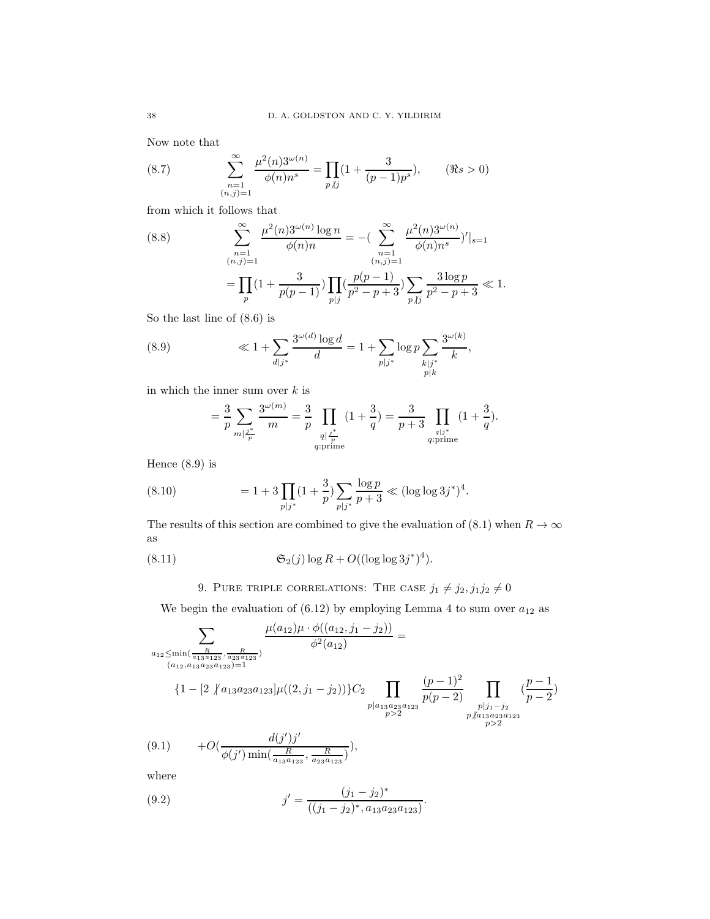Now note that

$$\sum_{\substack{n=1 \\ (n,j)=1}}^{\infty} \frac{\mu^2(n)3^{\omega(n)}}{\phi(n)n^s} = \prod_{p \nmid j}(1 + \frac{3}{(p-1)p^s}), \qquad (\Re s > 0) \tag{8.7}$$

from which it follows that

$$\begin{aligned} \sum_{\substack{n=1 \\ (n,j)=1}}^{\infty} \frac{\mu^2(n)3^{\omega(n)}\log n}{\phi(n)n} &= -(\sum_{\substack{n=1 \\ (n,j)=1}}^{\infty} \frac{\mu^2(n)3^{\omega(n)}}{\phi(n)n^s})'|_{s=1} \\ &= \prod_{p}(1 + \frac{3}{p(p-1)}) \prod_{p|j}(\frac{p(p-1)}{p^2-p+3}) \sum_{p \nmid j} \frac{3\log p}{p^2-p+3} \ll 1. \end{aligned} \tag{8.8}$$

So the last line of (8.6) is

$$\ll 1 + \sum_{d|j^*} \frac{3^{\omega(d)}\log d}{d} = 1 + \sum_{p|j^*} \log p \sum_{\substack{k|j^* \\ p|k}} \frac{3^{\omega(k)}}{k}, \tag{8.9}$$

in which the inner sum over $k$ is

$$= \frac{3}{p} \sum_{m|\frac{j^*}{p}} \frac{3^{\omega(m)}}{m} = \frac{3}{p} \prod_{\substack{q|\frac{j^*}{p} \\ q:\text{prime}}} (1+\frac{3}{q}) = \frac{3}{p+3} \prod_{\substack{q|j^* \\ q:\text{prime}}} (1+\frac{3}{q}).$$

Hence (8.9) is

$$= 1 + 3\prod_{p|j^*}(1+\frac{3}{p}) \sum_{p|j^*} \frac{\log p}{p+3} \ll (\log\log 3j^*)^4. \tag{8.10}$$

The results of this section are combined to give the evaluation of (8.1) when $R \to \infty$ as

$$\mathfrak{S}_2(j)\log R + O((\log\log 3j^*)^4). \tag{8.11}$$

## 9. Pure triple correlations: The case $j_1 \neq j_2, j_1 j_2 \neq 0$

We begin the evaluation of (6.12) by employing Lemma 4 to sum over $a_{12}$ as

$$\begin{aligned} &\sum_{\substack{a_{12} \leq \min(\frac{R}{a_{13}a_{123}}, \frac{R}{a_{23}a_{123}}) \\ (a_{12}, a_{13}a_{23}a_{123})=1}} \frac{\mu(a_{12})\mu \cdot \phi((a_{12}, j_1-j_2))}{\phi^2(a_{12})} = \\ &\{1 - [2 \nmid a_{13}a_{23}a_{123}]\mu((2, j_1-j_2))\} C_2 \prod_{\substack{p|a_{13}a_{23}a_{123} \\ p>2}} \frac{(p-1)^2}{p(p-2)} \prod_{\substack{p|j_1-j_2 \\ p \nmid a_{13}a_{23}a_{123} \\ p>2}} (\frac{p-1}{p-2}) \\ &+O(\frac{d(j')j'}{\phi(j')\min(\frac{R}{a_{13}a_{123}}, \frac{R}{a_{23}a_{123}})}), \end{aligned} \tag{9.1}$$

where

$$j' = \frac{(j_1-j_2)^*}{((j_1-j_2)^*, a_{13}a_{23}a_{123})}. \tag{9.2}$$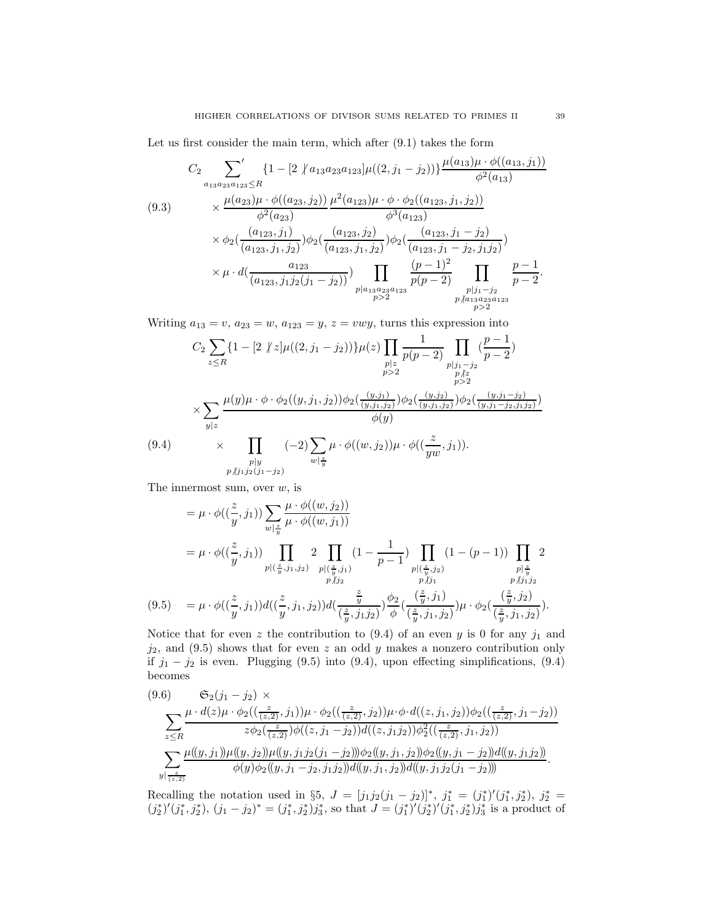Let us first consider the main term, which after (9.1) takes the form

$$
\begin{aligned}
C_2 & \sideset{}{'}\sum_{a_{13}a_{23}a_{123}\le R} \{1-[2\not| a_{13}a_{23}a_{123}]\mu((2,j_1-j_2))\}\frac{\mu(a_{13})\mu\cdot\phi((a_{13},j_1))}{\phi^2(a_{13})}\\
& \times \frac{\mu(a_{23})\mu\cdot\phi((a_{23},j_2))}{\phi^2(a_{23})}\frac{\mu^2(a_{123})\mu\cdot\phi\cdot\phi_2((a_{123},j_1,j_2))}{\phi^3(a_{123})}\\
& \times \phi_2(\frac{(a_{123},j_1)}{(a_{123},j_1,j_2)})\phi_2(\frac{(a_{123},j_2)}{(a_{123},j_1,j_2)})\phi_2(\frac{(a_{123},j_1-j_2)}{(a_{123},j_1-j_2,j_1j_2)})\\
& \times \mu\cdot d(\frac{a_{123}}{(a_{123},j_1j_2(j_1-j_2))})\prod_{\substack{p|a_{13}a_{23}a_{123}\\ p>2}}\frac{(p-1)^2}{p(p-2)}\prod_{\substack{p|j_1-j_2\\ p\not| a_{13}a_{23}a_{123}\\ p>2}}\frac{p-1}{p-2}.
\end{aligned}
\tag{9.3}
$$

Writing $a_{13}=v$, $a_{23}=w$, $a_{123}=y$, $z=vwy$, turns this expression into

$$
\begin{aligned}
C_2 & \sum_{z\le R}\{1-[2\not| z]\mu((2,j_1-j_2))\}\mu(z)\prod_{\substack{p|z\\ p>2}}\frac{1}{p(p-2)}\prod_{\substack{p|j_1-j_2\\ p\not| z\\ p>2}}(\frac{p-1}{p-2})\\
& \times \sum_{y|z}\frac{\mu(y)\mu\cdot\phi\cdot\phi_2((y,j_1,j_2))\phi_2(\frac{(y,j_1)}{(y,j_1,j_2)})\phi_2(\frac{(y,j_2)}{(y,j_1,j_2)})\phi_2(\frac{(y,j_1-j_2)}{(y,j_1-j_2,j_1j_2)})}{\phi(y)}\\
& \times \prod_{\substack{p|y\\ p\not| j_1j_2(j_1-j_2)}}(-2)\sum_{w|\frac{z}{y}}\mu\cdot\phi((w,j_2))\mu\cdot\phi((\frac{z}{yw},j_1)).
\end{aligned}
\tag{9.4}
$$

The innermost sum, over $w$, is

$$
\begin{aligned}
&= \mu\cdot\phi((\frac{z}{y},j_1))\sum_{w|\frac{z}{y}}\frac{\mu\cdot\phi((w,j_2))}{\mu\cdot\phi((w,j_1))}\\
&= \mu\cdot\phi((\frac{z}{y},j_1))\prod_{p|(\frac{z}{y},j_1,j_2)}2\prod_{\substack{p|(\frac{z}{y},j_1)\\ p\not| j_2}}(1-\frac{1}{p-1})\prod_{\substack{p|(\frac{z}{y},j_2)\\ p\not| j_1}}(1-(p-1))\prod_{\substack{p|\frac{z}{y}\\ p\not| j_1j_2}}2\\
&= \mu\cdot\phi((\frac{z}{y},j_1))d((\frac{z}{y},j_1,j_2))d(\frac{\frac{z}{y}}{(\frac{z}{y},j_1j_2)})\frac{\phi_2}{\phi}(\frac{(\frac{z}{y},j_1)}{(\frac{z}{y},j_1,j_2)})\mu\cdot\phi_2(\frac{(\frac{z}{y},j_2)}{(\frac{z}{y},j_1,j_2)}).
\end{aligned}
\tag{9.5}
$$

Notice that for even $z$ the contribution to (9.4) of an even $y$ is 0 for any $j_1$ and $j_2$, and (9.5) shows that for even $z$ an odd $y$ makes a nonzero contribution only if $j_1-j_2$ is even. Plugging (9.5) into (9.4), upon effecting simplifications, (9.4) becomes

$$
\begin{aligned}
&\mathfrak{S}_2(j_1-j_2)\ \times\\
&\sum_{z\le R}\frac{\mu\cdot d(z)\mu\cdot\phi_2((\frac{z}{(z,2)},j_1))\mu\cdot\phi_2((\frac{z}{(z,2)},j_2))\mu\cdot\phi\cdot d((z,j_1,j_2))\phi_2((\frac{z}{(z,2)},j_1-j_2))}{z\phi_2(\frac{z}{(z,2)})\phi((z,j_1-j_2))d((z,j_1j_2))\phi_2^2((\frac{z}{(z,2)},j_1,j_2))}\\
&\sum_{y|\frac{z}{(z,2)}}\frac{\mu((y,j_1))\mu((y,j_2))\mu((y,j_1j_2(j_1-j_2)))\phi_2((y,j_1,j_2))\phi_2((y,j_1-j_2))d((y,j_1j_2))}{\phi(y)\phi_2((y,j_1-j_2,j_1j_2))d((y,j_1,j_2))d((y,j_1j_2(j_1-j_2)))}.
\end{aligned}
\tag{9.6}
$$

Recalling the notation used in §5, $J=[j_1j_2(j_1-j_2)]^*$, $j_1^*=(j_1^*)'(j_1^*,j_2^*)$, $j_2^*=(j_2^*)'(j_1^*,j_2^*)$, $(j_1-j_2)^*=(j_1^*,j_2^*)j_3^*$, so that $J=(j_1^*)'(j_2^*)'(j_1^*,j_2^*)j_3^*$ is a product of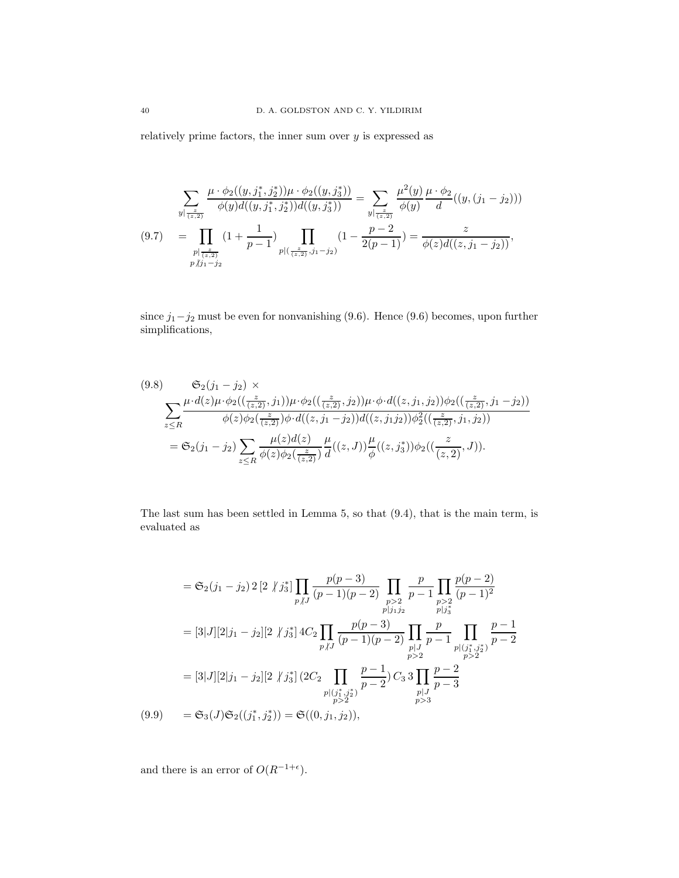relatively prime factors, the inner sum over $y$ is expressed as

$$
\begin{aligned}
&\sum_{y|\frac{z}{(z,2)}} \frac{\mu\cdot\phi_2((y,j_1^*,j_2^*))\mu\cdot\phi_2((y,j_3^*))}{\phi(y)d((y,j_1^*,j_2^*))d((y,j_3^*))} = \sum_{y|\frac{z}{(z,2)}} \frac{\mu^2(y)}{\phi(y)} \frac{\mu\cdot\phi_2}{d}((y,(j_1-j_2))) \\
(9.7) \quad &= \prod_{\substack{p|\frac{z}{(z,2)} \\ p\not| j_1-j_2}} (1+\frac{1}{p-1}) \prod_{p|(\frac{z}{(z,2)},j_1-j_2)} (1-\frac{p-2}{2(p-1)}) = \frac{z}{\phi(z)d((z,j_1-j_2))},
\end{aligned}
$$

since $j_1-j_2$ must be even for nonvanishing (9.6). Hence (9.6) becomes, upon further simplifications,

$$
\begin{aligned}
(9.8) \qquad &\mathfrak{S}_2(j_1-j_2)\ \times \\
&\sum_{z\le R} \frac{\mu\cdot d(z)\mu\cdot\phi_2((\frac{z}{(z,2)},j_1))\mu\cdot\phi_2((\frac{z}{(z,2)},j_2))\mu\cdot\phi\cdot d((z,j_1,j_2))\phi_2((\frac{z}{(z,2)},j_1-j_2))}{\phi(z)\phi_2(\frac{z}{(z,2)})\phi\cdot d((z,j_1-j_2))d((z,j_1j_2))\phi_2^2((\frac{z}{(z,2)},j_1,j_2))} \\
&= \mathfrak{S}_2(j_1-j_2)\sum_{z\le R} \frac{\mu(z)d(z)}{\phi(z)\phi_2(\frac{z}{(z,2)})} \frac{\mu}{d}((z,J)) \frac{\mu}{\phi}((z,j_3^*))\phi_2((\frac{z}{(z,2)},J)).
\end{aligned}
$$

The last sum has been settled in Lemma 5, so that (9.4), that is the main term, is evaluated as

$$
\begin{aligned}
&= \mathfrak{S}_2(j_1-j_2)\, 2\, [2\not| j_3^*] \prod_{p\not| J} \frac{p(p-3)}{(p-1)(p-2)} \prod_{\substack{p>2 \\ p|j_1j_2}} \frac{p}{p-1} \prod_{\substack{p>2 \\ p|j_3^*}} \frac{p(p-2)}{(p-1)^2} \\
&= [3|J][2|j_1-j_2][2\not| j_3^*]\, 4C_2 \prod_{p\not| J} \frac{p(p-3)}{(p-1)(p-2)} \prod_{\substack{p|J \\ p>2}} \frac{p}{p-1} \prod_{\substack{p|(j_1^*,j_2^*) \\ p>2}} \frac{p-1}{p-2} \\
&= [3|J][2|j_1-j_2][2\not| j_3^*]\,(2C_2 \prod_{\substack{p|(j_1^*,j_2^*) \\ p>2}} \frac{p-1}{p-2})\, C_3\, 3 \prod_{\substack{p|J \\ p>3}} \frac{p-2}{p-3} \\
(9.9) \qquad &= \mathfrak{S}_3(J)\mathfrak{S}_2((j_1^*,j_2^*)) = \mathfrak{S}((0,j_1,j_2)),
\end{aligned}
$$

and there is an error of $O(R^{-1+\epsilon})$.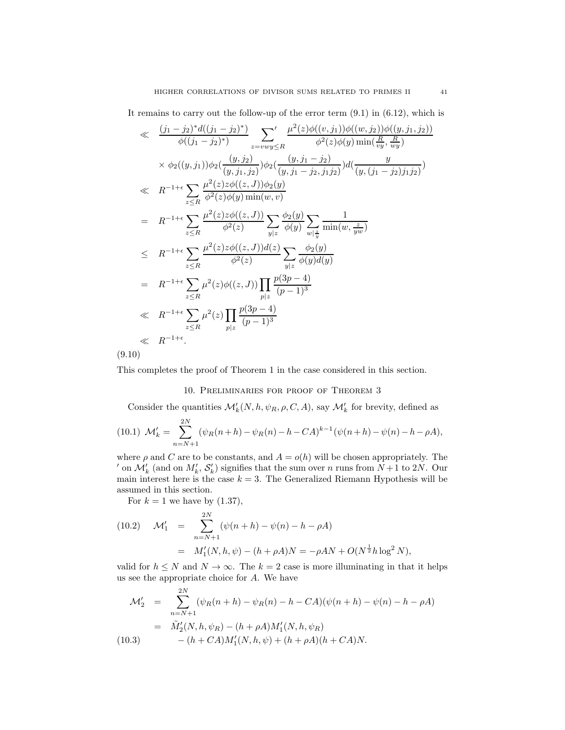It remains to carry out the follow-up of the error term (9.1) in (6.12), which is

$$
\begin{aligned}
&\ll \frac{(j_1-j_2)^* d((j_1-j_2)^*)}{\phi((j_1-j_2)^*)} \sideset{}{'}\sum_{z=vwy\le R} \frac{\mu^2(z)\phi((v,j_1))\phi((w,j_2))\phi((y,j_1,j_2))}{\phi^2(z)\phi(y)\min(\frac{R}{vy},\frac{R}{wy})} \\
&\quad \times \phi_2((y,j_1))\phi_2(\frac{(y,j_2)}{(y,j_1,j_2)})\phi_2(\frac{(y,j_1-j_2)}{(y,j_1-j_2,j_1j_2)})d(\frac{y}{(y,(j_1-j_2)j_1j_2)}) \\
&\ll R^{-1+\epsilon}\sum_{z\le R}\frac{\mu^2(z)z\phi((z,J))\phi_2(y)}{\phi^2(z)\phi(y)\min(w,v)} \\
&= R^{-1+\epsilon}\sum_{z\le R}\frac{\mu^2(z)z\phi((z,J))}{\phi^2(z)}\sum_{y|z}\frac{\phi_2(y)}{\phi(y)}\sum_{w|\frac{z}{y}}\frac{1}{\min(w,\frac{z}{yw})} \\
&\le R^{-1+\epsilon}\sum_{z\le R}\frac{\mu^2(z)z\phi((z,J))d(z)}{\phi^2(z)}\sum_{y|z}\frac{\phi_2(y)}{\phi(y)d(y)} \\
&= R^{-1+\epsilon}\sum_{z\le R}\mu^2(z)\phi((z,J))\prod_{p|z}\frac{p(3p-4)}{(p-1)^3} \\
&\ll R^{-1+\epsilon}\sum_{z\le R}\mu^2(z)\prod_{p|z}\frac{p(3p-4)}{(p-1)^3} \\
&\ll R^{-1+\epsilon}.
\end{aligned}
\tag{9.10}
$$

This completes the proof of Theorem 1 in the case considered in this section.

## 10. Preliminaries for proof of Theorem 3

Consider the quantities $\mathcal{M}_k'(N,h,\psi_R,\rho,C,A)$, say $\mathcal{M}_k'$ for brevity, defined as

$$
\mathcal{M}_k' = \sum_{n=N+1}^{2N}(\psi_R(n+h)-\psi_R(n)-h-CA)^{k-1}(\psi(n+h)-\psi(n)-h-\rho A), \tag{10.1}
$$

where $\rho$ and $C$ are to be constants, and $A=o(h)$ will be chosen appropriately. The $'$ on $\mathcal{M}_k'$ (and on $M_k'$, $\mathcal{S}_k'$) signifies that the sum over $n$ runs from $N+1$ to $2N$. Our main interest here is the case $k=3$. The Generalized Riemann Hypothesis will be assumed in this section.

For $k=1$ we have by (1.37),

$$
\begin{aligned}
\mathcal{M}_1' &= \sum_{n=N+1}^{2N}(\psi(n+h)-\psi(n)-h-\rho A) \\
&= M_1'(N,h,\psi)-(h+\rho A)N = -\rho AN + O(N^{\frac{1}{2}}h\log^2 N),
\end{aligned}
\tag{10.2}
$$

valid for $h\le N$ and $N\to\infty$. The $k=2$ case is more illuminating in that it helps us see the appropriate choice for $A$. We have

$$
\begin{aligned}
\mathcal{M}_2' &= \sum_{n=N+1}^{2N}(\psi_R(n+h)-\psi_R(n)-h-CA)(\psi(n+h)-\psi(n)-h-\rho A) \\
&= \tilde{M}_2'(N,h,\psi_R)-(h+\rho A)M_1'(N,h,\psi_R) \\
&\quad -(h+CA)M_1'(N,h,\psi)+(h+\rho A)(h+CA)N.
\end{aligned}
\tag{10.3}
$$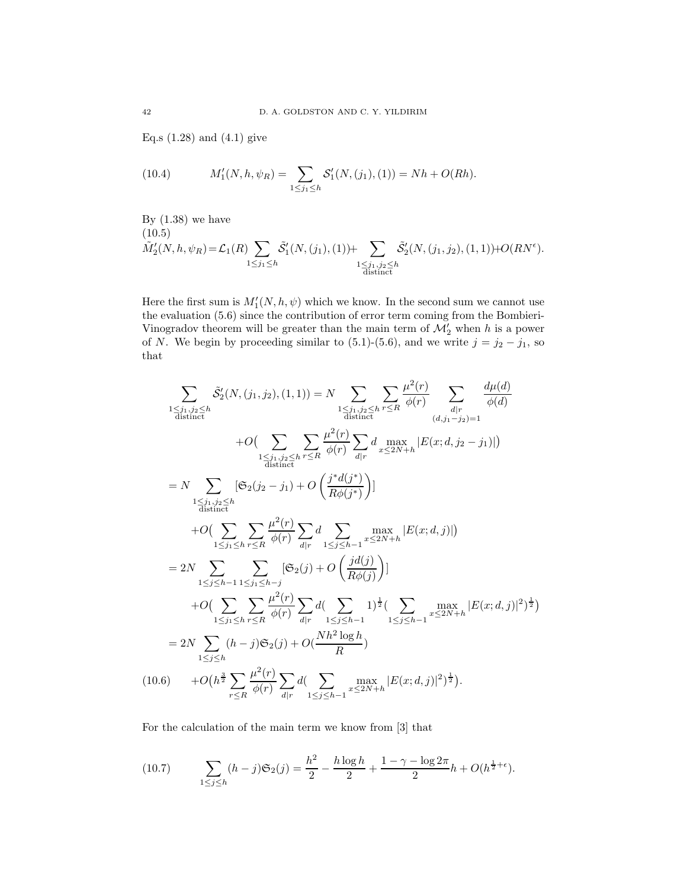Eq.s (1.28) and (4.1) give

$$M_1'(N,h,\psi_R)=\sum_{1\le j_1\le h}\mathcal{S}_1'(N,(j_1),(1))=Nh+O(Rh). \tag{10.4}$$

By (1.38) we have

$$\tilde{M}_2'(N,h,\psi_R)=\mathcal{L}_1(R)\sum_{1\le j_1\le h}\tilde{\mathcal{S}}_1'(N,(j_1),(1))+\sum_{\substack{1\le j_1,j_2\le h\\ \text{distinct}}}\tilde{\mathcal{S}}_2'(N,(j_1,j_2),(1,1))+O(RN^{\epsilon}). \tag{10.5}$$

Here the first sum is $M_1'(N,h,\psi)$ which we know. In the second sum we cannot use the evaluation (5.6) since the contribution of error term coming from the Bombieri-Vinogradov theorem will be greater than the main term of $\mathcal{M}_2'$ when $h$ is a power of $N$. We begin by proceeding similar to (5.1)-(5.6), and we write $j=j_2-j_1$, so that

$$\begin{aligned}
\sum_{\substack{1\le j_1,j_2\le h\\ \text{distinct}}}\tilde{\mathcal{S}}_2'(N,(j_1,j_2),(1,1)) &= N\sum_{\substack{1\le j_1,j_2\le h\\ \text{distinct}}}\sum_{r\le R}\frac{\mu^2(r)}{\phi(r)}\sum_{\substack{d|r\\ (d,j_1-j_2)=1}}\frac{d\mu(d)}{\phi(d)}\\
&\quad +O\big(\sum_{\substack{1\le j_1,j_2\le h\\ \text{distinct}}}\sum_{r\le R}\frac{\mu^2(r)}{\phi(r)}\sum_{d|r}d\max_{x\le 2N+h}|E(x;d,j_2-j_1)|\big)\\
&= N\sum_{\substack{1\le j_1,j_2\le h\\ \text{distinct}}}[\mathfrak{S}_2(j_2-j_1)+O\left(\frac{j^*d(j^*)}{R\phi(j^*)}\right)]\\
&\quad +O\big(\sum_{1\le j_1\le h}\sum_{r\le R}\frac{\mu^2(r)}{\phi(r)}\sum_{d|r}d\sum_{1\le j\le h-1}\max_{x\le 2N+h}|E(x;d,j)|\big)\\
&= 2N\sum_{1\le j\le h-1}\sum_{1\le j_1\le h-j}[\mathfrak{S}_2(j)+O\left(\frac{jd(j)}{R\phi(j)}\right)]\\
&\quad +O\big(\sum_{1\le j_1\le h}\sum_{r\le R}\frac{\mu^2(r)}{\phi(r)}\sum_{d|r}d(\sum_{1\le j\le h-1}1)^{\frac12}(\sum_{1\le j\le h-1}\max_{x\le 2N+h}|E(x;d,j)|^2)^{\frac12}\big)\\
&= 2N\sum_{1\le j\le h}(h-j)\mathfrak{S}_2(j)+O(\frac{Nh^2\log h}{R})\\
&\quad +O\big(h^{\frac32}\sum_{r\le R}\frac{\mu^2(r)}{\phi(r)}\sum_{d|r}d(\sum_{1\le j\le h-1}\max_{x\le 2N+h}|E(x;d,j)|^2)^{\frac12}\big).
\end{aligned} \tag{10.6}$$

For the calculation of the main term we know from [3] that

$$\sum_{1\le j\le h}(h-j)\mathfrak{S}_2(j)=\frac{h^2}{2}-\frac{h\log h}{2}+\frac{1-\gamma-\log 2\pi}{2}h+O(h^{\frac12+\epsilon}). \tag{10.7}$$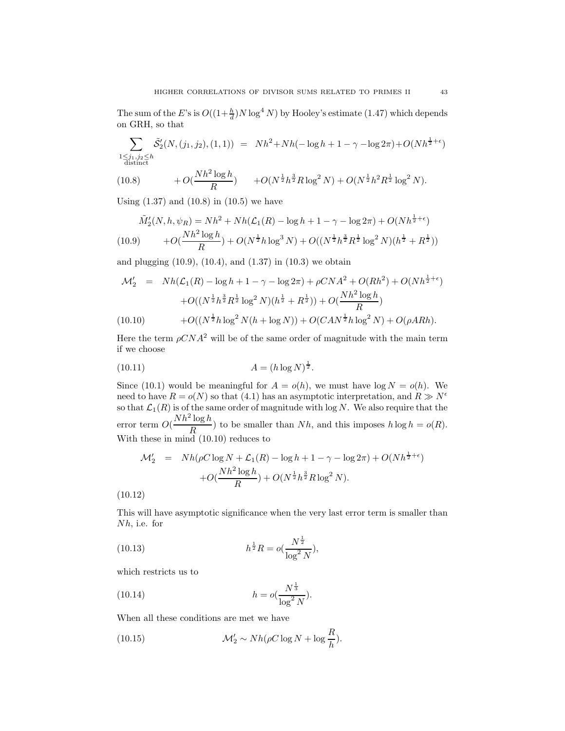The sum of the $E$'s is $O((1+\frac{h}{d})N\log^4 N)$ by Hooley's estimate (1.47) which depends on GRH, so that

$$
\begin{aligned}
\sum_{\substack{1\le j_1,j_2\le h\\ \text{distinct}}} \tilde{\mathcal{S}}_2'(N,(j_1,j_2),(1,1)) &= Nh^2+Nh(-\log h+1-\gamma-\log 2\pi)+O(Nh^{\frac{1}{2}+\epsilon})\\
&\quad +O(\frac{Nh^2\log h}{R}) \quad +O(N^{\frac{1}{2}}h^{\frac{3}{2}}R\log^2 N)+O(N^{\frac{1}{2}}h^2R^{\frac{1}{2}}\log^2 N).
\end{aligned} \tag{10.8}
$$

Using (1.37) and (10.8) in (10.5) we have

$$
\begin{aligned}
\tilde{M}_2'(N,h,\psi_R) &= Nh^2+Nh(\mathcal{L}_1(R)-\log h+1-\gamma-\log 2\pi)+O(Nh^{\frac{1}{2}+\epsilon})\\
&\quad +O(\frac{Nh^2\log h}{R})+O(N^{\frac{1}{2}}h\log^3 N)+O((N^{\frac{1}{2}}h^{\frac{3}{2}}R^{\frac{1}{2}}\log^2 N)(h^{\frac{1}{2}}+R^{\frac{1}{2}}))
\end{aligned} \tag{10.9}
$$

and plugging (10.9), (10.4), and (1.37) in (10.3) we obtain

$$
\begin{aligned}
\mathcal{M}_2' &= Nh(\mathcal{L}_1(R)-\log h+1-\gamma-\log 2\pi)+\rho CNA^2+O(Rh^2)+O(Nh^{\frac{1}{2}+\epsilon})\\
&\quad +O((N^{\frac{1}{2}}h^{\frac{3}{2}}R^{\frac{1}{2}}\log^2 N)(h^{\frac{1}{2}}+R^{\frac{1}{2}}))+O(\frac{Nh^2\log h}{R})\\
&\quad +O((N^{\frac{1}{2}}h\log^2 N(h+\log N))+O(CAN^{\frac{1}{2}}h\log^2 N)+O(\rho ARh).
\end{aligned} \tag{10.10}
$$

Here the term $\rho CNA^2$ will be of the same order of magnitude with the main term if we choose

$$
A=(h\log N)^{\frac{1}{2}}. \tag{10.11}
$$

Since (10.1) would be meaningful for $A=o(h)$, we must have $\log N=o(h)$. We need to have $R=o(N)$ so that (4.1) has an asymptotic interpretation, and $R\gg N^\epsilon$ so that $\mathcal{L}_1(R)$ is of the same order of magnitude with $\log N$. We also require that the error term $O(\frac{Nh^2\log h}{R})$ to be smaller than $Nh$, and this imposes $h\log h=o(R)$. With these in mind (10.10) reduces to

$$
\begin{aligned}
\mathcal{M}_2' &= Nh(\rho C\log N+\mathcal{L}_1(R)-\log h+1-\gamma-\log 2\pi)+O(Nh^{\frac{1}{2}+\epsilon})\\
&\quad +O(\frac{Nh^2\log h}{R})+O(N^{\frac{1}{2}}h^{\frac{3}{2}}R\log^2 N).
\end{aligned} \tag{10.12}
$$

This will have asymptotic significance when the very last error term is smaller than $Nh$, i.e. for

$$
h^{\frac{1}{2}}R=o(\frac{N^{\frac{1}{2}}}{\log^2 N}), \tag{10.13}
$$

which restricts us to

$$
h=o(\frac{N^{\frac{1}{3}}}{\log^2 N}). \tag{10.14}
$$

When all these conditions are met we have

$$
\mathcal{M}_2'\sim Nh(\rho C\log N+\log\frac{R}{h}). \tag{10.15}
$$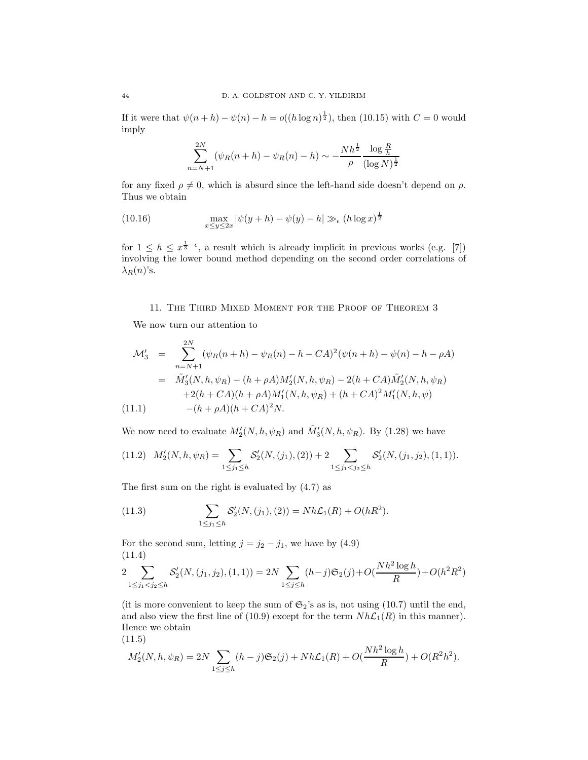If it were that $\psi(n+h) - \psi(n) - h = o((h\log n)^{\frac{1}{2}})$, then (10.15) with $C = 0$ would imply

$$\sum_{n=N+1}^{2N} (\psi_R(n+h) - \psi_R(n) - h) \sim -\frac{Nh^{\frac{1}{2}}}{\rho} \frac{\log \frac{R}{h}}{(\log N)^{\frac{1}{2}}}$$

for any fixed $\rho \neq 0$, which is absurd since the left-hand side doesn't depend on $\rho$. Thus we obtain

$$\max_{x\leq y\leq 2x} |\psi(y+h) - \psi(y) - h| \gg_{\epsilon} (h\log x)^{\frac{1}{2}} \tag{10.16}$$

for $1 \leq h \leq x^{\frac{1}{3}-\epsilon}$, a result which is already implicit in previous works (e.g. [7]) involving the lower bound method depending on the second order correlations of $\lambda_R(n)$'s.

## 11. The Third Mixed Moment for the Proof of Theorem 3

We now turn our attention to

$$\begin{aligned}
\mathcal{M}_3' &= \sum_{n=N+1}^{2N} (\psi_R(n+h) - \psi_R(n) - h - CA)^2(\psi(n+h) - \psi(n) - h - \rho A) \\
&= \tilde{M}_3'(N,h,\psi_R) - (h+\rho A)M_2'(N,h,\psi_R) - 2(h+CA)\tilde{M}_2'(N,h,\psi_R) \\
&\quad +2(h+CA)(h+\rho A)M_1'(N,h,\psi_R) + (h+CA)^2M_1'(N,h,\psi) \\
&\quad -(h+\rho A)(h+CA)^2N.
\end{aligned} \tag{11.1}$$

We now need to evaluate $M_2'(N,h,\psi_R)$ and $\tilde{M}_3'(N,h,\psi_R)$. By (1.28) we have

$$M_2'(N,h,\psi_R) = \sum_{1\leq j_1\leq h} \mathcal{S}_2'(N,(j_1),(2)) + 2\sum_{1\leq j_1<j_2\leq h} \mathcal{S}_2'(N,(j_1,j_2),(1,1)). \tag{11.2}$$

The first sum on the right is evaluated by (4.7) as

$$\sum_{1\leq j_1\leq h} \mathcal{S}_2'(N,(j_1),(2)) = Nh\mathcal{L}_1(R) + O(hR^2). \tag{11.3}$$

For the second sum, letting $j = j_2 - j_1$, we have by (4.9)

$$2\sum_{1\leq j_1<j_2\leq h} \mathcal{S}_2'(N,(j_1,j_2),(1,1)) = 2N\sum_{1\leq j\leq h}(h-j)\mathfrak{S}_2(j) + O(\frac{Nh^2\log h}{R}) + O(h^2R^2) \tag{11.4}$$

(it is more convenient to keep the sum of $\mathfrak{S}_2$'s as is, not using (10.7) until the end, and also view the first line of (10.9) except for the term $Nh\mathcal{L}_1(R)$ in this manner). Hence we obtain

$$M_2'(N,h,\psi_R) = 2N\sum_{1\leq j\leq h}(h-j)\mathfrak{S}_2(j) + Nh\mathcal{L}_1(R) + O(\frac{Nh^2\log h}{R}) + O(R^2h^2). \tag{11.5}$$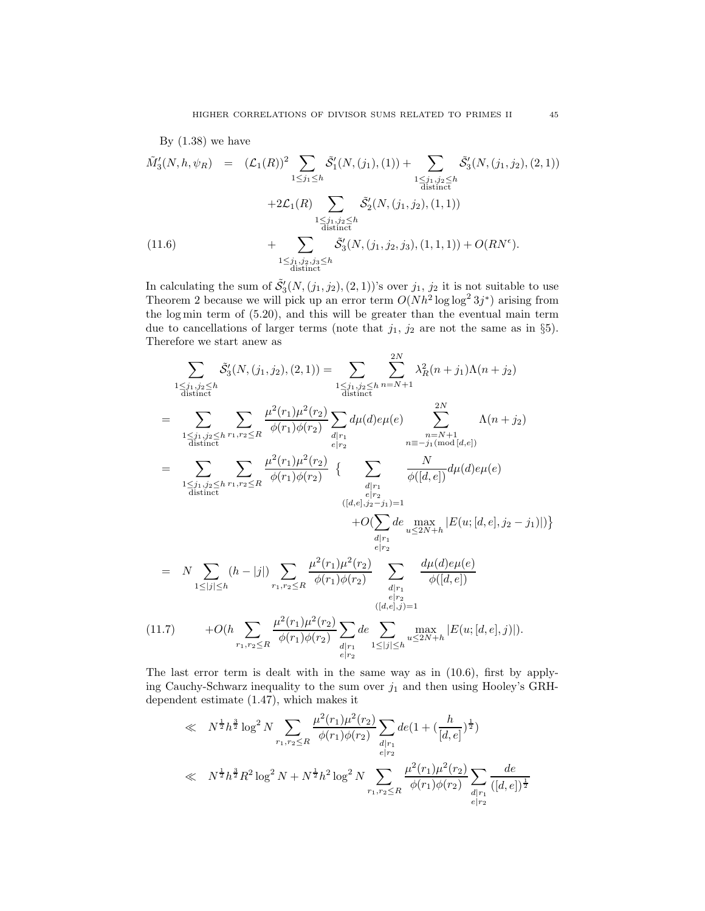By (1.38) we have

$$
\begin{aligned}
\tilde{M}_3'(N,h,\psi_R) &= (\mathcal{L}_1(R))^2 \sum_{1\le j_1\le h} \tilde{\mathcal{S}}_1'(N,(j_1),(1)) + \sum_{\substack{1\le j_1,j_2\le h\\ \text{distinct}}} \tilde{\mathcal{S}}_3'(N,(j_1,j_2),(2,1)) \\
&\quad +2\mathcal{L}_1(R) \sum_{\substack{1\le j_1,j_2\le h\\ \text{distinct}}} \tilde{\mathcal{S}}_2'(N,(j_1,j_2),(1,1)) \\
&\quad + \sum_{\substack{1\le j_1,j_2,j_3\le h\\ \text{distinct}}} \tilde{\mathcal{S}}_3'(N,(j_1,j_2,j_3),(1,1,1)) + O(RN^{\epsilon}). \qquad (11.6)
\end{aligned}
$$

In calculating the sum of $\tilde{\mathcal{S}}_3'(N,(j_1,j_2),(2,1))$'s over $j_1$, $j_2$ it is not suitable to use Theorem 2 because we will pick up an error term $O(Nh^2\log\log^2 3j^*)$ arising from the log min term of (5.20), and this will be greater than the eventual main term due to cancellations of larger terms (note that $j_1$, $j_2$ are not the same as in §5). Therefore we start anew as

$$
\begin{aligned}
&\sum_{\substack{1\le j_1,j_2\le h\\ \text{distinct}}} \tilde{\mathcal{S}}_3'(N,(j_1,j_2),(2,1)) = \sum_{\substack{1\le j_1,j_2\le h\\ \text{distinct}}} \sum_{n=N+1}^{2N} \lambda_R^2(n+j_1)\Lambda(n+j_2) \\
&= \sum_{\substack{1\le j_1,j_2\le h\\ \text{distinct}}} \sum_{r_1,r_2\le R} \frac{\mu^2(r_1)\mu^2(r_2)}{\phi(r_1)\phi(r_2)} \sum_{\substack{d|r_1\\ e|r_2}} d\mu(d)e\mu(e) \sum_{\substack{n=N+1\\ n\equiv -j_1 (\mathrm{mod}\,[d,e])}}^{2N} \Lambda(n+j_2) \\
&= \sum_{\substack{1\le j_1,j_2\le h\\ \text{distinct}}} \sum_{r_1,r_2\le R} \frac{\mu^2(r_1)\mu^2(r_2)}{\phi(r_1)\phi(r_2)} \Big\{ \sum_{\substack{d|r_1\\ e|r_2\\ ([d,e],j_2-j_1)=1}} \frac{N}{\phi([d,e])} d\mu(d)e\mu(e) \\
&\qquad\qquad + O\Big(\sum_{\substack{d|r_1\\ e|r_2}} de \max_{u\le 2N+h} |E(u;[d,e],j_2-j_1)|\Big)\Big\} \\
&= N\sum_{1\le |j|\le h} (h-|j|) \sum_{r_1,r_2\le R} \frac{\mu^2(r_1)\mu^2(r_2)}{\phi(r_1)\phi(r_2)} \sum_{\substack{d|r_1\\ e|r_2\\ ([d,e],j)=1}} \frac{d\mu(d)e\mu(e)}{\phi([d,e])} \\
&\qquad + O\Big(h\sum_{r_1,r_2\le R} \frac{\mu^2(r_1)\mu^2(r_2)}{\phi(r_1)\phi(r_2)} \sum_{\substack{d|r_1\\ e|r_2}} de \sum_{1\le |j|\le h} \max_{u\le 2N+h} |E(u;[d,e],j)|\Big). \qquad (11.7)
\end{aligned}
$$

The last error term is dealt with in the same way as in (10.6), first by applying Cauchy-Schwarz inequality to the sum over $j_1$ and then using Hooley's GRH-dependent estimate (1.47), which makes it

$$
\begin{aligned}
&\ll N^{\frac12}h^{\frac32}\log^2 N \sum_{r_1,r_2\le R} \frac{\mu^2(r_1)\mu^2(r_2)}{\phi(r_1)\phi(r_2)} \sum_{\substack{d|r_1\\ e|r_2}} de\Big(1+\Big(\frac{h}{[d,e]}\Big)^{\frac12}\Big) \\
&\ll N^{\frac12}h^{\frac32}R^2\log^2 N + N^{\frac12}h^2\log^2 N \sum_{r_1,r_2\le R} \frac{\mu^2(r_1)\mu^2(r_2)}{\phi(r_1)\phi(r_2)} \sum_{\substack{d|r_1\\ e|r_2}} \frac{de}{([d,e])^{\frac12}}
\end{aligned}
$$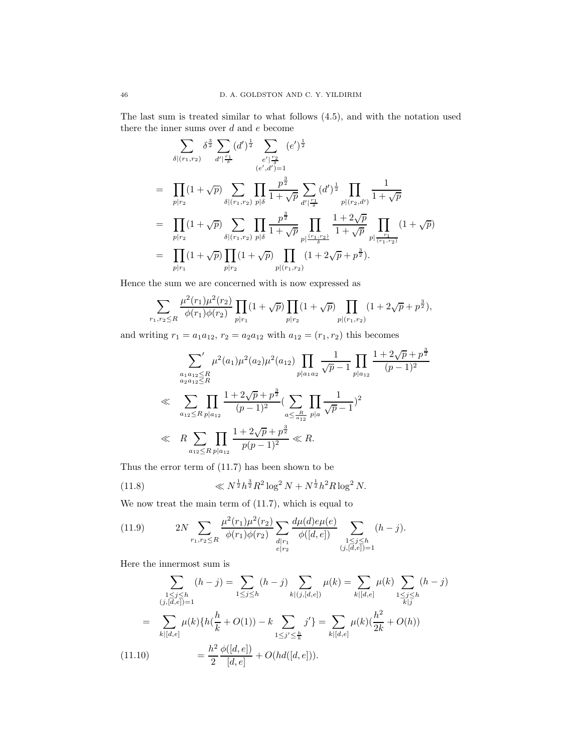The last sum is treated similar to what follows (4.5), and with the notation used there the inner sums over $d$ and $e$ become

$$
\begin{aligned}
&\sum_{\delta|(r_1,r_2)} \delta^{\frac{3}{2}} \sum_{d'|\frac{r_1}{\delta}} (d')^{\frac{1}{2}} \sum_{\substack{e'|\frac{r_2}{\delta}\\(e',d')=1}} (e')^{\frac{1}{2}} \\
&= \prod_{p|r_2}(1+\sqrt{p}) \sum_{\delta|(r_1,r_2)} \prod_{p|\delta} \frac{p^{\frac{3}{2}}}{1+\sqrt{p}} \sum_{d'|\frac{r_1}{\delta}} (d')^{\frac{1}{2}} \prod_{p|(r_2,d')} \frac{1}{1+\sqrt{p}} \\
&= \prod_{p|r_2}(1+\sqrt{p}) \sum_{\delta|(r_1,r_2)} \prod_{p|\delta} \frac{p^{\frac{3}{2}}}{1+\sqrt{p}} \prod_{p|\frac{(r_1,r_2)}{\delta}} \frac{1+2\sqrt{p}}{1+\sqrt{p}} \prod_{p|\frac{r_1}{(r_1,r_2)}} (1+\sqrt{p}) \\
&= \prod_{p|r_1}(1+\sqrt{p}) \prod_{p|r_2}(1+\sqrt{p}) \prod_{p|(r_1,r_2)} (1+2\sqrt{p}+p^{\frac{3}{2}}).
\end{aligned}
$$

Hence the sum we are concerned with is now expressed as

$$
\sum_{r_1,r_2\le R} \frac{\mu^2(r_1)\mu^2(r_2)}{\phi(r_1)\phi(r_2)} \prod_{p|r_1}(1+\sqrt{p}) \prod_{p|r_2}(1+\sqrt{p}) \prod_{p|(r_1,r_2)} (1+2\sqrt{p}+p^{\frac{3}{2}}),
$$

and writing $r_1 = a_1a_{12}$, $r_2 = a_2a_{12}$ with $a_{12} = (r_1,r_2)$ this becomes

$$
\begin{aligned}
&\sideset{}{'}\sum_{\substack{a_1a_{12}\le R\\ a_2a_{12}\le R}} \mu^2(a_1)\mu^2(a_2)\mu^2(a_{12}) \prod_{p|a_1a_2} \frac{1}{\sqrt{p}-1} \prod_{p|a_{12}} \frac{1+2\sqrt{p}+p^{\frac{3}{2}}}{(p-1)^2} \\
&\ll \sum_{a_{12}\le R} \prod_{p|a_{12}} \frac{1+2\sqrt{p}+p^{\frac{3}{2}}}{(p-1)^2} \Big( \sum_{a\le \frac{R}{a_{12}}} \prod_{p|a} \frac{1}{\sqrt{p}-1} \Big)^2 \\
&\ll R \sum_{a_{12}\le R} \prod_{p|a_{12}} \frac{1+2\sqrt{p}+p^{\frac{3}{2}}}{p(p-1)^2} \ll R.
\end{aligned}
$$

Thus the error term of (11.7) has been shown to be

$$
\ll N^{\frac{1}{2}}h^{\frac{3}{2}}R^2\log^2 N + N^{\frac{1}{2}}h^2R\log^2 N. \tag{11.8}
$$

We now treat the main term of (11.7), which is equal to

$$
2N \sum_{r_1,r_2\le R} \frac{\mu^2(r_1)\mu^2(r_2)}{\phi(r_1)\phi(r_2)} \sum_{\substack{d|r_1\\ e|r_2}} \frac{d\mu(d)e\mu(e)}{\phi([d,e])} \sum_{\substack{1\le j\le h\\ (j,[d,e])=1}} (h-j). \tag{11.9}
$$

Here the innermost sum is

$$
\begin{aligned}
&\sum_{\substack{1\le j\le h\\ (j,[d,e])=1}} (h-j) = \sum_{1\le j\le h} (h-j) \sum_{k|(j,[d,e])} \mu(k) = \sum_{k|[d,e]} \mu(k) \sum_{\substack{1\le j\le h\\ k|j}} (h-j) \\
&= \sum_{k|[d,e]} \mu(k) \{ h(\frac{h}{k}+O(1)) - k \sum_{1\le j'\le \frac{h}{k}} j' \} = \sum_{k|[d,e]} \mu(k) (\frac{h^2}{2k} + O(h)) \\
&= \frac{h^2}{2}\frac{\phi([d,e])}{[d,e]} + O(hd([d,e])). \qquad (11.10)
\end{aligned}
$$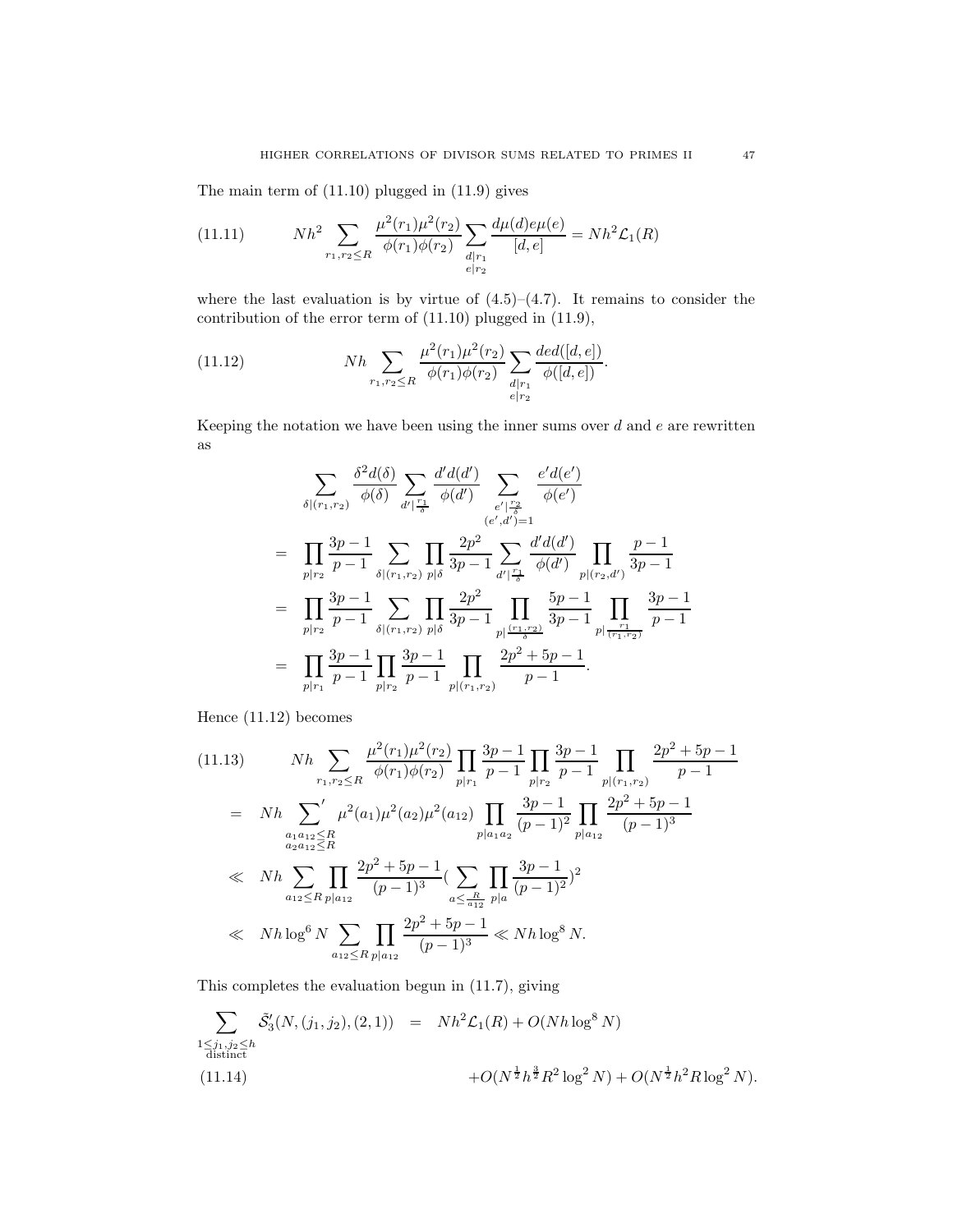The main term of (11.10) plugged in (11.9) gives

$$Nh^2 \sum_{r_1, r_2 \le R} \frac{\mu^2(r_1)\mu^2(r_2)}{\phi(r_1)\phi(r_2)} \sum_{\substack{d|r_1 \\ e|r_2}} \frac{d\mu(d)e\mu(e)}{[d,e]} = Nh^2 \mathcal{L}_1(R) \tag{11.11}$$

where the last evaluation is by virtue of (4.5)–(4.7). It remains to consider the contribution of the error term of (11.10) plugged in (11.9),

$$Nh \sum_{r_1, r_2 \le R} \frac{\mu^2(r_1)\mu^2(r_2)}{\phi(r_1)\phi(r_2)} \sum_{\substack{d|r_1 \\ e|r_2}} \frac{ded([d,e])}{\phi([d,e])}. \tag{11.12}$$

Keeping the notation we have been using the inner sums over $d$ and $e$ are rewritten as

$$\begin{aligned}
&\sum_{\delta|(r_1,r_2)} \frac{\delta^2 d(\delta)}{\phi(\delta)} \sum_{d'|\frac{r_1}{\delta}} \frac{d'd(d')}{\phi(d')} \sum_{\substack{e'|\frac{r_2}{\delta} \\ (e',d')=1}} \frac{e'd(e')}{\phi(e')} \\
&= \prod_{p|r_2} \frac{3p-1}{p-1} \sum_{\delta|(r_1,r_2)} \prod_{p|\delta} \frac{2p^2}{3p-1} \sum_{d'|\frac{r_1}{\delta}} \frac{d'd(d')}{\phi(d')} \prod_{p|(r_2,d')} \frac{p-1}{3p-1} \\
&= \prod_{p|r_2} \frac{3p-1}{p-1} \sum_{\delta|(r_1,r_2)} \prod_{p|\delta} \frac{2p^2}{3p-1} \prod_{p|\frac{(r_1,r_2)}{\delta}} \frac{5p-1}{3p-1} \prod_{p|\frac{r_1}{(r_1,r_2)}} \frac{3p-1}{p-1} \\
&= \prod_{p|r_1} \frac{3p-1}{p-1} \prod_{p|r_2} \frac{3p-1}{p-1} \prod_{p|(r_1,r_2)} \frac{2p^2+5p-1}{p-1}.
\end{aligned}$$

Hence (11.12) becomes

$$\begin{aligned}
&Nh \sum_{r_1, r_2 \le R} \frac{\mu^2(r_1)\mu^2(r_2)}{\phi(r_1)\phi(r_2)} \prod_{p|r_1} \frac{3p-1}{p-1} \prod_{p|r_2} \frac{3p-1}{p-1} \prod_{p|(r_1,r_2)} \frac{2p^2+5p-1}{p-1} \qquad (11.13) \\
&= Nh {\sum_{\substack{a_1 a_{12} \le R \\ a_2 a_{12} \le R}}}' \mu^2(a_1)\mu^2(a_2)\mu^2(a_{12}) \prod_{p|a_1 a_2} \frac{3p-1}{(p-1)^2} \prod_{p|a_{12}} \frac{2p^2+5p-1}{(p-1)^3} \\
&\ll Nh \sum_{a_{12} \le R} \prod_{p|a_{12}} \frac{2p^2+5p-1}{(p-1)^3} \Big( \sum_{a \le \frac{R}{a_{12}}} \prod_{p|a} \frac{3p-1}{(p-1)^2} \Big)^2 \\
&\ll Nh \log^6 N \sum_{a_{12} \le R} \prod_{p|a_{12}} \frac{2p^2+5p-1}{(p-1)^3} \ll Nh \log^8 N.
\end{aligned}$$

This completes the evaluation begun in (11.7), giving

$$\begin{aligned}
\sum_{\substack{1 \le j_1, j_2 \le h \\ \text{distinct}}} \tilde{\mathcal{S}}_3'(N, (j_1, j_2), (2,1)) &= Nh^2 \mathcal{L}_1(R) + O(Nh \log^8 N) \\
&\quad + O(N^{\frac{1}{2}} h^{\frac{3}{2}} R^2 \log^2 N) + O(N^{\frac{1}{2}} h^2 R \log^2 N). \qquad (11.14)
\end{aligned}$$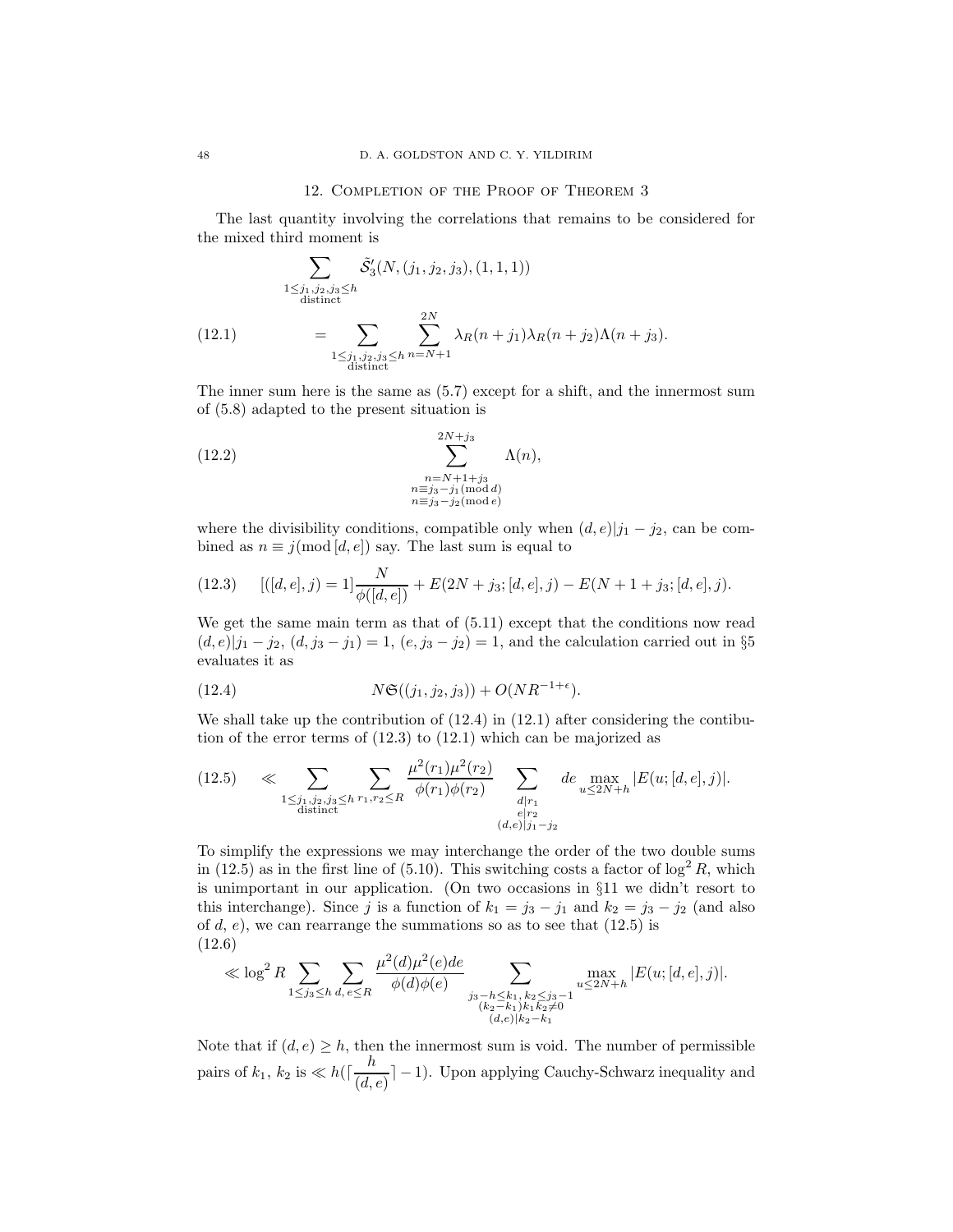## 12. Completion of the Proof of Theorem 3

The last quantity involving the correlations that remains to be considered for the mixed third moment is

$$\sum_{\substack{1\le j_1,j_2,j_3\le h\\ \text{distinct}}} \tilde{\mathcal{S}}_3'(N,(j_1,j_2,j_3),(1,1,1))$$

$$= \sum_{\substack{1\le j_1,j_2,j_3\le h\\ \text{distinct}}} \sum_{n=N+1}^{2N} \lambda_R(n+j_1)\lambda_R(n+j_2)\Lambda(n+j_3). \tag{12.1}$$

The inner sum here is the same as (5.7) except for a shift, and the innermost sum of (5.8) adapted to the present situation is

$$\sum_{\substack{n=N+1+j_3\\ n\equiv j_3-j_1 (\mathrm{mod}\, d)\\ n\equiv j_3-j_2 (\mathrm{mod}\, e)}}^{2N+j_3} \Lambda(n), \tag{12.2}$$

where the divisibility conditions, compatible only when $(d,e)|j_1-j_2$, can be combined as $n\equiv j (\mathrm{mod}\, [d,e])$ say. The last sum is equal to

$$[([d,e],j)=1]\frac{N}{\phi([d,e])} + E(2N+j_3;[d,e],j) - E(N+1+j_3;[d,e],j). \tag{12.3}$$

We get the same main term as that of (5.11) except that the conditions now read $(d,e)|j_1-j_2$, $(d,j_3-j_1)=1$, $(e,j_3-j_2)=1$, and the calculation carried out in §5 evaluates it as

$$N\mathfrak{S}((j_1,j_2,j_3)) + O(NR^{-1+\epsilon}). \tag{12.4}$$

We shall take up the contribution of (12.4) in (12.1) after considering the contibution of the error terms of (12.3) to (12.1) which can be majorized as

$$\ll \sum_{\substack{1\le j_1,j_2,j_3\le h\\ \text{distinct}}} \sum_{r_1,r_2\le R} \frac{\mu^2(r_1)\mu^2(r_2)}{\phi(r_1)\phi(r_2)} \sum_{\substack{d|r_1\\ e|r_2\\ (d,e)|j_1-j_2}} de \max_{u\le 2N+h} |E(u;[d,e],j)|. \tag{12.5}$$

To simplify the expressions we may interchange the order of the two double sums in (12.5) as in the first line of (5.10). This switching costs a factor of $\log^2 R$, which is unimportant in our application. (On two occasions in §11 we didn't resort to this interchange). Since $j$ is a function of $k_1=j_3-j_1$ and $k_2=j_3-j_2$ (and also of $d$, $e$), we can rearrange the summations so as to see that (12.5) is

$$\ll \log^2 R \sum_{1\le j_3\le h}\sum_{d,\,e\le R} \frac{\mu^2(d)\mu^2(e)de}{\phi(d)\phi(e)} \sum_{\substack{j_3-h\le k_1,\,k_2\le j_3-1\\ (k_2-k_1)k_1k_2\neq 0\\ (d,e)|k_2-k_1}} \max_{u\le 2N+h}|E(u;[d,e],j)|. \tag{12.6}$$

Note that if $(d,e)\ge h$, then the innermost sum is void. The number of permissible pairs of $k_1$, $k_2$ is $\ll h(\lceil \frac{h}{(d,e)}\rceil -1)$. Upon applying Cauchy-Schwarz inequality and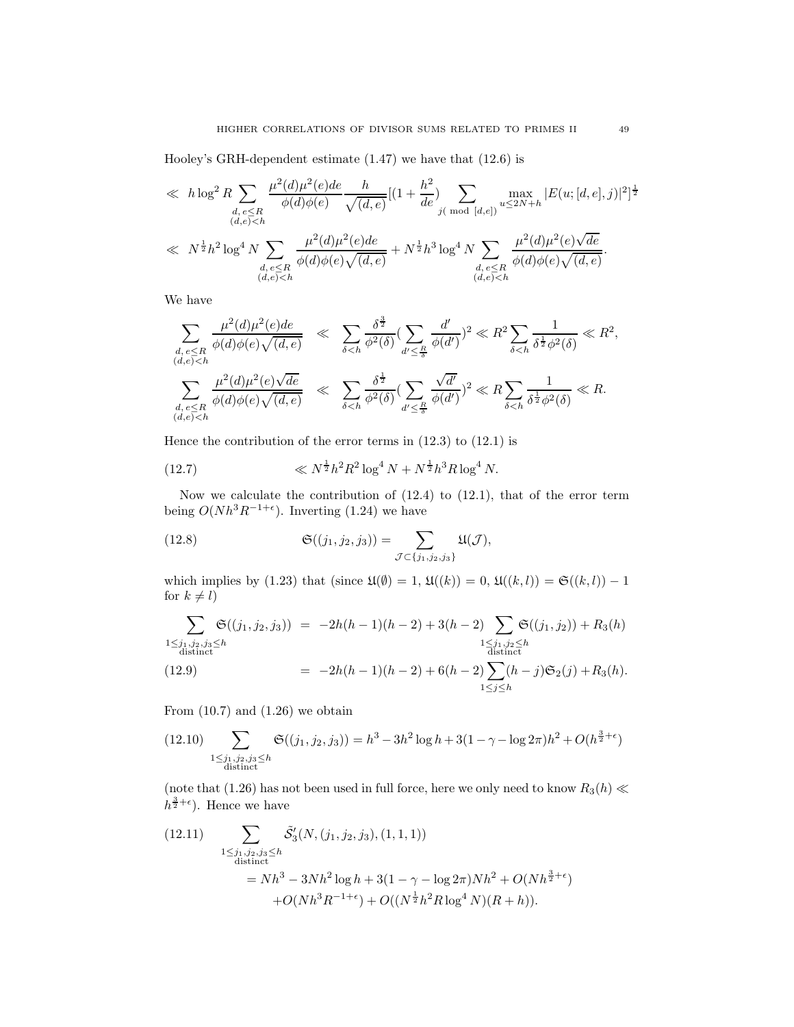Hooley's GRH-dependent estimate (1.47) we have that (12.6) is

$$
\begin{aligned}
&\ll\ h\log^2 R \sum_{\substack{d,\,e\le R\\ (d,e)<h}} \frac{\mu^2(d)\mu^2(e)de}{\phi(d)\phi(e)}\frac{h}{\sqrt{(d,e)}}[(1+\frac{h^2}{de})\sum_{j(\bmod [d,e])}\max_{u\le 2N+h}|E(u;[d,e],j)|^2]^{\frac12}\\
&\ll\ N^{\frac12}h^2\log^4 N\sum_{\substack{d,\,e\le R\\ (d,e)<h}}\frac{\mu^2(d)\mu^2(e)de}{\phi(d)\phi(e)\sqrt{(d,e)}} + N^{\frac12}h^3\log^4 N\sum_{\substack{d,\,e\le R\\ (d,e)<h}}\frac{\mu^2(d)\mu^2(e)\sqrt{de}}{\phi(d)\phi(e)\sqrt{(d,e)}}.
\end{aligned}
$$

We have

$$
\begin{aligned}
\sum_{\substack{d,\,e\le R\\ (d,e)<h}}\frac{\mu^2(d)\mu^2(e)de}{\phi(d)\phi(e)\sqrt{(d,e)}} &\ll \sum_{\delta<h}\frac{\delta^{\frac32}}{\phi^2(\delta)}(\sum_{d'\le\frac{R}{\delta}}\frac{d'}{\phi(d')})^2 \ll R^2\sum_{\delta<h}\frac{1}{\delta^{\frac12}\phi^2(\delta)}\ll R^2,\\
\sum_{\substack{d,\,e\le R\\ (d,e)<h}}\frac{\mu^2(d)\mu^2(e)\sqrt{de}}{\phi(d)\phi(e)\sqrt{(d,e)}} &\ll \sum_{\delta<h}\frac{\delta^{\frac12}}{\phi^2(\delta)}(\sum_{d'\le\frac{R}{\delta}}\frac{\sqrt{d'}}{\phi(d')})^2 \ll R\sum_{\delta<h}\frac{1}{\delta^{\frac12}\phi^2(\delta)}\ll R.
\end{aligned}
$$

Hence the contribution of the error terms in (12.3) to (12.1) is

$$
\ll N^{\frac12}h^2R^2\log^4 N + N^{\frac12}h^3R\log^4 N. \tag{12.7}
$$

Now we calculate the contribution of (12.4) to (12.1), that of the error term being $O(Nh^3R^{-1+\epsilon})$. Inverting (1.24) we have

$$
\mathfrak{S}((j_1,j_2,j_3)) = \sum_{\mathcal{J}\subset\{j_1,j_2,j_3\}}\mathfrak{U}(\mathcal{J}), \tag{12.8}
$$

which implies by (1.23) that (since $\mathfrak{U}(\emptyset)=1$, $\mathfrak{U}((k))=0$, $\mathfrak{U}((k,l))=\mathfrak{S}((k,l))-1$ for $k\ne l$)

$$
\begin{aligned}
\sum_{\substack{1\le j_1,j_2,j_3\le h\\ \text{distinct}}}\mathfrak{S}((j_1,j_2,j_3)) &= -2h(h-1)(h-2)+3(h-2)\sum_{\substack{1\le j_1,j_2\le h\\ \text{distinct}}}\mathfrak{S}((j_1,j_2))+R_3(h)\\
&= -2h(h-1)(h-2)+6(h-2)\sum_{1\le j\le h}(h-j)\mathfrak{S}_2(j)+R_3(h).
\end{aligned} \tag{12.9}
$$

From (10.7) and (1.26) we obtain

$$
\sum_{\substack{1\le j_1,j_2,j_3\le h\\ \text{distinct}}}\mathfrak{S}((j_1,j_2,j_3)) = h^3-3h^2\log h+3(1-\gamma-\log 2\pi)h^2+O(h^{\frac32+\epsilon}) \tag{12.10}
$$

(note that (1.26) has not been used in full force, here we only need to know $R_3(h)\ll h^{\frac32+\epsilon}$). Hence we have

$$
\begin{aligned}
&\sum_{\substack{1\le j_1,j_2,j_3\le h\\ \text{distinct}}}\tilde{\mathcal{S}}_3'(N,(j_1,j_2,j_3),(1,1,1))\\
&\quad = Nh^3-3Nh^2\log h+3(1-\gamma-\log 2\pi)Nh^2+O(Nh^{\frac32+\epsilon})\\
&\qquad +O(Nh^3R^{-1+\epsilon})+O((N^{\frac12}h^2R\log^4 N)(R+h)).
\end{aligned} \tag{12.11}
$$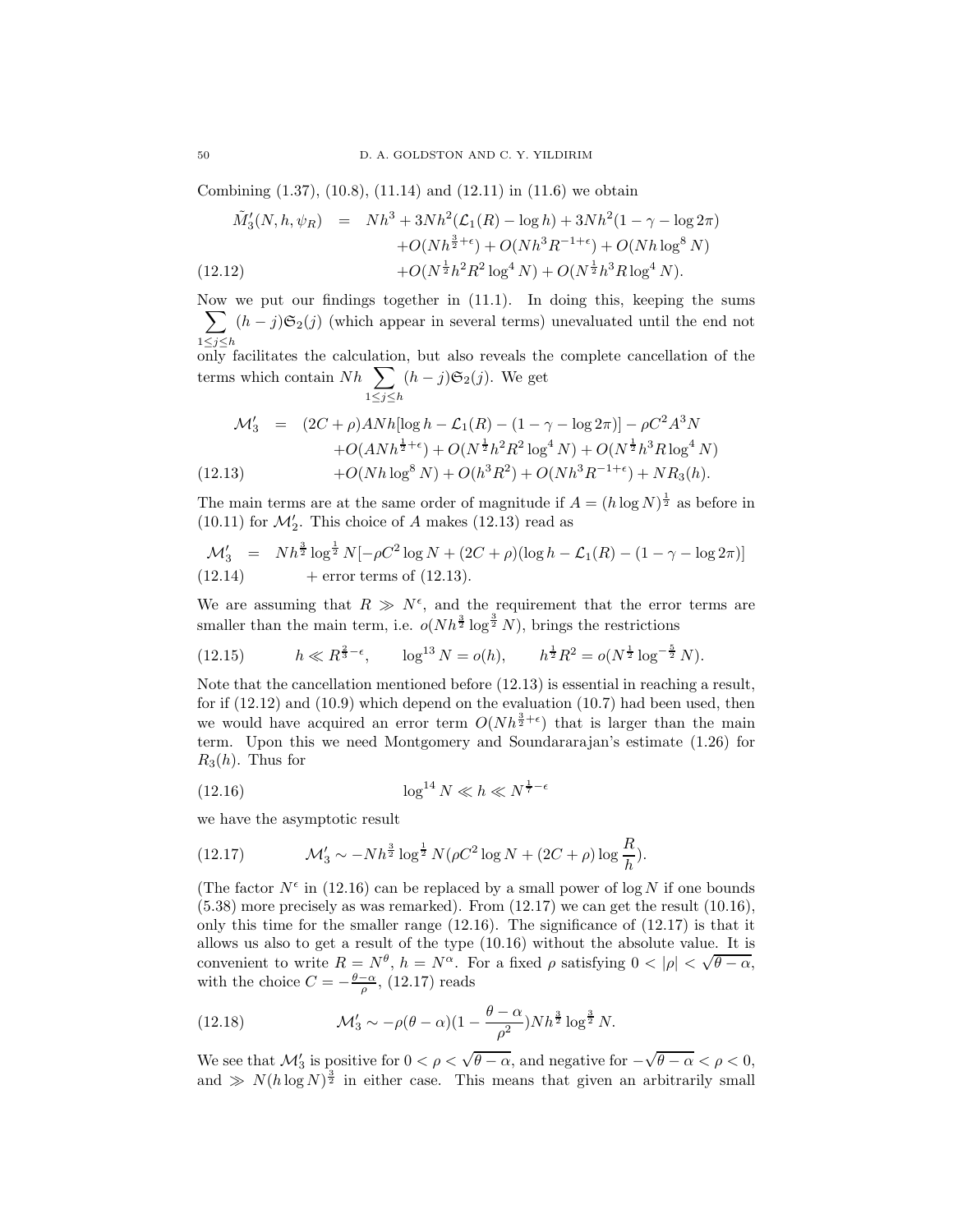Combining (1.37), (10.8), (11.14) and (12.11) in (11.6) we obtain

$$
\begin{aligned}
\tilde{M}_3'(N,h,\psi_R) &= Nh^3 + 3Nh^2(\mathcal{L}_1(R) - \log h) + 3Nh^2(1-\gamma-\log 2\pi) \\
&\quad + O(Nh^{\frac{3}{2}+\epsilon}) + O(Nh^3R^{-1+\epsilon}) + O(Nh\log^8 N) \\
&\quad + O(N^{\frac{1}{2}}h^2R^2\log^4 N) + O(N^{\frac{1}{2}}h^3R\log^4 N). \qquad (12.12)
\end{aligned}
$$

Now we put our findings together in (11.1). In doing this, keeping the sums $\sum_{1\le j\le h}(h-j)\mathfrak{S}_2(j)$ (which appear in several terms) unevaluated until the end not only facilitates the calculation, but also reveals the complete cancellation of the terms which contain $Nh\sum_{1\le j\le h}(h-j)\mathfrak{S}_2(j)$. We get

$$
\begin{aligned}
\mathcal{M}_3' &= (2C+\rho)ANh[\log h - \mathcal{L}_1(R) - (1-\gamma-\log 2\pi)] - \rho C^2A^3N \\
&\quad + O(ANh^{\frac{1}{2}+\epsilon}) + O(N^{\frac{1}{2}}h^2R^2\log^4 N) + O(N^{\frac{1}{2}}h^3R\log^4 N) \\
&\quad + O(Nh\log^8 N) + O(h^3R^2) + O(Nh^3R^{-1+\epsilon}) + NR_3(h). \qquad (12.13)
\end{aligned}
$$

The main terms are at the same order of magnitude if $A = (h\log N)^{\frac{1}{2}}$ as before in (10.11) for $\mathcal{M}_2'$. This choice of $A$ makes (12.13) read as

$$
\begin{aligned}
\mathcal{M}_3' &= Nh^{\frac{3}{2}}\log^{\frac{1}{2}} N[-\rho C^2\log N + (2C+\rho)(\log h - \mathcal{L}_1(R) - (1-\gamma-\log 2\pi)] \\
&\quad + \text{error terms of (12.13)}. \qquad (12.14)
\end{aligned}
$$

We are assuming that $R \gg N^{\epsilon}$, and the requirement that the error terms are smaller than the main term, i.e. $o(Nh^{\frac{3}{2}}\log^{\frac{3}{2}} N)$, brings the restrictions

$$
h \ll R^{\frac{2}{3}-\epsilon}, \qquad \log^{13} N = o(h), \qquad h^{\frac{1}{2}}R^2 = o(N^{\frac{1}{2}}\log^{-\frac{5}{2}} N). \qquad (12.15)
$$

Note that the cancellation mentioned before (12.13) is essential in reaching a result, for if (12.12) and (10.9) which depend on the evaluation (10.7) had been used, then we would have acquired an error term $O(Nh^{\frac{3}{2}+\epsilon})$ that is larger than the main term. Upon this we need Montgomery and Soundararajan's estimate (1.26) for $R_3(h)$. Thus for

$$
\log^{14} N \ll h \ll N^{\frac{1}{7}-\epsilon} \qquad (12.16)
$$

we have the asymptotic result

$$
\mathcal{M}_3' \sim -Nh^{\frac{3}{2}}\log^{\frac{1}{2}} N(\rho C^2\log N + (2C+\rho)\log\frac{R}{h}). \qquad (12.17)
$$

(The factor $N^{\epsilon}$ in (12.16) can be replaced by a small power of $\log N$ if one bounds (5.38) more precisely as was remarked). From (12.17) we can get the result (10.16), only this time for the smaller range (12.16). The significance of (12.17) is that it allows us also to get a result of the type (10.16) without the absolute value. It is convenient to write $R = N^{\theta}$, $h = N^{\alpha}$. For a fixed $\rho$ satisfying $0 < |\rho| < \sqrt{\theta-\alpha}$, with the choice $C = -\frac{\theta-\alpha}{\rho}$, (12.17) reads

$$
\mathcal{M}_3' \sim -\rho(\theta-\alpha)(1-\frac{\theta-\alpha}{\rho^2})Nh^{\frac{3}{2}}\log^{\frac{3}{2}} N. \qquad (12.18)
$$

We see that $\mathcal{M}_3'$ is positive for $0 < \rho < \sqrt{\theta-\alpha}$, and negative for $-\sqrt{\theta-\alpha} < \rho < 0$, and $\gg N(h\log N)^{\frac{3}{2}}$ in either case. This means that given an arbitrarily small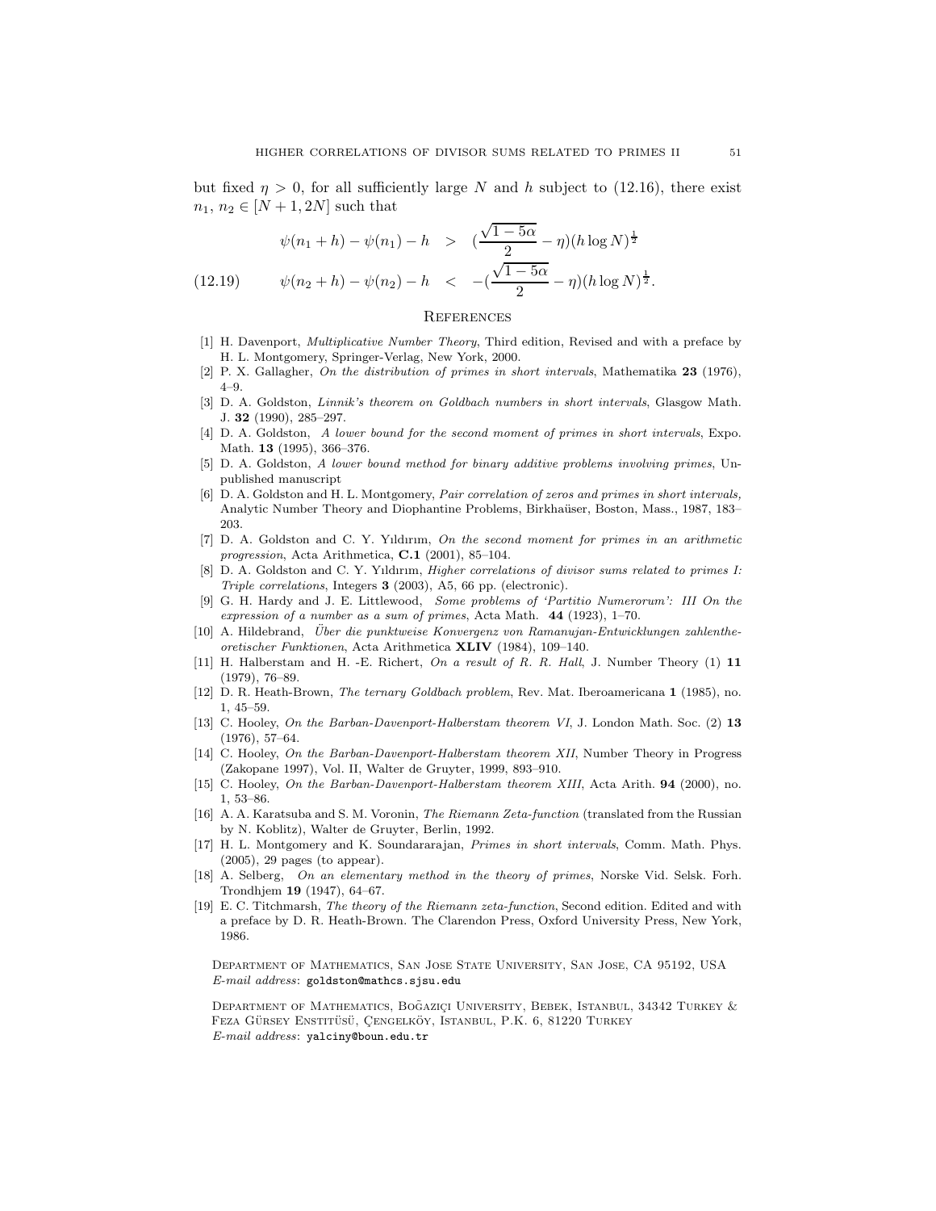but fixed $\eta > 0$, for all sufficiently large $N$ and $h$ subject to (12.16), there exist $n_1,\, n_2 \in [N+1, 2N]$ such that

$$
\begin{aligned}
\psi(n_1+h) - \psi(n_1) - h \quad &> \quad (\frac{\sqrt{1-5\alpha}}{2} - \eta)(h\log N)^{\frac{1}{2}} \\
\psi(n_2+h) - \psi(n_2) - h \quad &< \quad -(\frac{\sqrt{1-5\alpha}}{2} - \eta)(h\log N)^{\frac{1}{2}}.
\end{aligned}
\tag{12.19}
$$

## References

[1] H. Davenport, *Multiplicative Number Theory*, Third edition, Revised and with a preface by H. L. Montgomery, Springer-Verlag, New York, 2000.

[2] P. X. Gallagher, *On the distribution of primes in short intervals*, Mathematika **23** (1976), 4–9.

[3] D. A. Goldston, *Linnik's theorem on Goldbach numbers in short intervals*, Glasgow Math. J. **32** (1990), 285–297.

[4] D. A. Goldston, *A lower bound for the second moment of primes in short intervals*, Expo. Math. **13** (1995), 366–376.

[5] D. A. Goldston, *A lower bound method for binary additive problems involving primes*, Unpublished manuscript

[6] D. A. Goldston and H. L. Montgomery, *Pair correlation of zeros and primes in short intervals,* Analytic Number Theory and Diophantine Problems, Birkhaüser, Boston, Mass., 1987, 183–203.

[7] D. A. Goldston and C. Y. Yıldırım, *On the second moment for primes in an arithmetic progression*, Acta Arithmetica, **C.1** (2001), 85–104.

[8] D. A. Goldston and C. Y. Yıldırım, *Higher correlations of divisor sums related to primes I: Triple correlations*, Integers **3** (2003), A5, 66 pp. (electronic).

[9] G. H. Hardy and J. E. Littlewood, *Some problems of 'Partitio Numerorum': III On the expression of a number as a sum of primes*, Acta Math. **44** (1923), 1–70.

[10] A. Hildebrand, *Über die punktweise Konvergenz von Ramanujan-Entwicklungen zahlentheoretischer Funktionen*, Acta Arithmetica **XLIV** (1984), 109–140.

[11] H. Halberstam and H. -E. Richert, *On a result of R. R. Hall*, J. Number Theory (1) **11** (1979), 76–89.

[12] D. R. Heath-Brown, *The ternary Goldbach problem*, Rev. Mat. Iberoamericana **1** (1985), no. 1, 45–59.

[13] C. Hooley, *On the Barban-Davenport-Halberstam theorem VI*, J. London Math. Soc. (2) **13** (1976), 57–64.

[14] C. Hooley, *On the Barban-Davenport-Halberstam theorem XII*, Number Theory in Progress (Zakopane 1997), Vol. II, Walter de Gruyter, 1999, 893–910.

[15] C. Hooley, *On the Barban-Davenport-Halberstam theorem XIII*, Acta Arith. **94** (2000), no. 1, 53–86.

[16] A. A. Karatsuba and S. M. Voronin, *The Riemann Zeta-function* (translated from the Russian by N. Koblitz), Walter de Gruyter, Berlin, 1992.

[17] H. L. Montgomery and K. Soundararajan, *Primes in short intervals*, Comm. Math. Phys. (2005), 29 pages (to appear).

[18] A. Selberg, *On an elementary method in the theory of primes*, Norske Vid. Selsk. Forh. Trondhjem **19** (1947), 64–67.

[19] E. C. Titchmarsh, *The theory of the Riemann zeta-function*, Second edition. Edited and with a preface by D. R. Heath-Brown. The Clarendon Press, Oxford University Press, New York, 1986.

Department of Mathematics, San Jose State University, San Jose, CA 95192, USA
*E-mail address*: goldston@mathcs.sjsu.edu

Department of Mathematics, Boğaziçi University, Bebek, Istanbul, 34342 Turkey & Feza Gürsey Enstitüsü, Çengelköy, Istanbul, P.K. 6, 81220 Turkey
*E-mail address*: yalciny@boun.edu.tr